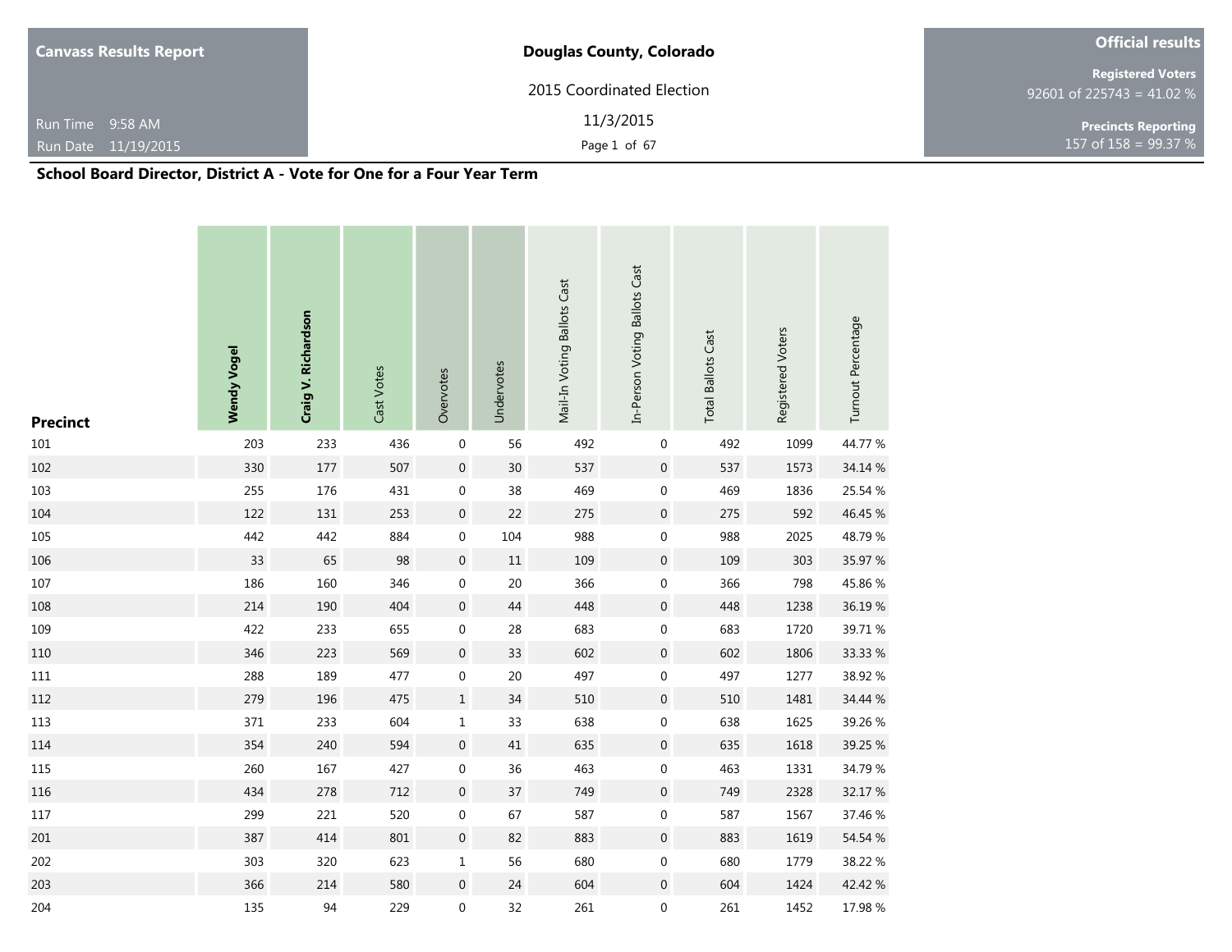**Canvass Results Report**

Run Time 9:58 AM
Run Date 11/19/2015

**Douglas County, Colorado**

2015 Coordinated Election

11/3/2015

**Official results**

**Registered Voters**
92601 of 225743 = 41.02 %

**Precincts Reporting**
157 of 158 = 99.37 %

## School Board Director, District A - Vote for One for a Four Year Term

| Precinct | Wendy Vogel | Craig V. Richardson | Cast Votes | Overvotes | Undervotes | Mail-In Voting Ballots Cast | In-Person Voting Ballots Cast | Total Ballots Cast | Registered Voters | Turnout Percentage |
|---|---|---|---|---|---|---|---|---|---|---|
| 101 | 203 | 233 | 436 | 0 | 56 | 492 | 0 | 492 | 1099 | 44.77 % |
| 102 | 330 | 177 | 507 | 0 | 30 | 537 | 0 | 537 | 1573 | 34.14 % |
| 103 | 255 | 176 | 431 | 0 | 38 | 469 | 0 | 469 | 1836 | 25.54 % |
| 104 | 122 | 131 | 253 | 0 | 22 | 275 | 0 | 275 | 592 | 46.45 % |
| 105 | 442 | 442 | 884 | 0 | 104 | 988 | 0 | 988 | 2025 | 48.79 % |
| 106 | 33 | 65 | 98 | 0 | 11 | 109 | 0 | 109 | 303 | 35.97 % |
| 107 | 186 | 160 | 346 | 0 | 20 | 366 | 0 | 366 | 798 | 45.86 % |
| 108 | 214 | 190 | 404 | 0 | 44 | 448 | 0 | 448 | 1238 | 36.19 % |
| 109 | 422 | 233 | 655 | 0 | 28 | 683 | 0 | 683 | 1720 | 39.71 % |
| 110 | 346 | 223 | 569 | 0 | 33 | 602 | 0 | 602 | 1806 | 33.33 % |
| 111 | 288 | 189 | 477 | 0 | 20 | 497 | 0 | 497 | 1277 | 38.92 % |
| 112 | 279 | 196 | 475 | 1 | 34 | 510 | 0 | 510 | 1481 | 34.44 % |
| 113 | 371 | 233 | 604 | 1 | 33 | 638 | 0 | 638 | 1625 | 39.26 % |
| 114 | 354 | 240 | 594 | 0 | 41 | 635 | 0 | 635 | 1618 | 39.25 % |
| 115 | 260 | 167 | 427 | 0 | 36 | 463 | 0 | 463 | 1331 | 34.79 % |
| 116 | 434 | 278 | 712 | 0 | 37 | 749 | 0 | 749 | 2328 | 32.17 % |
| 117 | 299 | 221 | 520 | 0 | 67 | 587 | 0 | 587 | 1567 | 37.46 % |
| 201 | 387 | 414 | 801 | 0 | 82 | 883 | 0 | 883 | 1619 | 54.54 % |
| 202 | 303 | 320 | 623 | 1 | 56 | 680 | 0 | 680 | 1779 | 38.22 % |
| 203 | 366 | 214 | 580 | 0 | 24 | 604 | 0 | 604 | 1424 | 42.42 % |
| 204 | 135 | 94 | 229 | 0 | 32 | 261 | 0 | 261 | 1452 | 17.98 % |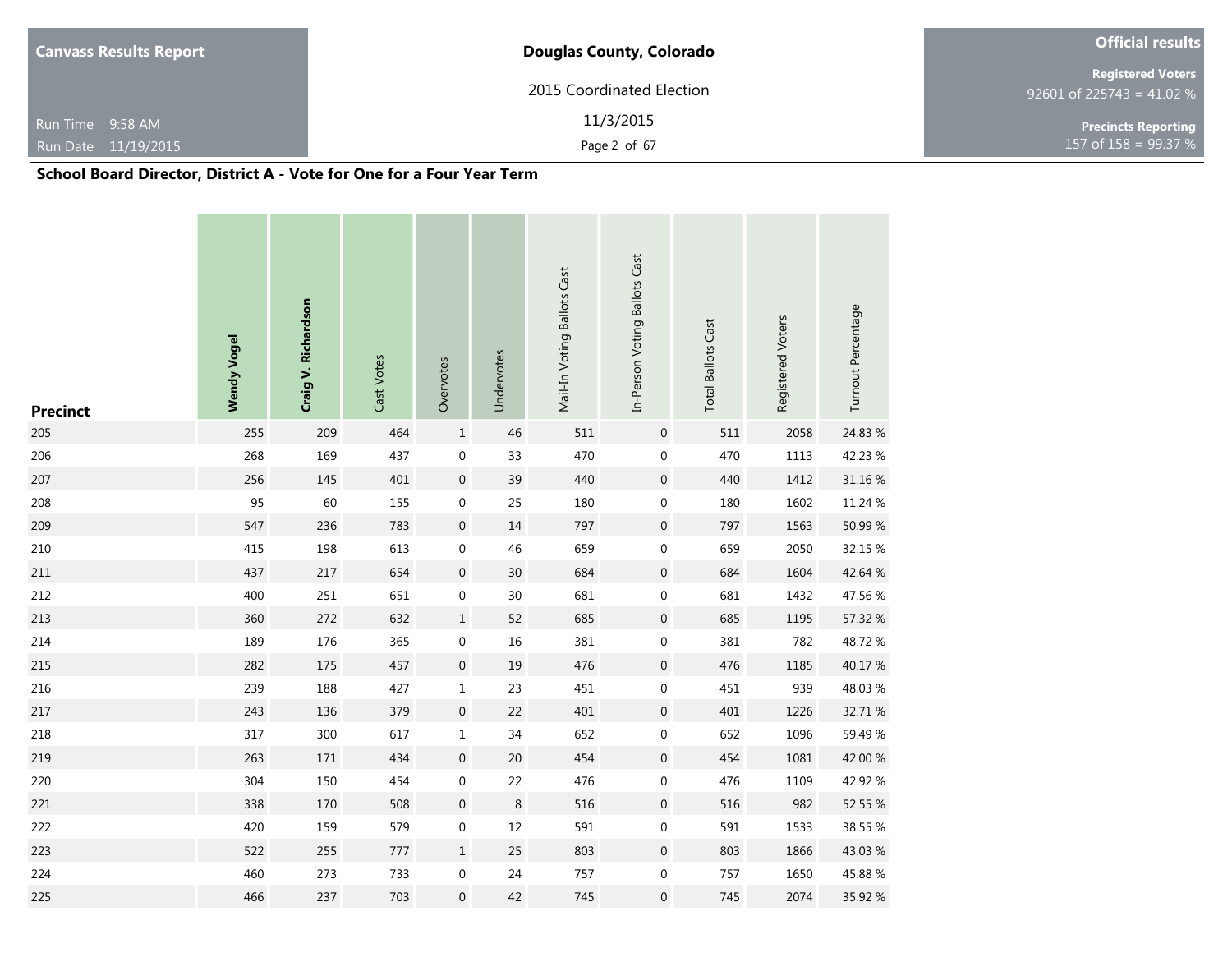## School Board Director, District A - Vote for One for a Four Year Term

| Precinct | Wendy Vogel | Craig V. Richardson | Cast Votes | Overvotes | Undervotes | Mail-In Voting Ballots Cast | In-Person Voting Ballots Cast | Total Ballots Cast | Registered Voters | Turnout Percentage |
|---|---|---|---|---|---|---|---|---|---|---|
| 205 | 255 | 209 | 464 | 1 | 46 | 511 | 0 | 511 | 2058 | 24.83 % |
| 206 | 268 | 169 | 437 | 0 | 33 | 470 | 0 | 470 | 1113 | 42.23 % |
| 207 | 256 | 145 | 401 | 0 | 39 | 440 | 0 | 440 | 1412 | 31.16 % |
| 208 | 95 | 60 | 155 | 0 | 25 | 180 | 0 | 180 | 1602 | 11.24 % |
| 209 | 547 | 236 | 783 | 0 | 14 | 797 | 0 | 797 | 1563 | 50.99 % |
| 210 | 415 | 198 | 613 | 0 | 46 | 659 | 0 | 659 | 2050 | 32.15 % |
| 211 | 437 | 217 | 654 | 0 | 30 | 684 | 0 | 684 | 1604 | 42.64 % |
| 212 | 400 | 251 | 651 | 0 | 30 | 681 | 0 | 681 | 1432 | 47.56 % |
| 213 | 360 | 272 | 632 | 1 | 52 | 685 | 0 | 685 | 1195 | 57.32 % |
| 214 | 189 | 176 | 365 | 0 | 16 | 381 | 0 | 381 | 782 | 48.72 % |
| 215 | 282 | 175 | 457 | 0 | 19 | 476 | 0 | 476 | 1185 | 40.17 % |
| 216 | 239 | 188 | 427 | 1 | 23 | 451 | 0 | 451 | 939 | 48.03 % |
| 217 | 243 | 136 | 379 | 0 | 22 | 401 | 0 | 401 | 1226 | 32.71 % |
| 218 | 317 | 300 | 617 | 1 | 34 | 652 | 0 | 652 | 1096 | 59.49 % |
| 219 | 263 | 171 | 434 | 0 | 20 | 454 | 0 | 454 | 1081 | 42.00 % |
| 220 | 304 | 150 | 454 | 0 | 22 | 476 | 0 | 476 | 1109 | 42.92 % |
| 221 | 338 | 170 | 508 | 0 | 8 | 516 | 0 | 516 | 982 | 52.55 % |
| 222 | 420 | 159 | 579 | 0 | 12 | 591 | 0 | 591 | 1533 | 38.55 % |
| 223 | 522 | 255 | 777 | 1 | 25 | 803 | 0 | 803 | 1866 | 43.03 % |
| 224 | 460 | 273 | 733 | 0 | 24 | 757 | 0 | 757 | 1650 | 45.88 % |
| 225 | 466 | 237 | 703 | 0 | 42 | 745 | 0 | 745 | 2074 | 35.92 % |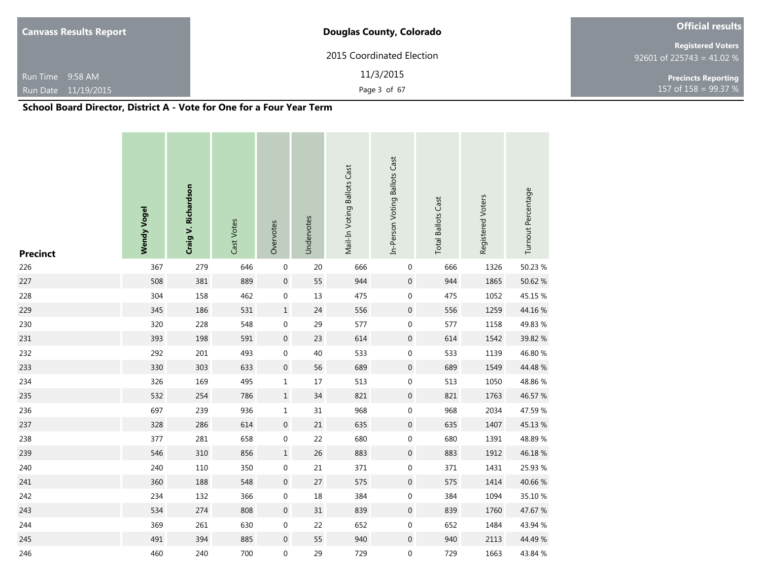## School Board Director, District A - Vote for One for a Four Year Term

| Precinct | Wendy Vogel | Craig V. Richardson | Cast Votes | Overvotes | Undervotes | Mail-In Voting Ballots Cast | In-Person Voting Ballots Cast | Total Ballots Cast | Registered Voters | Turnout Percentage |
|---|---|---|---|---|---|---|---|---|---|---|
| 226 | 367 | 279 | 646 | 0 | 20 | 666 | 0 | 666 | 1326 | 50.23 % |
| 227 | 508 | 381 | 889 | 0 | 55 | 944 | 0 | 944 | 1865 | 50.62 % |
| 228 | 304 | 158 | 462 | 0 | 13 | 475 | 0 | 475 | 1052 | 45.15 % |
| 229 | 345 | 186 | 531 | 1 | 24 | 556 | 0 | 556 | 1259 | 44.16 % |
| 230 | 320 | 228 | 548 | 0 | 29 | 577 | 0 | 577 | 1158 | 49.83 % |
| 231 | 393 | 198 | 591 | 0 | 23 | 614 | 0 | 614 | 1542 | 39.82 % |
| 232 | 292 | 201 | 493 | 0 | 40 | 533 | 0 | 533 | 1139 | 46.80 % |
| 233 | 330 | 303 | 633 | 0 | 56 | 689 | 0 | 689 | 1549 | 44.48 % |
| 234 | 326 | 169 | 495 | 1 | 17 | 513 | 0 | 513 | 1050 | 48.86 % |
| 235 | 532 | 254 | 786 | 1 | 34 | 821 | 0 | 821 | 1763 | 46.57 % |
| 236 | 697 | 239 | 936 | 1 | 31 | 968 | 0 | 968 | 2034 | 47.59 % |
| 237 | 328 | 286 | 614 | 0 | 21 | 635 | 0 | 635 | 1407 | 45.13 % |
| 238 | 377 | 281 | 658 | 0 | 22 | 680 | 0 | 680 | 1391 | 48.89 % |
| 239 | 546 | 310 | 856 | 1 | 26 | 883 | 0 | 883 | 1912 | 46.18 % |
| 240 | 240 | 110 | 350 | 0 | 21 | 371 | 0 | 371 | 1431 | 25.93 % |
| 241 | 360 | 188 | 548 | 0 | 27 | 575 | 0 | 575 | 1414 | 40.66 % |
| 242 | 234 | 132 | 366 | 0 | 18 | 384 | 0 | 384 | 1094 | 35.10 % |
| 243 | 534 | 274 | 808 | 0 | 31 | 839 | 0 | 839 | 1760 | 47.67 % |
| 244 | 369 | 261 | 630 | 0 | 22 | 652 | 0 | 652 | 1484 | 43.94 % |
| 245 | 491 | 394 | 885 | 0 | 55 | 940 | 0 | 940 | 2113 | 44.49 % |
| 246 | 460 | 240 | 700 | 0 | 29 | 729 | 0 | 729 | 1663 | 43.84 % |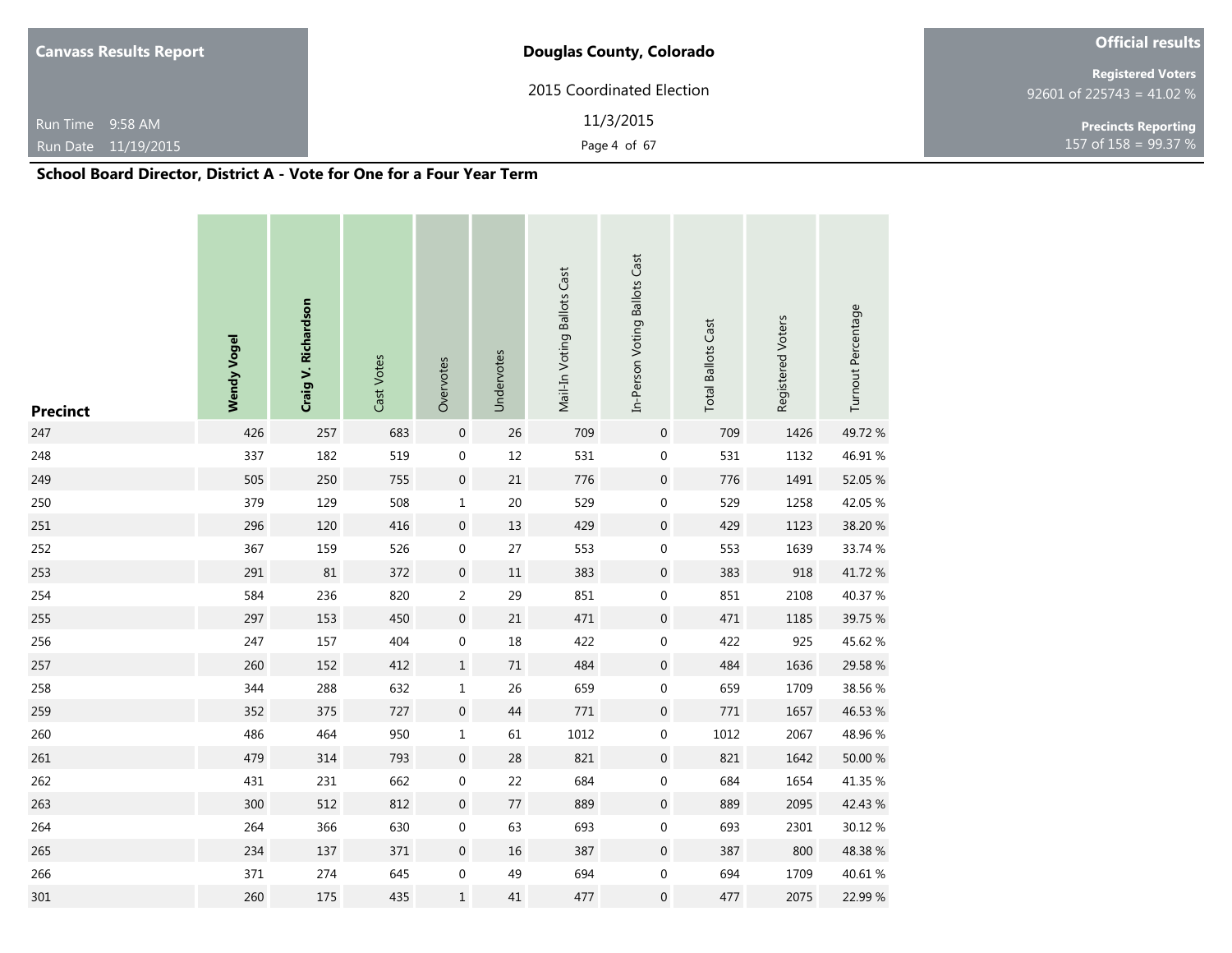## School Board Director, District A - Vote for One for a Four Year Term

| Precinct | Wendy Vogel | Craig V. Richardson | Cast Votes | Overvotes | Undervotes | Mail-In Voting Ballots Cast | In-Person Voting Ballots Cast | Total Ballots Cast | Registered Voters | Turnout Percentage |
|---|---|---|---|---|---|---|---|---|---|---|
| 247 | 426 | 257 | 683 | 0 | 26 | 709 | 0 | 709 | 1426 | 49.72 % |
| 248 | 337 | 182 | 519 | 0 | 12 | 531 | 0 | 531 | 1132 | 46.91 % |
| 249 | 505 | 250 | 755 | 0 | 21 | 776 | 0 | 776 | 1491 | 52.05 % |
| 250 | 379 | 129 | 508 | 1 | 20 | 529 | 0 | 529 | 1258 | 42.05 % |
| 251 | 296 | 120 | 416 | 0 | 13 | 429 | 0 | 429 | 1123 | 38.20 % |
| 252 | 367 | 159 | 526 | 0 | 27 | 553 | 0 | 553 | 1639 | 33.74 % |
| 253 | 291 | 81 | 372 | 0 | 11 | 383 | 0 | 383 | 918 | 41.72 % |
| 254 | 584 | 236 | 820 | 2 | 29 | 851 | 0 | 851 | 2108 | 40.37 % |
| 255 | 297 | 153 | 450 | 0 | 21 | 471 | 0 | 471 | 1185 | 39.75 % |
| 256 | 247 | 157 | 404 | 0 | 18 | 422 | 0 | 422 | 925 | 45.62 % |
| 257 | 260 | 152 | 412 | 1 | 71 | 484 | 0 | 484 | 1636 | 29.58 % |
| 258 | 344 | 288 | 632 | 1 | 26 | 659 | 0 | 659 | 1709 | 38.56 % |
| 259 | 352 | 375 | 727 | 0 | 44 | 771 | 0 | 771 | 1657 | 46.53 % |
| 260 | 486 | 464 | 950 | 1 | 61 | 1012 | 0 | 1012 | 2067 | 48.96 % |
| 261 | 479 | 314 | 793 | 0 | 28 | 821 | 0 | 821 | 1642 | 50.00 % |
| 262 | 431 | 231 | 662 | 0 | 22 | 684 | 0 | 684 | 1654 | 41.35 % |
| 263 | 300 | 512 | 812 | 0 | 77 | 889 | 0 | 889 | 2095 | 42.43 % |
| 264 | 264 | 366 | 630 | 0 | 63 | 693 | 0 | 693 | 2301 | 30.12 % |
| 265 | 234 | 137 | 371 | 0 | 16 | 387 | 0 | 387 | 800 | 48.38 % |
| 266 | 371 | 274 | 645 | 0 | 49 | 694 | 0 | 694 | 1709 | 40.61 % |
| 301 | 260 | 175 | 435 | 1 | 41 | 477 | 0 | 477 | 2075 | 22.99 % |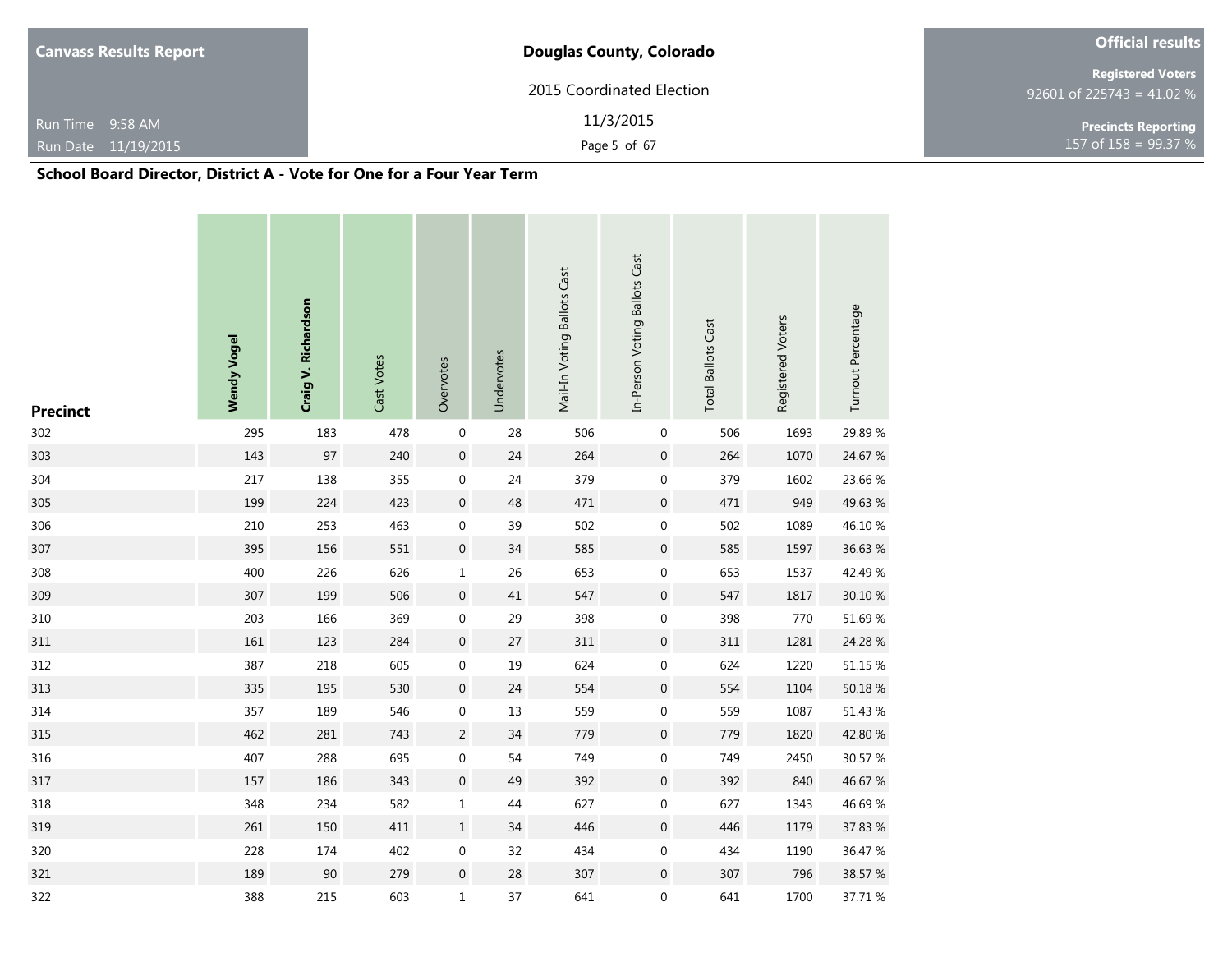## Canvass Results Report

**Douglas County, Colorado**

2015 Coordinated Election

11/3/2015

Run Time 9:58 AM

Run Date 11/19/2015

**Official results**

**Registered Voters**
92601 of 225743 = 41.02 %

**Precincts Reporting**
157 of 158 = 99.37 %

### School Board Director, District A - Vote for One for a Four Year Term

| Precinct | Wendy Vogel | Craig V. Richardson | Cast Votes | Overvotes | Undervotes | Mail-In Voting Ballots Cast | In-Person Voting Ballots Cast | Total Ballots Cast | Registered Voters | Turnout Percentage |
|---|---|---|---|---|---|---|---|---|---|---|
| 302 | 295 | 183 | 478 | 0 | 28 | 506 | 0 | 506 | 1693 | 29.89 % |
| 303 | 143 | 97 | 240 | 0 | 24 | 264 | 0 | 264 | 1070 | 24.67 % |
| 304 | 217 | 138 | 355 | 0 | 24 | 379 | 0 | 379 | 1602 | 23.66 % |
| 305 | 199 | 224 | 423 | 0 | 48 | 471 | 0 | 471 | 949 | 49.63 % |
| 306 | 210 | 253 | 463 | 0 | 39 | 502 | 0 | 502 | 1089 | 46.10 % |
| 307 | 395 | 156 | 551 | 0 | 34 | 585 | 0 | 585 | 1597 | 36.63 % |
| 308 | 400 | 226 | 626 | 1 | 26 | 653 | 0 | 653 | 1537 | 42.49 % |
| 309 | 307 | 199 | 506 | 0 | 41 | 547 | 0 | 547 | 1817 | 30.10 % |
| 310 | 203 | 166 | 369 | 0 | 29 | 398 | 0 | 398 | 770 | 51.69 % |
| 311 | 161 | 123 | 284 | 0 | 27 | 311 | 0 | 311 | 1281 | 24.28 % |
| 312 | 387 | 218 | 605 | 0 | 19 | 624 | 0 | 624 | 1220 | 51.15 % |
| 313 | 335 | 195 | 530 | 0 | 24 | 554 | 0 | 554 | 1104 | 50.18 % |
| 314 | 357 | 189 | 546 | 0 | 13 | 559 | 0 | 559 | 1087 | 51.43 % |
| 315 | 462 | 281 | 743 | 2 | 34 | 779 | 0 | 779 | 1820 | 42.80 % |
| 316 | 407 | 288 | 695 | 0 | 54 | 749 | 0 | 749 | 2450 | 30.57 % |
| 317 | 157 | 186 | 343 | 0 | 49 | 392 | 0 | 392 | 840 | 46.67 % |
| 318 | 348 | 234 | 582 | 1 | 44 | 627 | 0 | 627 | 1343 | 46.69 % |
| 319 | 261 | 150 | 411 | 1 | 34 | 446 | 0 | 446 | 1179 | 37.83 % |
| 320 | 228 | 174 | 402 | 0 | 32 | 434 | 0 | 434 | 1190 | 36.47 % |
| 321 | 189 | 90 | 279 | 0 | 28 | 307 | 0 | 307 | 796 | 38.57 % |
| 322 | 388 | 215 | 603 | 1 | 37 | 641 | 0 | 641 | 1700 | 37.71 % |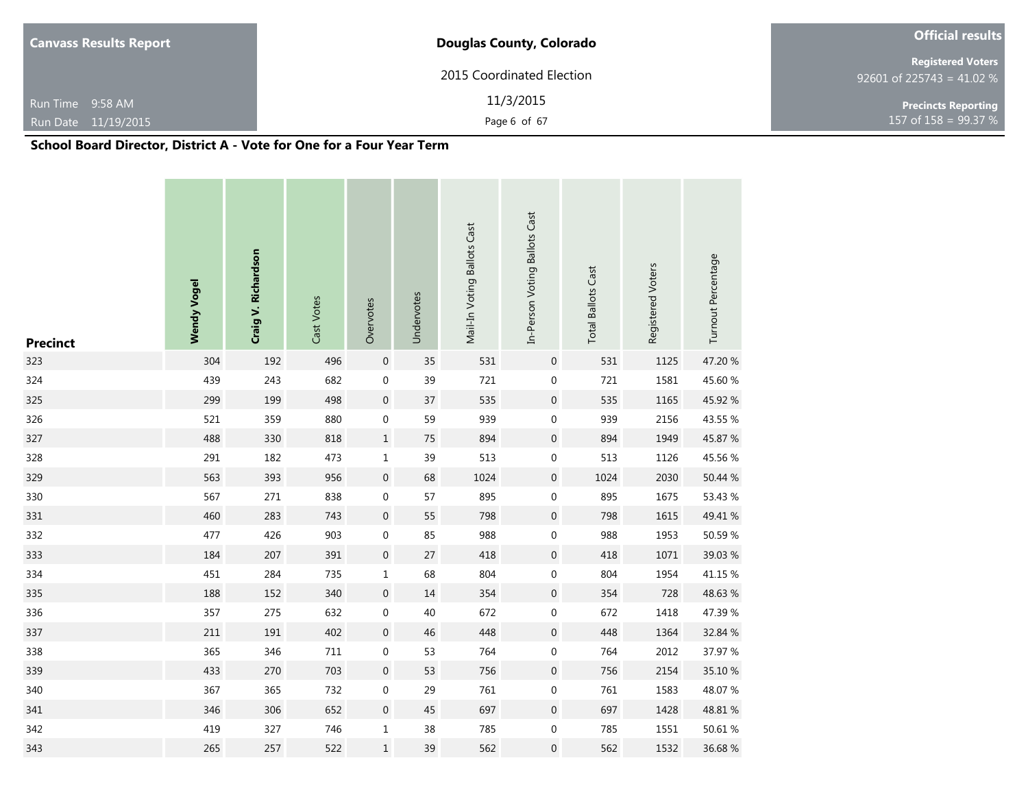**Canvass Results Report**

Run Time 9:58 AM
Run Date 11/19/2015

**Douglas County, Colorado**

2015 Coordinated Election

11/3/2015

**Official results**

**Registered Voters**
92601 of 225743 = 41.02 %

**Precincts Reporting**
157 of 158 = 99.37 %

## School Board Director, District A - Vote for One for a Four Year Term

| Precinct | Wendy Vogel | Craig V. Richardson | Cast Votes | Overvotes | Undervotes | Mail-In Voting Ballots Cast | In-Person Voting Ballots Cast | Total Ballots Cast | Registered Voters | Turnout Percentage |
|---|---|---|---|---|---|---|---|---|---|---|
| 323 | 304 | 192 | 496 | 0 | 35 | 531 | 0 | 531 | 1125 | 47.20 % |
| 324 | 439 | 243 | 682 | 0 | 39 | 721 | 0 | 721 | 1581 | 45.60 % |
| 325 | 299 | 199 | 498 | 0 | 37 | 535 | 0 | 535 | 1165 | 45.92 % |
| 326 | 521 | 359 | 880 | 0 | 59 | 939 | 0 | 939 | 2156 | 43.55 % |
| 327 | 488 | 330 | 818 | 1 | 75 | 894 | 0 | 894 | 1949 | 45.87 % |
| 328 | 291 | 182 | 473 | 1 | 39 | 513 | 0 | 513 | 1126 | 45.56 % |
| 329 | 563 | 393 | 956 | 0 | 68 | 1024 | 0 | 1024 | 2030 | 50.44 % |
| 330 | 567 | 271 | 838 | 0 | 57 | 895 | 0 | 895 | 1675 | 53.43 % |
| 331 | 460 | 283 | 743 | 0 | 55 | 798 | 0 | 798 | 1615 | 49.41 % |
| 332 | 477 | 426 | 903 | 0 | 85 | 988 | 0 | 988 | 1953 | 50.59 % |
| 333 | 184 | 207 | 391 | 0 | 27 | 418 | 0 | 418 | 1071 | 39.03 % |
| 334 | 451 | 284 | 735 | 1 | 68 | 804 | 0 | 804 | 1954 | 41.15 % |
| 335 | 188 | 152 | 340 | 0 | 14 | 354 | 0 | 354 | 728 | 48.63 % |
| 336 | 357 | 275 | 632 | 0 | 40 | 672 | 0 | 672 | 1418 | 47.39 % |
| 337 | 211 | 191 | 402 | 0 | 46 | 448 | 0 | 448 | 1364 | 32.84 % |
| 338 | 365 | 346 | 711 | 0 | 53 | 764 | 0 | 764 | 2012 | 37.97 % |
| 339 | 433 | 270 | 703 | 0 | 53 | 756 | 0 | 756 | 2154 | 35.10 % |
| 340 | 367 | 365 | 732 | 0 | 29 | 761 | 0 | 761 | 1583 | 48.07 % |
| 341 | 346 | 306 | 652 | 0 | 45 | 697 | 0 | 697 | 1428 | 48.81 % |
| 342 | 419 | 327 | 746 | 1 | 38 | 785 | 0 | 785 | 1551 | 50.61 % |
| 343 | 265 | 257 | 522 | 1 | 39 | 562 | 0 | 562 | 1532 | 36.68 % |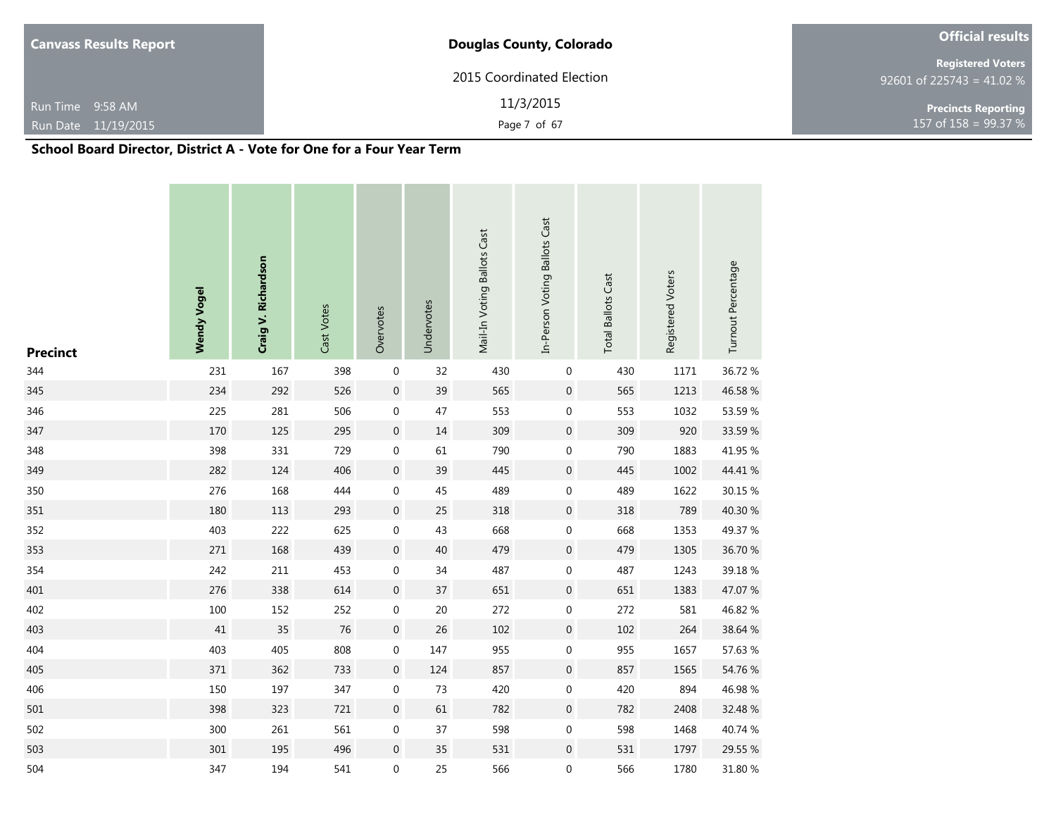## School Board Director, District A - Vote for One for a Four Year Term

| Precinct | Wendy Vogel | Craig V. Richardson | Cast Votes | Overvotes | Undervotes | Mail-In Voting Ballots Cast | In-Person Voting Ballots Cast | Total Ballots Cast | Registered Voters | Turnout Percentage |
|---|---|---|---|---|---|---|---|---|---|---|
| 344 | 231 | 167 | 398 | 0 | 32 | 430 | 0 | 430 | 1171 | 36.72 % |
| 345 | 234 | 292 | 526 | 0 | 39 | 565 | 0 | 565 | 1213 | 46.58 % |
| 346 | 225 | 281 | 506 | 0 | 47 | 553 | 0 | 553 | 1032 | 53.59 % |
| 347 | 170 | 125 | 295 | 0 | 14 | 309 | 0 | 309 | 920 | 33.59 % |
| 348 | 398 | 331 | 729 | 0 | 61 | 790 | 0 | 790 | 1883 | 41.95 % |
| 349 | 282 | 124 | 406 | 0 | 39 | 445 | 0 | 445 | 1002 | 44.41 % |
| 350 | 276 | 168 | 444 | 0 | 45 | 489 | 0 | 489 | 1622 | 30.15 % |
| 351 | 180 | 113 | 293 | 0 | 25 | 318 | 0 | 318 | 789 | 40.30 % |
| 352 | 403 | 222 | 625 | 0 | 43 | 668 | 0 | 668 | 1353 | 49.37 % |
| 353 | 271 | 168 | 439 | 0 | 40 | 479 | 0 | 479 | 1305 | 36.70 % |
| 354 | 242 | 211 | 453 | 0 | 34 | 487 | 0 | 487 | 1243 | 39.18 % |
| 401 | 276 | 338 | 614 | 0 | 37 | 651 | 0 | 651 | 1383 | 47.07 % |
| 402 | 100 | 152 | 252 | 0 | 20 | 272 | 0 | 272 | 581 | 46.82 % |
| 403 | 41 | 35 | 76 | 0 | 26 | 102 | 0 | 102 | 264 | 38.64 % |
| 404 | 403 | 405 | 808 | 0 | 147 | 955 | 0 | 955 | 1657 | 57.63 % |
| 405 | 371 | 362 | 733 | 0 | 124 | 857 | 0 | 857 | 1565 | 54.76 % |
| 406 | 150 | 197 | 347 | 0 | 73 | 420 | 0 | 420 | 894 | 46.98 % |
| 501 | 398 | 323 | 721 | 0 | 61 | 782 | 0 | 782 | 2408 | 32.48 % |
| 502 | 300 | 261 | 561 | 0 | 37 | 598 | 0 | 598 | 1468 | 40.74 % |
| 503 | 301 | 195 | 496 | 0 | 35 | 531 | 0 | 531 | 1797 | 29.55 % |
| 504 | 347 | 194 | 541 | 0 | 25 | 566 | 0 | 566 | 1780 | 31.80 % |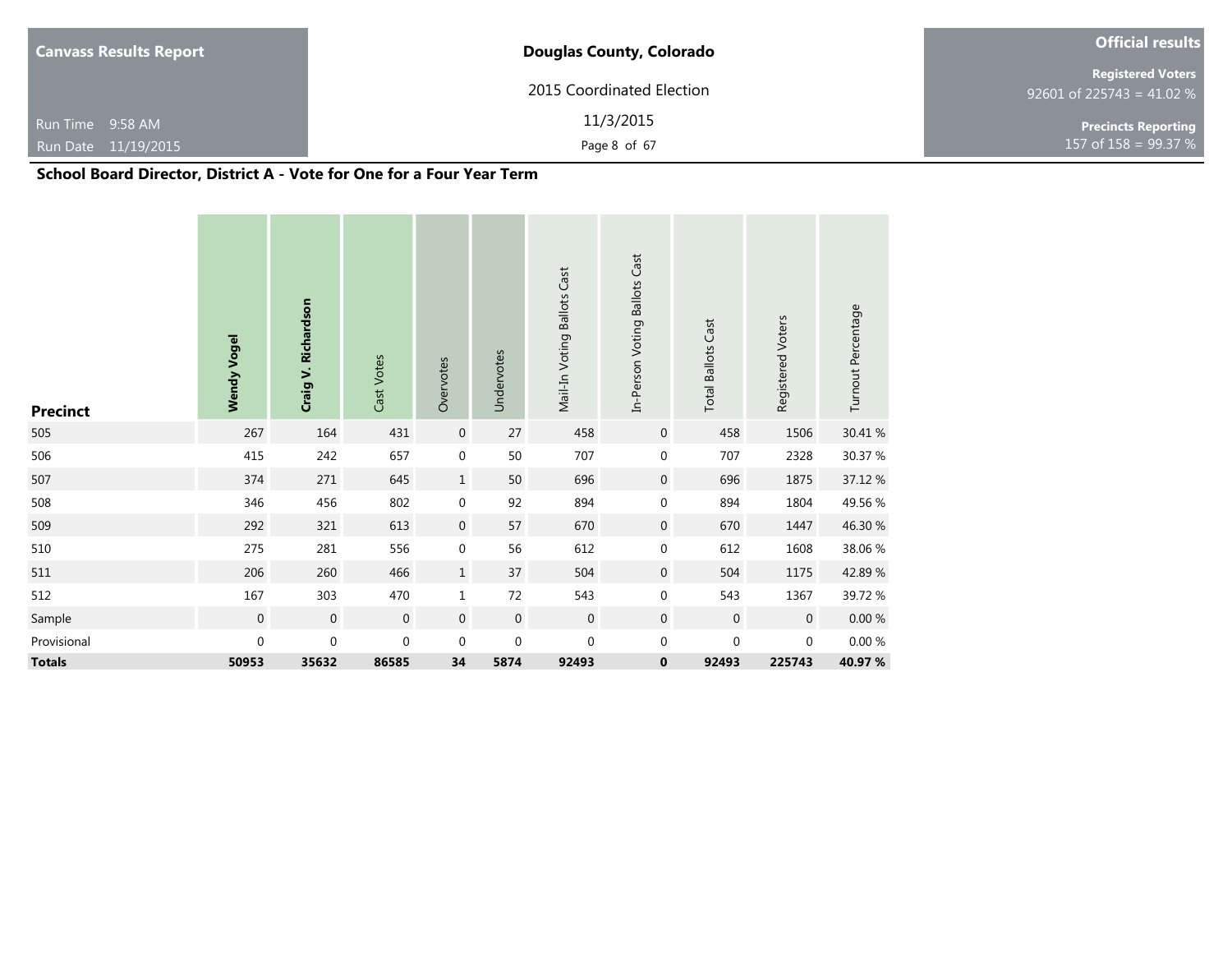**Canvass Results Report**

Run Time 9:58 AM
Run Date 11/19/2015

**Douglas County, Colorado**

2015 Coordinated Election

11/3/2015

**Official results**

**Registered Voters**
92601 of 225743 = 41.02 %

**Precincts Reporting**
157 of 158 = 99.37 %

## School Board Director, District A - Vote for One for a Four Year Term

| Precinct | Wendy Vogel | Craig V. Richardson | Cast Votes | Overvotes | Undervotes | Mail-In Voting Ballots Cast | In-Person Voting Ballots Cast | Total Ballots Cast | Registered Voters | Turnout Percentage |
|---|---|---|---|---|---|---|---|---|---|---|
| 505 | 267 | 164 | 431 | 0 | 27 | 458 | 0 | 458 | 1506 | 30.41 % |
| 506 | 415 | 242 | 657 | 0 | 50 | 707 | 0 | 707 | 2328 | 30.37 % |
| 507 | 374 | 271 | 645 | 1 | 50 | 696 | 0 | 696 | 1875 | 37.12 % |
| 508 | 346 | 456 | 802 | 0 | 92 | 894 | 0 | 894 | 1804 | 49.56 % |
| 509 | 292 | 321 | 613 | 0 | 57 | 670 | 0 | 670 | 1447 | 46.30 % |
| 510 | 275 | 281 | 556 | 0 | 56 | 612 | 0 | 612 | 1608 | 38.06 % |
| 511 | 206 | 260 | 466 | 1 | 37 | 504 | 0 | 504 | 1175 | 42.89 % |
| 512 | 167 | 303 | 470 | 1 | 72 | 543 | 0 | 543 | 1367 | 39.72 % |
| Sample | 0 | 0 | 0 | 0 | 0 | 0 | 0 | 0 | 0 | 0.00 % |
| Provisional | 0 | 0 | 0 | 0 | 0 | 0 | 0 | 0 | 0 | 0.00 % |
| **Totals** | **50953** | **35632** | **86585** | **34** | **5874** | **92493** | **0** | **92493** | **225743** | **40.97 %** |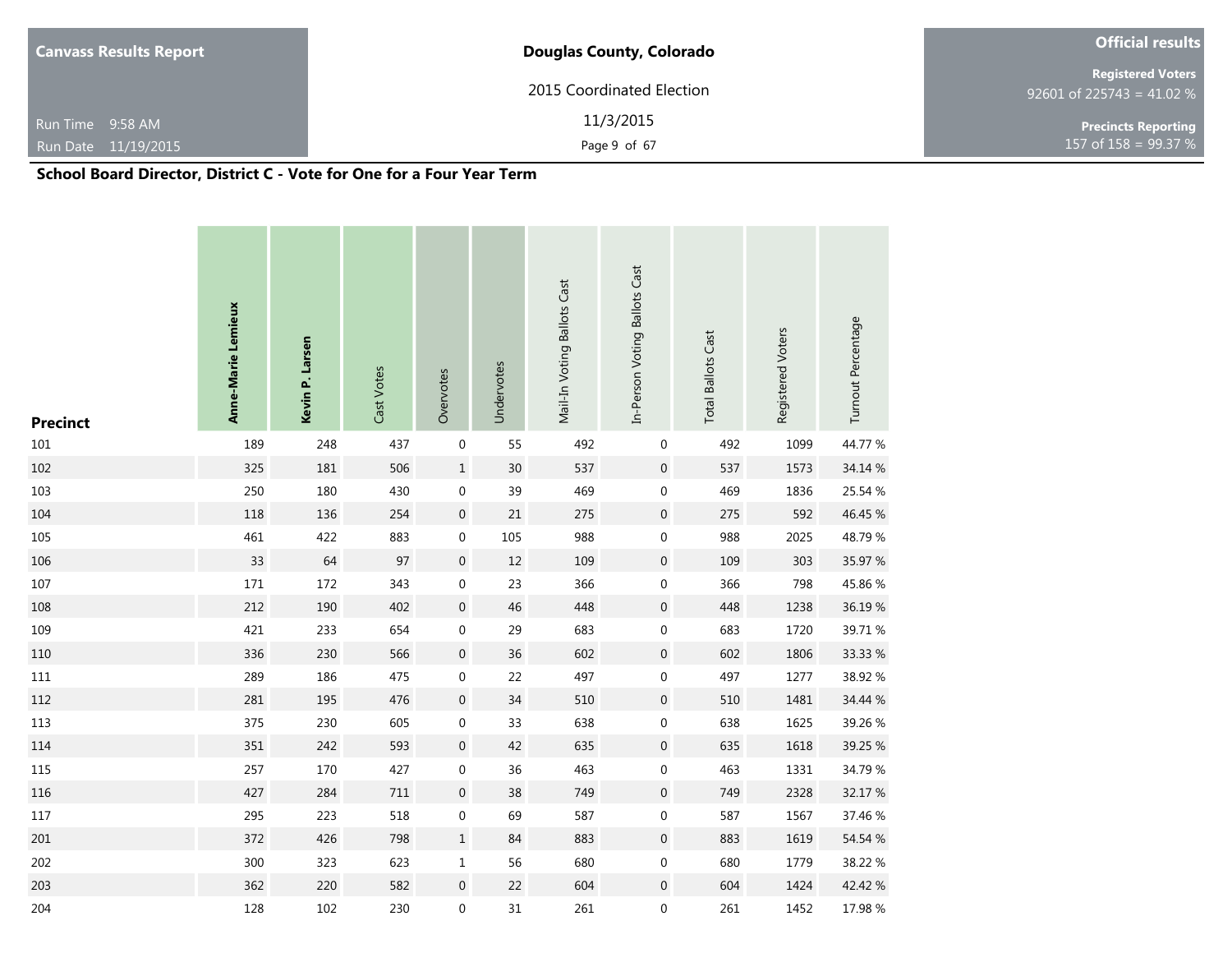## School Board Director, District C - Vote for One for a Four Year Term

| Precinct | Anne-Marie Lemieux | Kevin P. Larsen | Cast Votes | Overvotes | Undervotes | Mail-In Voting Ballots Cast | In-Person Voting Ballots Cast | Total Ballots Cast | Registered Voters | Turnout Percentage |
|---|---|---|---|---|---|---|---|---|---|---|
| 101 | 189 | 248 | 437 | 0 | 55 | 492 | 0 | 492 | 1099 | 44.77 % |
| 102 | 325 | 181 | 506 | 1 | 30 | 537 | 0 | 537 | 1573 | 34.14 % |
| 103 | 250 | 180 | 430 | 0 | 39 | 469 | 0 | 469 | 1836 | 25.54 % |
| 104 | 118 | 136 | 254 | 0 | 21 | 275 | 0 | 275 | 592 | 46.45 % |
| 105 | 461 | 422 | 883 | 0 | 105 | 988 | 0 | 988 | 2025 | 48.79 % |
| 106 | 33 | 64 | 97 | 0 | 12 | 109 | 0 | 109 | 303 | 35.97 % |
| 107 | 171 | 172 | 343 | 0 | 23 | 366 | 0 | 366 | 798 | 45.86 % |
| 108 | 212 | 190 | 402 | 0 | 46 | 448 | 0 | 448 | 1238 | 36.19 % |
| 109 | 421 | 233 | 654 | 0 | 29 | 683 | 0 | 683 | 1720 | 39.71 % |
| 110 | 336 | 230 | 566 | 0 | 36 | 602 | 0 | 602 | 1806 | 33.33 % |
| 111 | 289 | 186 | 475 | 0 | 22 | 497 | 0 | 497 | 1277 | 38.92 % |
| 112 | 281 | 195 | 476 | 0 | 34 | 510 | 0 | 510 | 1481 | 34.44 % |
| 113 | 375 | 230 | 605 | 0 | 33 | 638 | 0 | 638 | 1625 | 39.26 % |
| 114 | 351 | 242 | 593 | 0 | 42 | 635 | 0 | 635 | 1618 | 39.25 % |
| 115 | 257 | 170 | 427 | 0 | 36 | 463 | 0 | 463 | 1331 | 34.79 % |
| 116 | 427 | 284 | 711 | 0 | 38 | 749 | 0 | 749 | 2328 | 32.17 % |
| 117 | 295 | 223 | 518 | 0 | 69 | 587 | 0 | 587 | 1567 | 37.46 % |
| 201 | 372 | 426 | 798 | 1 | 84 | 883 | 0 | 883 | 1619 | 54.54 % |
| 202 | 300 | 323 | 623 | 1 | 56 | 680 | 0 | 680 | 1779 | 38.22 % |
| 203 | 362 | 220 | 582 | 0 | 22 | 604 | 0 | 604 | 1424 | 42.42 % |
| 204 | 128 | 102 | 230 | 0 | 31 | 261 | 0 | 261 | 1452 | 17.98 % |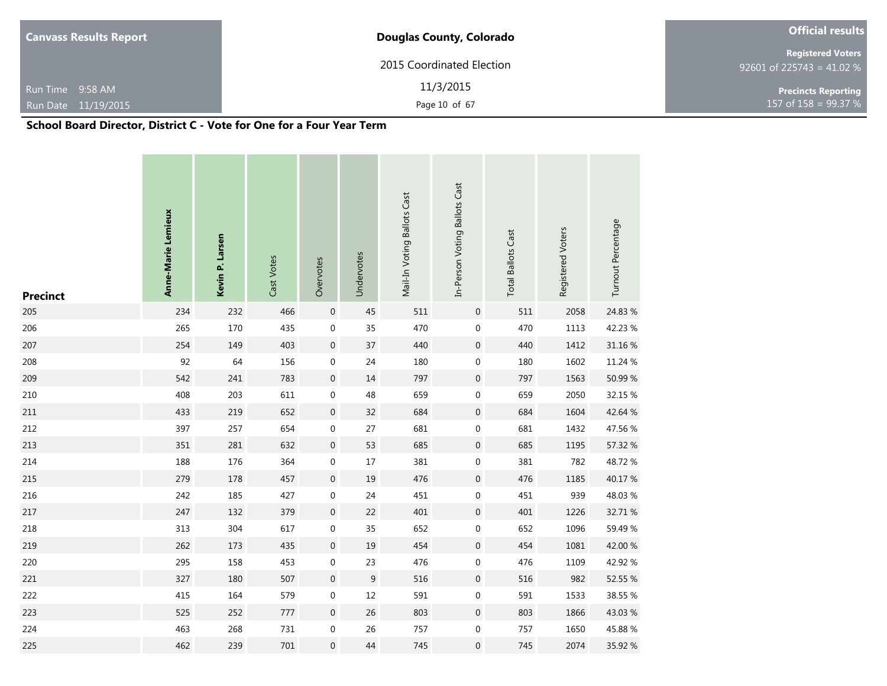## School Board Director, District C - Vote for One for a Four Year Term

| Precinct | Anne-Marie Lemieux | Kevin P. Larsen | Cast Votes | Overvotes | Undervotes | Mail-In Voting Ballots Cast | In-Person Voting Ballots Cast | Total Ballots Cast | Registered Voters | Turnout Percentage |
|---|---|---|---|---|---|---|---|---|---|---|
| 205 | 234 | 232 | 466 | 0 | 45 | 511 | 0 | 511 | 2058 | 24.83 % |
| 206 | 265 | 170 | 435 | 0 | 35 | 470 | 0 | 470 | 1113 | 42.23 % |
| 207 | 254 | 149 | 403 | 0 | 37 | 440 | 0 | 440 | 1412 | 31.16 % |
| 208 | 92 | 64 | 156 | 0 | 24 | 180 | 0 | 180 | 1602 | 11.24 % |
| 209 | 542 | 241 | 783 | 0 | 14 | 797 | 0 | 797 | 1563 | 50.99 % |
| 210 | 408 | 203 | 611 | 0 | 48 | 659 | 0 | 659 | 2050 | 32.15 % |
| 211 | 433 | 219 | 652 | 0 | 32 | 684 | 0 | 684 | 1604 | 42.64 % |
| 212 | 397 | 257 | 654 | 0 | 27 | 681 | 0 | 681 | 1432 | 47.56 % |
| 213 | 351 | 281 | 632 | 0 | 53 | 685 | 0 | 685 | 1195 | 57.32 % |
| 214 | 188 | 176 | 364 | 0 | 17 | 381 | 0 | 381 | 782 | 48.72 % |
| 215 | 279 | 178 | 457 | 0 | 19 | 476 | 0 | 476 | 1185 | 40.17 % |
| 216 | 242 | 185 | 427 | 0 | 24 | 451 | 0 | 451 | 939 | 48.03 % |
| 217 | 247 | 132 | 379 | 0 | 22 | 401 | 0 | 401 | 1226 | 32.71 % |
| 218 | 313 | 304 | 617 | 0 | 35 | 652 | 0 | 652 | 1096 | 59.49 % |
| 219 | 262 | 173 | 435 | 0 | 19 | 454 | 0 | 454 | 1081 | 42.00 % |
| 220 | 295 | 158 | 453 | 0 | 23 | 476 | 0 | 476 | 1109 | 42.92 % |
| 221 | 327 | 180 | 507 | 0 | 9 | 516 | 0 | 516 | 982 | 52.55 % |
| 222 | 415 | 164 | 579 | 0 | 12 | 591 | 0 | 591 | 1533 | 38.55 % |
| 223 | 525 | 252 | 777 | 0 | 26 | 803 | 0 | 803 | 1866 | 43.03 % |
| 224 | 463 | 268 | 731 | 0 | 26 | 757 | 0 | 757 | 1650 | 45.88 % |
| 225 | 462 | 239 | 701 | 0 | 44 | 745 | 0 | 745 | 2074 | 35.92 % |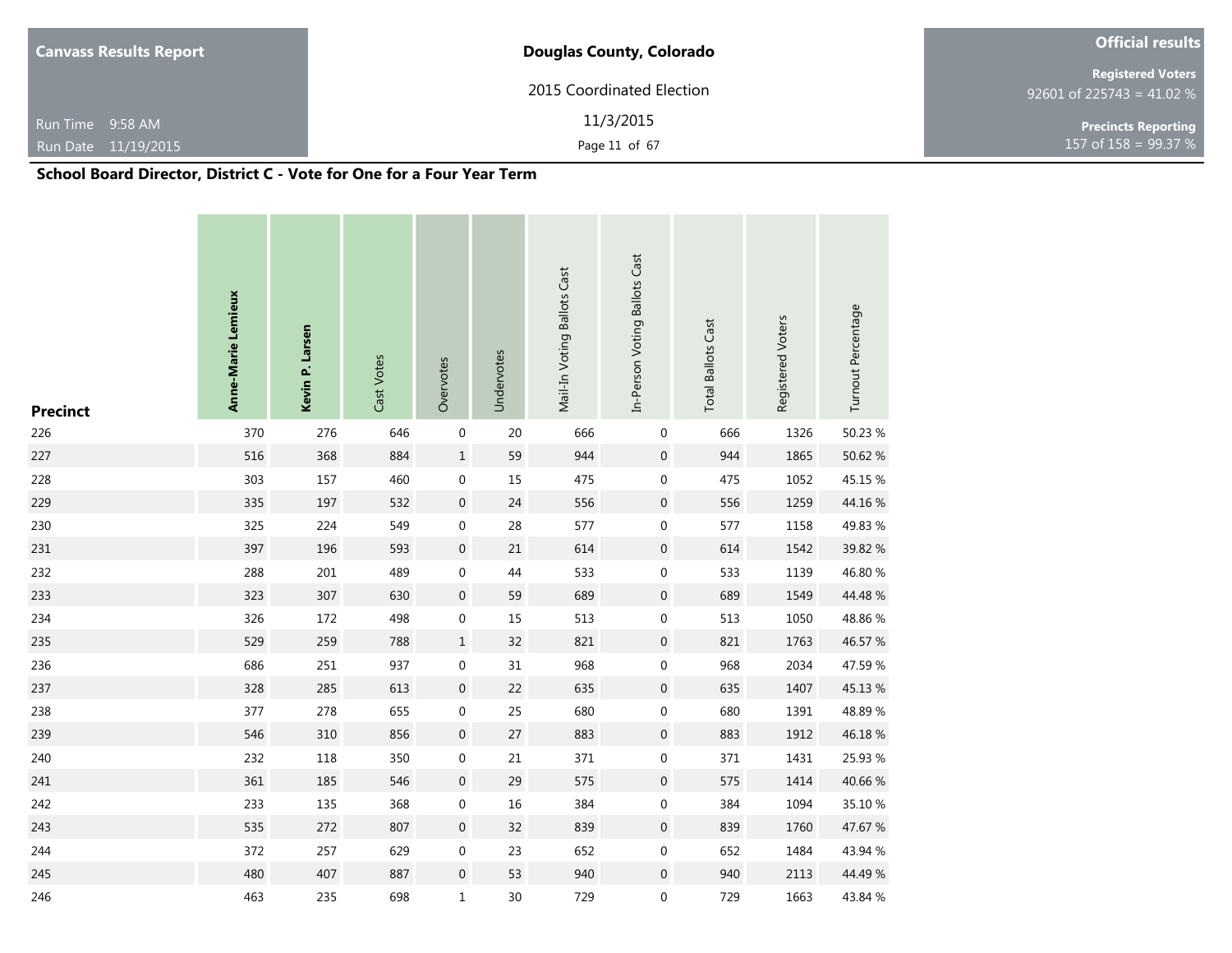**Canvass Results Report**

Run Time 9:58 AM
Run Date 11/19/2015

**Douglas County, Colorado**

2015 Coordinated Election

11/3/2015

**Official results**

**Registered Voters**
92601 of 225743 = 41.02 %

**Precincts Reporting**
157 of 158 = 99.37 %

## School Board Director, District C - Vote for One for a Four Year Term

| Precinct | Anne-Marie Lemieux | Kevin P. Larsen | Cast Votes | Overvotes | Undervotes | Mail-In Voting Ballots Cast | In-Person Voting Ballots Cast | Total Ballots Cast | Registered Voters | Turnout Percentage |
|---|---|---|---|---|---|---|---|---|---|---|
| 226 | 370 | 276 | 646 | 0 | 20 | 666 | 0 | 666 | 1326 | 50.23 % |
| 227 | 516 | 368 | 884 | 1 | 59 | 944 | 0 | 944 | 1865 | 50.62 % |
| 228 | 303 | 157 | 460 | 0 | 15 | 475 | 0 | 475 | 1052 | 45.15 % |
| 229 | 335 | 197 | 532 | 0 | 24 | 556 | 0 | 556 | 1259 | 44.16 % |
| 230 | 325 | 224 | 549 | 0 | 28 | 577 | 0 | 577 | 1158 | 49.83 % |
| 231 | 397 | 196 | 593 | 0 | 21 | 614 | 0 | 614 | 1542 | 39.82 % |
| 232 | 288 | 201 | 489 | 0 | 44 | 533 | 0 | 533 | 1139 | 46.80 % |
| 233 | 323 | 307 | 630 | 0 | 59 | 689 | 0 | 689 | 1549 | 44.48 % |
| 234 | 326 | 172 | 498 | 0 | 15 | 513 | 0 | 513 | 1050 | 48.86 % |
| 235 | 529 | 259 | 788 | 1 | 32 | 821 | 0 | 821 | 1763 | 46.57 % |
| 236 | 686 | 251 | 937 | 0 | 31 | 968 | 0 | 968 | 2034 | 47.59 % |
| 237 | 328 | 285 | 613 | 0 | 22 | 635 | 0 | 635 | 1407 | 45.13 % |
| 238 | 377 | 278 | 655 | 0 | 25 | 680 | 0 | 680 | 1391 | 48.89 % |
| 239 | 546 | 310 | 856 | 0 | 27 | 883 | 0 | 883 | 1912 | 46.18 % |
| 240 | 232 | 118 | 350 | 0 | 21 | 371 | 0 | 371 | 1431 | 25.93 % |
| 241 | 361 | 185 | 546 | 0 | 29 | 575 | 0 | 575 | 1414 | 40.66 % |
| 242 | 233 | 135 | 368 | 0 | 16 | 384 | 0 | 384 | 1094 | 35.10 % |
| 243 | 535 | 272 | 807 | 0 | 32 | 839 | 0 | 839 | 1760 | 47.67 % |
| 244 | 372 | 257 | 629 | 0 | 23 | 652 | 0 | 652 | 1484 | 43.94 % |
| 245 | 480 | 407 | 887 | 0 | 53 | 940 | 0 | 940 | 2113 | 44.49 % |
| 246 | 463 | 235 | 698 | 1 | 30 | 729 | 0 | 729 | 1663 | 43.84 % |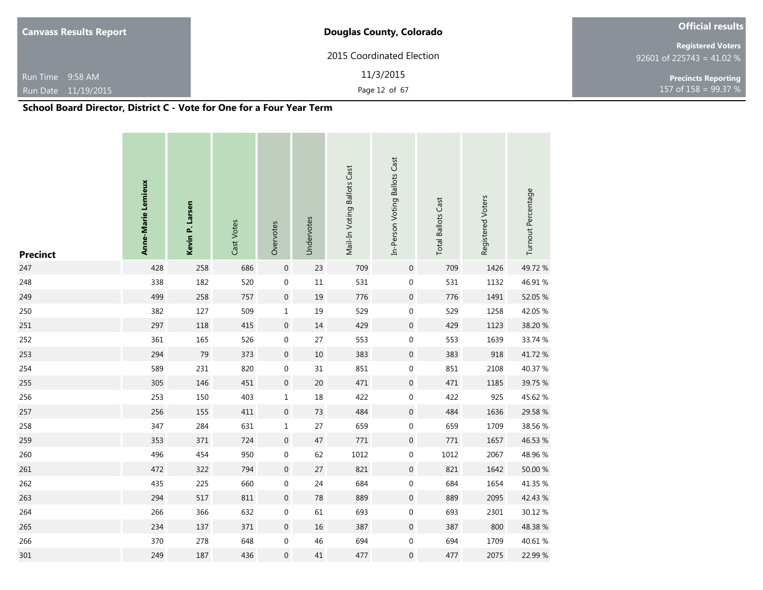## School Board Director, District C - Vote for One for a Four Year Term

| Precinct | Anne-Marie Lemieux | Kevin P. Larsen | Cast Votes | Overvotes | Undervotes | Mail-In Voting Ballots Cast | In-Person Voting Ballots Cast | Total Ballots Cast | Registered Voters | Turnout Percentage |
|---|---|---|---|---|---|---|---|---|---|---|
| 247 | 428 | 258 | 686 | 0 | 23 | 709 | 0 | 709 | 1426 | 49.72 % |
| 248 | 338 | 182 | 520 | 0 | 11 | 531 | 0 | 531 | 1132 | 46.91 % |
| 249 | 499 | 258 | 757 | 0 | 19 | 776 | 0 | 776 | 1491 | 52.05 % |
| 250 | 382 | 127 | 509 | 1 | 19 | 529 | 0 | 529 | 1258 | 42.05 % |
| 251 | 297 | 118 | 415 | 0 | 14 | 429 | 0 | 429 | 1123 | 38.20 % |
| 252 | 361 | 165 | 526 | 0 | 27 | 553 | 0 | 553 | 1639 | 33.74 % |
| 253 | 294 | 79 | 373 | 0 | 10 | 383 | 0 | 383 | 918 | 41.72 % |
| 254 | 589 | 231 | 820 | 0 | 31 | 851 | 0 | 851 | 2108 | 40.37 % |
| 255 | 305 | 146 | 451 | 0 | 20 | 471 | 0 | 471 | 1185 | 39.75 % |
| 256 | 253 | 150 | 403 | 1 | 18 | 422 | 0 | 422 | 925 | 45.62 % |
| 257 | 256 | 155 | 411 | 0 | 73 | 484 | 0 | 484 | 1636 | 29.58 % |
| 258 | 347 | 284 | 631 | 1 | 27 | 659 | 0 | 659 | 1709 | 38.56 % |
| 259 | 353 | 371 | 724 | 0 | 47 | 771 | 0 | 771 | 1657 | 46.53 % |
| 260 | 496 | 454 | 950 | 0 | 62 | 1012 | 0 | 1012 | 2067 | 48.96 % |
| 261 | 472 | 322 | 794 | 0 | 27 | 821 | 0 | 821 | 1642 | 50.00 % |
| 262 | 435 | 225 | 660 | 0 | 24 | 684 | 0 | 684 | 1654 | 41.35 % |
| 263 | 294 | 517 | 811 | 0 | 78 | 889 | 0 | 889 | 2095 | 42.43 % |
| 264 | 266 | 366 | 632 | 0 | 61 | 693 | 0 | 693 | 2301 | 30.12 % |
| 265 | 234 | 137 | 371 | 0 | 16 | 387 | 0 | 387 | 800 | 48.38 % |
| 266 | 370 | 278 | 648 | 0 | 46 | 694 | 0 | 694 | 1709 | 40.61 % |
| 301 | 249 | 187 | 436 | 0 | 41 | 477 | 0 | 477 | 2075 | 22.99 % |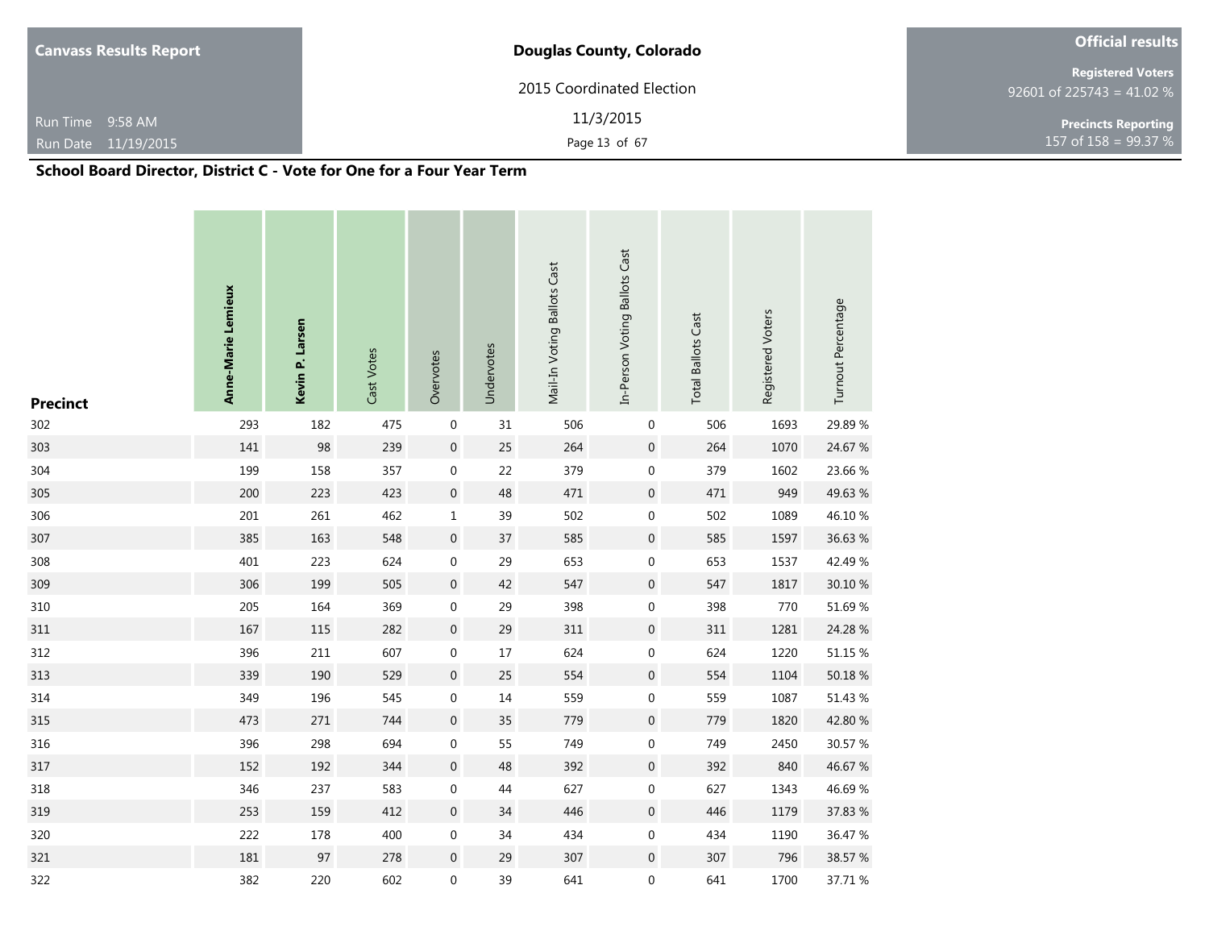# Canvass Results Report

**Douglas County, Colorado**

2015 Coordinated Election

11/3/2015

Run Time 9:58 AM
Run Date 11/19/2015

**Official results**

**Registered Voters**
92601 of 225743 = 41.02 %

**Precincts Reporting**
157 of 158 = 99.37 %

## School Board Director, District C - Vote for One for a Four Year Term

| Precinct | Anne-Marie Lemieux | Kevin P. Larsen | Cast Votes | Overvotes | Undervotes | Mail-In Voting Ballots Cast | In-Person Voting Ballots Cast | Total Ballots Cast | Registered Voters | Turnout Percentage |
|---|---|---|---|---|---|---|---|---|---|---|
| 302 | 293 | 182 | 475 | 0 | 31 | 506 | 0 | 506 | 1693 | 29.89 % |
| 303 | 141 | 98 | 239 | 0 | 25 | 264 | 0 | 264 | 1070 | 24.67 % |
| 304 | 199 | 158 | 357 | 0 | 22 | 379 | 0 | 379 | 1602 | 23.66 % |
| 305 | 200 | 223 | 423 | 0 | 48 | 471 | 0 | 471 | 949 | 49.63 % |
| 306 | 201 | 261 | 462 | 1 | 39 | 502 | 0 | 502 | 1089 | 46.10 % |
| 307 | 385 | 163 | 548 | 0 | 37 | 585 | 0 | 585 | 1597 | 36.63 % |
| 308 | 401 | 223 | 624 | 0 | 29 | 653 | 0 | 653 | 1537 | 42.49 % |
| 309 | 306 | 199 | 505 | 0 | 42 | 547 | 0 | 547 | 1817 | 30.10 % |
| 310 | 205 | 164 | 369 | 0 | 29 | 398 | 0 | 398 | 770 | 51.69 % |
| 311 | 167 | 115 | 282 | 0 | 29 | 311 | 0 | 311 | 1281 | 24.28 % |
| 312 | 396 | 211 | 607 | 0 | 17 | 624 | 0 | 624 | 1220 | 51.15 % |
| 313 | 339 | 190 | 529 | 0 | 25 | 554 | 0 | 554 | 1104 | 50.18 % |
| 314 | 349 | 196 | 545 | 0 | 14 | 559 | 0 | 559 | 1087 | 51.43 % |
| 315 | 473 | 271 | 744 | 0 | 35 | 779 | 0 | 779 | 1820 | 42.80 % |
| 316 | 396 | 298 | 694 | 0 | 55 | 749 | 0 | 749 | 2450 | 30.57 % |
| 317 | 152 | 192 | 344 | 0 | 48 | 392 | 0 | 392 | 840 | 46.67 % |
| 318 | 346 | 237 | 583 | 0 | 44 | 627 | 0 | 627 | 1343 | 46.69 % |
| 319 | 253 | 159 | 412 | 0 | 34 | 446 | 0 | 446 | 1179 | 37.83 % |
| 320 | 222 | 178 | 400 | 0 | 34 | 434 | 0 | 434 | 1190 | 36.47 % |
| 321 | 181 | 97 | 278 | 0 | 29 | 307 | 0 | 307 | 796 | 38.57 % |
| 322 | 382 | 220 | 602 | 0 | 39 | 641 | 0 | 641 | 1700 | 37.71 % |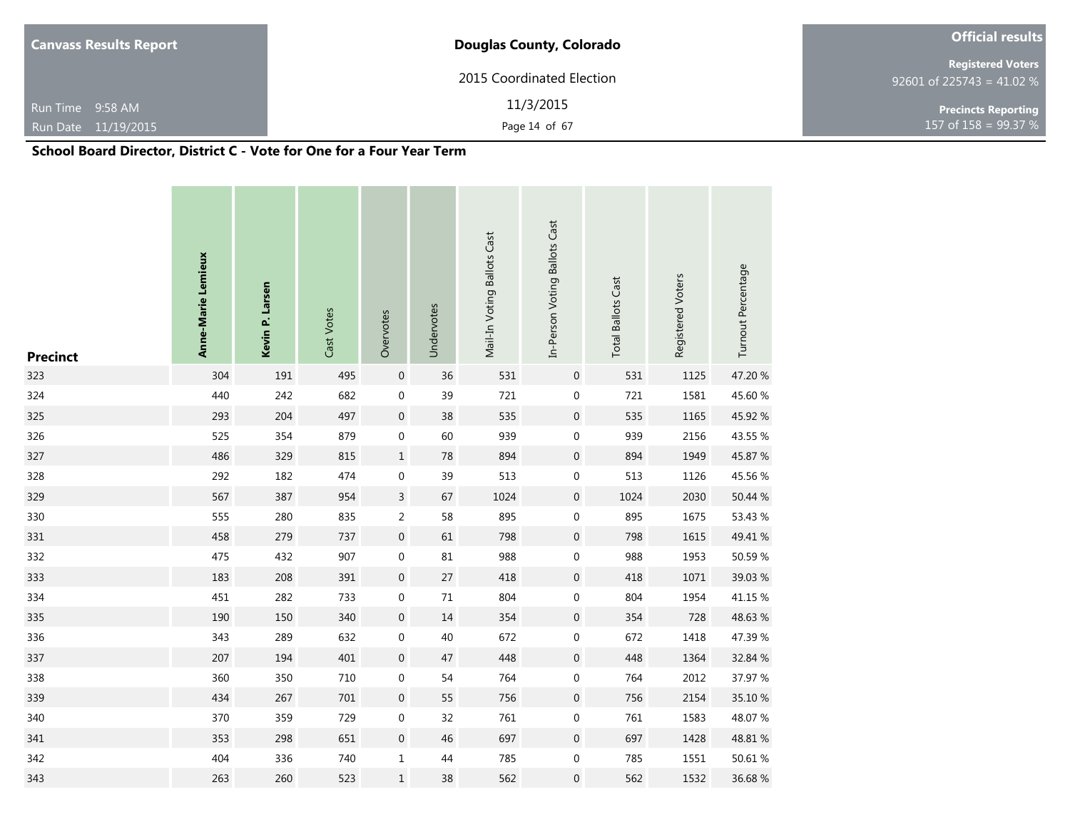**Canvass Results Report**

Run Time 9:58 AM
Run Date 11/19/2015

**Douglas County, Colorado**

2015 Coordinated Election

11/3/2015

**Official results**

**Registered Voters**
92601 of 225743 = 41.02 %

**Precincts Reporting**
157 of 158 = 99.37 %

## School Board Director, District C - Vote for One for a Four Year Term

| Precinct | Anne-Marie Lemieux | Kevin P. Larsen | Cast Votes | Overvotes | Undervotes | Mail-In Voting Ballots Cast | In-Person Voting Ballots Cast | Total Ballots Cast | Registered Voters | Turnout Percentage |
|---|---|---|---|---|---|---|---|---|---|---|
| 323 | 304 | 191 | 495 | 0 | 36 | 531 | 0 | 531 | 1125 | 47.20 % |
| 324 | 440 | 242 | 682 | 0 | 39 | 721 | 0 | 721 | 1581 | 45.60 % |
| 325 | 293 | 204 | 497 | 0 | 38 | 535 | 0 | 535 | 1165 | 45.92 % |
| 326 | 525 | 354 | 879 | 0 | 60 | 939 | 0 | 939 | 2156 | 43.55 % |
| 327 | 486 | 329 | 815 | 1 | 78 | 894 | 0 | 894 | 1949 | 45.87 % |
| 328 | 292 | 182 | 474 | 0 | 39 | 513 | 0 | 513 | 1126 | 45.56 % |
| 329 | 567 | 387 | 954 | 3 | 67 | 1024 | 0 | 1024 | 2030 | 50.44 % |
| 330 | 555 | 280 | 835 | 2 | 58 | 895 | 0 | 895 | 1675 | 53.43 % |
| 331 | 458 | 279 | 737 | 0 | 61 | 798 | 0 | 798 | 1615 | 49.41 % |
| 332 | 475 | 432 | 907 | 0 | 81 | 988 | 0 | 988 | 1953 | 50.59 % |
| 333 | 183 | 208 | 391 | 0 | 27 | 418 | 0 | 418 | 1071 | 39.03 % |
| 334 | 451 | 282 | 733 | 0 | 71 | 804 | 0 | 804 | 1954 | 41.15 % |
| 335 | 190 | 150 | 340 | 0 | 14 | 354 | 0 | 354 | 728 | 48.63 % |
| 336 | 343 | 289 | 632 | 0 | 40 | 672 | 0 | 672 | 1418 | 47.39 % |
| 337 | 207 | 194 | 401 | 0 | 47 | 448 | 0 | 448 | 1364 | 32.84 % |
| 338 | 360 | 350 | 710 | 0 | 54 | 764 | 0 | 764 | 2012 | 37.97 % |
| 339 | 434 | 267 | 701 | 0 | 55 | 756 | 0 | 756 | 2154 | 35.10 % |
| 340 | 370 | 359 | 729 | 0 | 32 | 761 | 0 | 761 | 1583 | 48.07 % |
| 341 | 353 | 298 | 651 | 0 | 46 | 697 | 0 | 697 | 1428 | 48.81 % |
| 342 | 404 | 336 | 740 | 1 | 44 | 785 | 0 | 785 | 1551 | 50.61 % |
| 343 | 263 | 260 | 523 | 1 | 38 | 562 | 0 | 562 | 1532 | 36.68 % |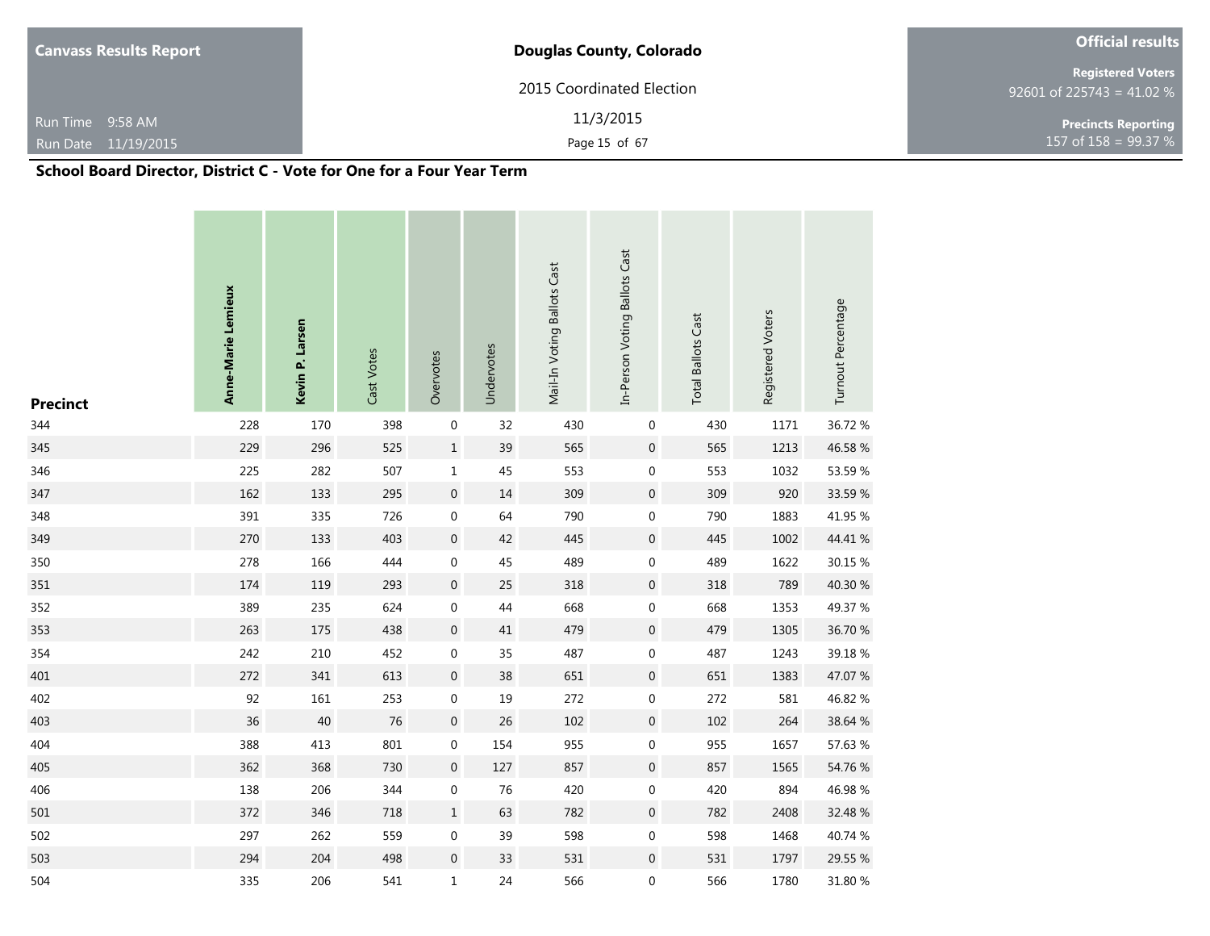## School Board Director, District C - Vote for One for a Four Year Term

| Precinct | Anne-Marie Lemieux | Kevin P. Larsen | Cast Votes | Overvotes | Undervotes | Mail-In Voting Ballots Cast | In-Person Voting Ballots Cast | Total Ballots Cast | Registered Voters | Turnout Percentage |
|---|---|---|---|---|---|---|---|---|---|---|
| 344 | 228 | 170 | 398 | 0 | 32 | 430 | 0 | 430 | 1171 | 36.72 % |
| 345 | 229 | 296 | 525 | 1 | 39 | 565 | 0 | 565 | 1213 | 46.58 % |
| 346 | 225 | 282 | 507 | 1 | 45 | 553 | 0 | 553 | 1032 | 53.59 % |
| 347 | 162 | 133 | 295 | 0 | 14 | 309 | 0 | 309 | 920 | 33.59 % |
| 348 | 391 | 335 | 726 | 0 | 64 | 790 | 0 | 790 | 1883 | 41.95 % |
| 349 | 270 | 133 | 403 | 0 | 42 | 445 | 0 | 445 | 1002 | 44.41 % |
| 350 | 278 | 166 | 444 | 0 | 45 | 489 | 0 | 489 | 1622 | 30.15 % |
| 351 | 174 | 119 | 293 | 0 | 25 | 318 | 0 | 318 | 789 | 40.30 % |
| 352 | 389 | 235 | 624 | 0 | 44 | 668 | 0 | 668 | 1353 | 49.37 % |
| 353 | 263 | 175 | 438 | 0 | 41 | 479 | 0 | 479 | 1305 | 36.70 % |
| 354 | 242 | 210 | 452 | 0 | 35 | 487 | 0 | 487 | 1243 | 39.18 % |
| 401 | 272 | 341 | 613 | 0 | 38 | 651 | 0 | 651 | 1383 | 47.07 % |
| 402 | 92 | 161 | 253 | 0 | 19 | 272 | 0 | 272 | 581 | 46.82 % |
| 403 | 36 | 40 | 76 | 0 | 26 | 102 | 0 | 102 | 264 | 38.64 % |
| 404 | 388 | 413 | 801 | 0 | 154 | 955 | 0 | 955 | 1657 | 57.63 % |
| 405 | 362 | 368 | 730 | 0 | 127 | 857 | 0 | 857 | 1565 | 54.76 % |
| 406 | 138 | 206 | 344 | 0 | 76 | 420 | 0 | 420 | 894 | 46.98 % |
| 501 | 372 | 346 | 718 | 1 | 63 | 782 | 0 | 782 | 2408 | 32.48 % |
| 502 | 297 | 262 | 559 | 0 | 39 | 598 | 0 | 598 | 1468 | 40.74 % |
| 503 | 294 | 204 | 498 | 0 | 33 | 531 | 0 | 531 | 1797 | 29.55 % |
| 504 | 335 | 206 | 541 | 1 | 24 | 566 | 0 | 566 | 1780 | 31.80 % |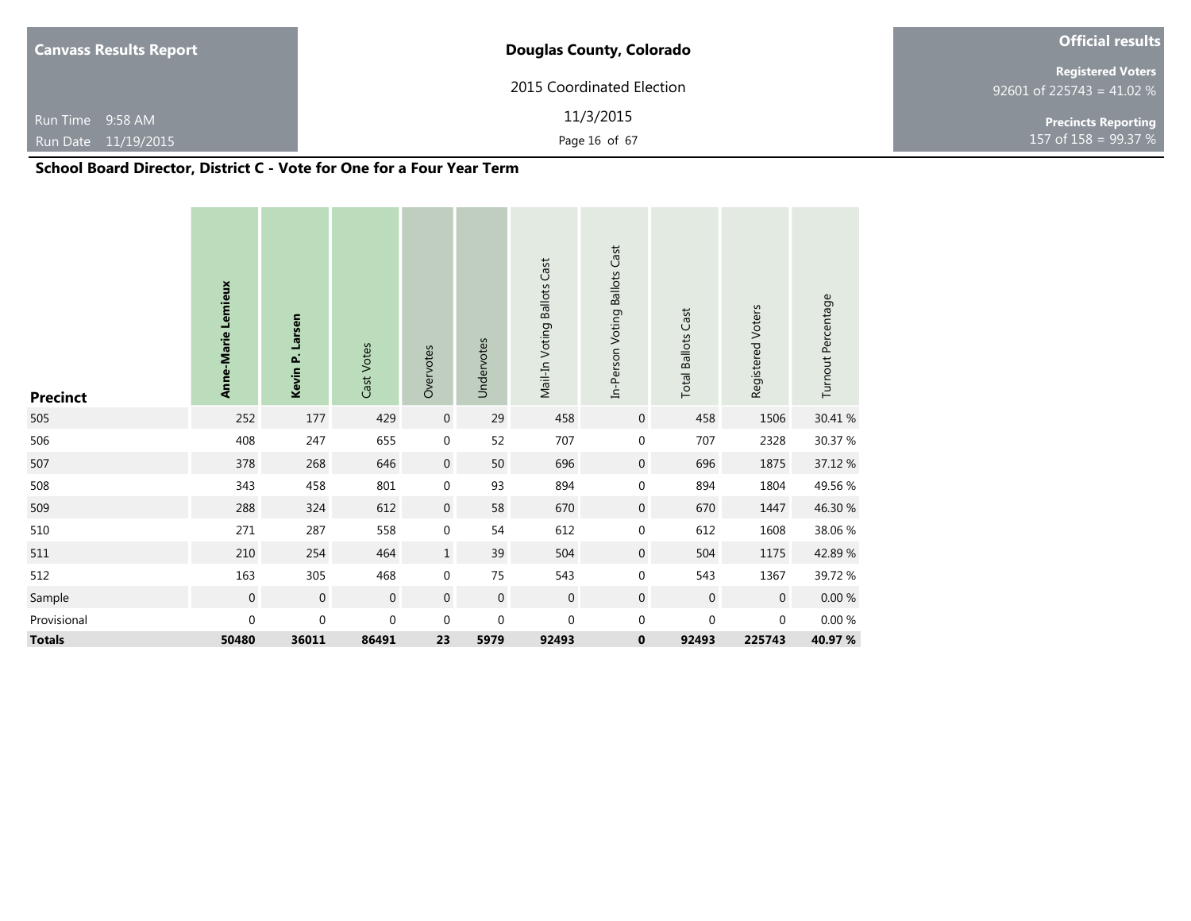**Canvass Results Report**

Run Time 9:58 AM
Run Date 11/19/2015

**Douglas County, Colorado**

2015 Coordinated Election

11/3/2015

**Official results**

**Registered Voters**
92601 of 225743 = 41.02 %

**Precincts Reporting**
157 of 158 = 99.37 %

## School Board Director, District C - Vote for One for a Four Year Term

| Precinct | Anne-Marie Lemieux | Kevin P. Larsen | Cast Votes | Overvotes | Undervotes | Mail-In Voting Ballots Cast | In-Person Voting Ballots Cast | Total Ballots Cast | Registered Voters | Turnout Percentage |
|---|---|---|---|---|---|---|---|---|---|---|
| 505 | 252 | 177 | 429 | 0 | 29 | 458 | 0 | 458 | 1506 | 30.41 % |
| 506 | 408 | 247 | 655 | 0 | 52 | 707 | 0 | 707 | 2328 | 30.37 % |
| 507 | 378 | 268 | 646 | 0 | 50 | 696 | 0 | 696 | 1875 | 37.12 % |
| 508 | 343 | 458 | 801 | 0 | 93 | 894 | 0 | 894 | 1804 | 49.56 % |
| 509 | 288 | 324 | 612 | 0 | 58 | 670 | 0 | 670 | 1447 | 46.30 % |
| 510 | 271 | 287 | 558 | 0 | 54 | 612 | 0 | 612 | 1608 | 38.06 % |
| 511 | 210 | 254 | 464 | 1 | 39 | 504 | 0 | 504 | 1175 | 42.89 % |
| 512 | 163 | 305 | 468 | 0 | 75 | 543 | 0 | 543 | 1367 | 39.72 % |
| Sample | 0 | 0 | 0 | 0 | 0 | 0 | 0 | 0 | 0 | 0.00 % |
| Provisional | 0 | 0 | 0 | 0 | 0 | 0 | 0 | 0 | 0 | 0.00 % |
| **Totals** | **50480** | **36011** | **86491** | **23** | **5979** | **92493** | **0** | **92493** | **225743** | **40.97 %** |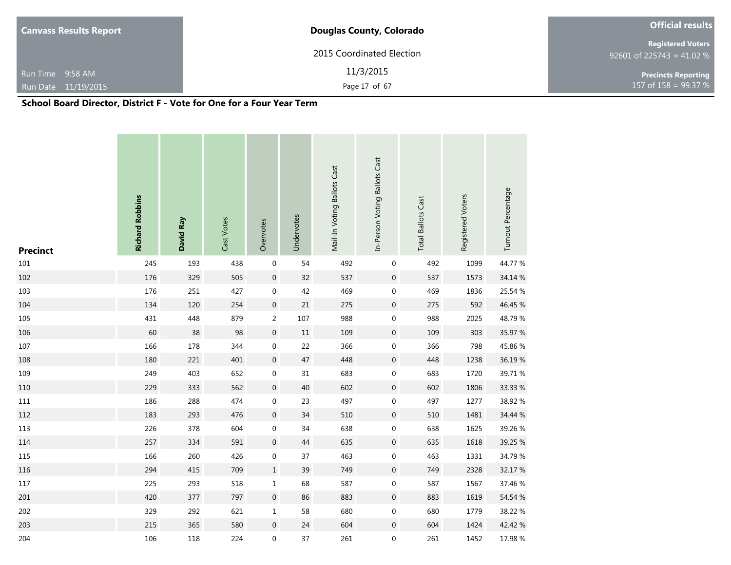# School Board Director, District F - Vote for One for a Four Year Term

| Precinct | Richard Robbins | David Ray | Cast Votes | Overvotes | Undervotes | Mail-In Voting Ballots Cast | In-Person Voting Ballots Cast | Total Ballots Cast | Registered Voters | Turnout Percentage |
|---|---|---|---|---|---|---|---|---|---|---|
| 101 | 245 | 193 | 438 | 0 | 54 | 492 | 0 | 492 | 1099 | 44.77 % |
| 102 | 176 | 329 | 505 | 0 | 32 | 537 | 0 | 537 | 1573 | 34.14 % |
| 103 | 176 | 251 | 427 | 0 | 42 | 469 | 0 | 469 | 1836 | 25.54 % |
| 104 | 134 | 120 | 254 | 0 | 21 | 275 | 0 | 275 | 592 | 46.45 % |
| 105 | 431 | 448 | 879 | 2 | 107 | 988 | 0 | 988 | 2025 | 48.79 % |
| 106 | 60 | 38 | 98 | 0 | 11 | 109 | 0 | 109 | 303 | 35.97 % |
| 107 | 166 | 178 | 344 | 0 | 22 | 366 | 0 | 366 | 798 | 45.86 % |
| 108 | 180 | 221 | 401 | 0 | 47 | 448 | 0 | 448 | 1238 | 36.19 % |
| 109 | 249 | 403 | 652 | 0 | 31 | 683 | 0 | 683 | 1720 | 39.71 % |
| 110 | 229 | 333 | 562 | 0 | 40 | 602 | 0 | 602 | 1806 | 33.33 % |
| 111 | 186 | 288 | 474 | 0 | 23 | 497 | 0 | 497 | 1277 | 38.92 % |
| 112 | 183 | 293 | 476 | 0 | 34 | 510 | 0 | 510 | 1481 | 34.44 % |
| 113 | 226 | 378 | 604 | 0 | 34 | 638 | 0 | 638 | 1625 | 39.26 % |
| 114 | 257 | 334 | 591 | 0 | 44 | 635 | 0 | 635 | 1618 | 39.25 % |
| 115 | 166 | 260 | 426 | 0 | 37 | 463 | 0 | 463 | 1331 | 34.79 % |
| 116 | 294 | 415 | 709 | 1 | 39 | 749 | 0 | 749 | 2328 | 32.17 % |
| 117 | 225 | 293 | 518 | 1 | 68 | 587 | 0 | 587 | 1567 | 37.46 % |
| 201 | 420 | 377 | 797 | 0 | 86 | 883 | 0 | 883 | 1619 | 54.54 % |
| 202 | 329 | 292 | 621 | 1 | 58 | 680 | 0 | 680 | 1779 | 38.22 % |
| 203 | 215 | 365 | 580 | 0 | 24 | 604 | 0 | 604 | 1424 | 42.42 % |
| 204 | 106 | 118 | 224 | 0 | 37 | 261 | 0 | 261 | 1452 | 17.98 % |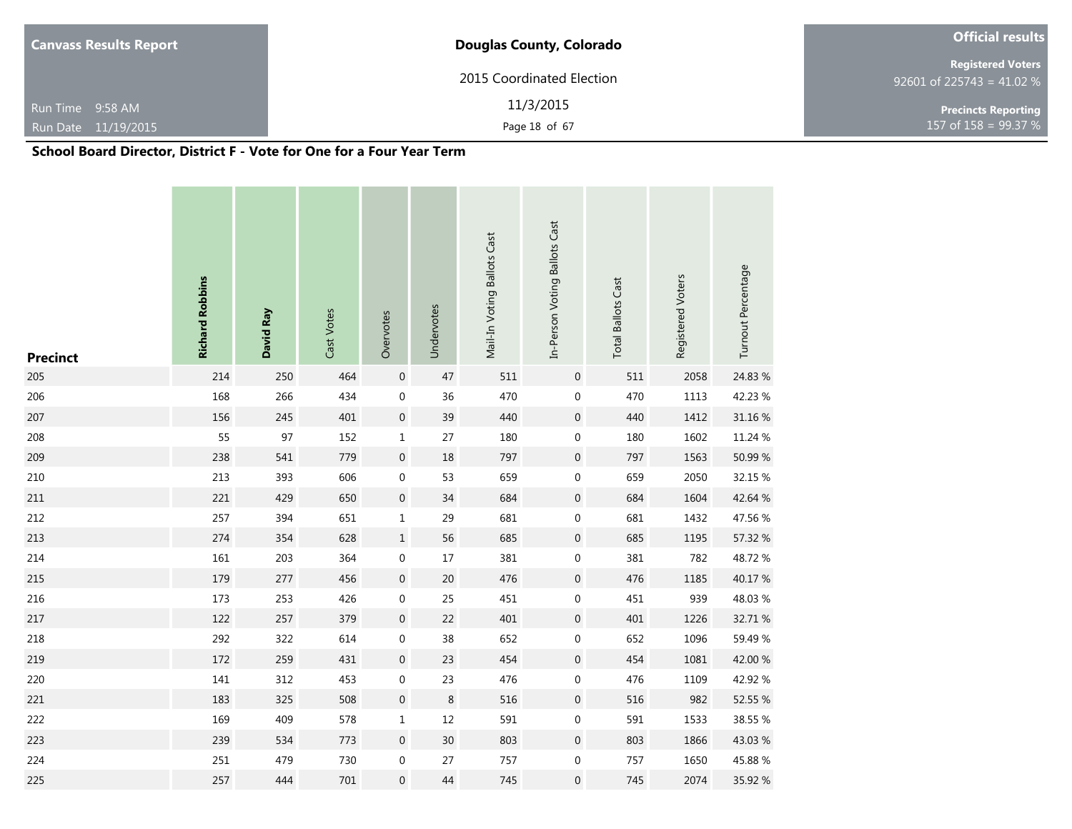## School Board Director, District F - Vote for One for a Four Year Term

| Precinct | Richard Robbins | David Ray | Cast Votes | Overvotes | Undervotes | Mail-In Voting Ballots Cast | In-Person Voting Ballots Cast | Total Ballots Cast | Registered Voters | Turnout Percentage |
|---|---|---|---|---|---|---|---|---|---|---|
| 205 | 214 | 250 | 464 | 0 | 47 | 511 | 0 | 511 | 2058 | 24.83 % |
| 206 | 168 | 266 | 434 | 0 | 36 | 470 | 0 | 470 | 1113 | 42.23 % |
| 207 | 156 | 245 | 401 | 0 | 39 | 440 | 0 | 440 | 1412 | 31.16 % |
| 208 | 55 | 97 | 152 | 1 | 27 | 180 | 0 | 180 | 1602 | 11.24 % |
| 209 | 238 | 541 | 779 | 0 | 18 | 797 | 0 | 797 | 1563 | 50.99 % |
| 210 | 213 | 393 | 606 | 0 | 53 | 659 | 0 | 659 | 2050 | 32.15 % |
| 211 | 221 | 429 | 650 | 0 | 34 | 684 | 0 | 684 | 1604 | 42.64 % |
| 212 | 257 | 394 | 651 | 1 | 29 | 681 | 0 | 681 | 1432 | 47.56 % |
| 213 | 274 | 354 | 628 | 1 | 56 | 685 | 0 | 685 | 1195 | 57.32 % |
| 214 | 161 | 203 | 364 | 0 | 17 | 381 | 0 | 381 | 782 | 48.72 % |
| 215 | 179 | 277 | 456 | 0 | 20 | 476 | 0 | 476 | 1185 | 40.17 % |
| 216 | 173 | 253 | 426 | 0 | 25 | 451 | 0 | 451 | 939 | 48.03 % |
| 217 | 122 | 257 | 379 | 0 | 22 | 401 | 0 | 401 | 1226 | 32.71 % |
| 218 | 292 | 322 | 614 | 0 | 38 | 652 | 0 | 652 | 1096 | 59.49 % |
| 219 | 172 | 259 | 431 | 0 | 23 | 454 | 0 | 454 | 1081 | 42.00 % |
| 220 | 141 | 312 | 453 | 0 | 23 | 476 | 0 | 476 | 1109 | 42.92 % |
| 221 | 183 | 325 | 508 | 0 | 8 | 516 | 0 | 516 | 982 | 52.55 % |
| 222 | 169 | 409 | 578 | 1 | 12 | 591 | 0 | 591 | 1533 | 38.55 % |
| 223 | 239 | 534 | 773 | 0 | 30 | 803 | 0 | 803 | 1866 | 43.03 % |
| 224 | 251 | 479 | 730 | 0 | 27 | 757 | 0 | 757 | 1650 | 45.88 % |
| 225 | 257 | 444 | 701 | 0 | 44 | 745 | 0 | 745 | 2074 | 35.92 % |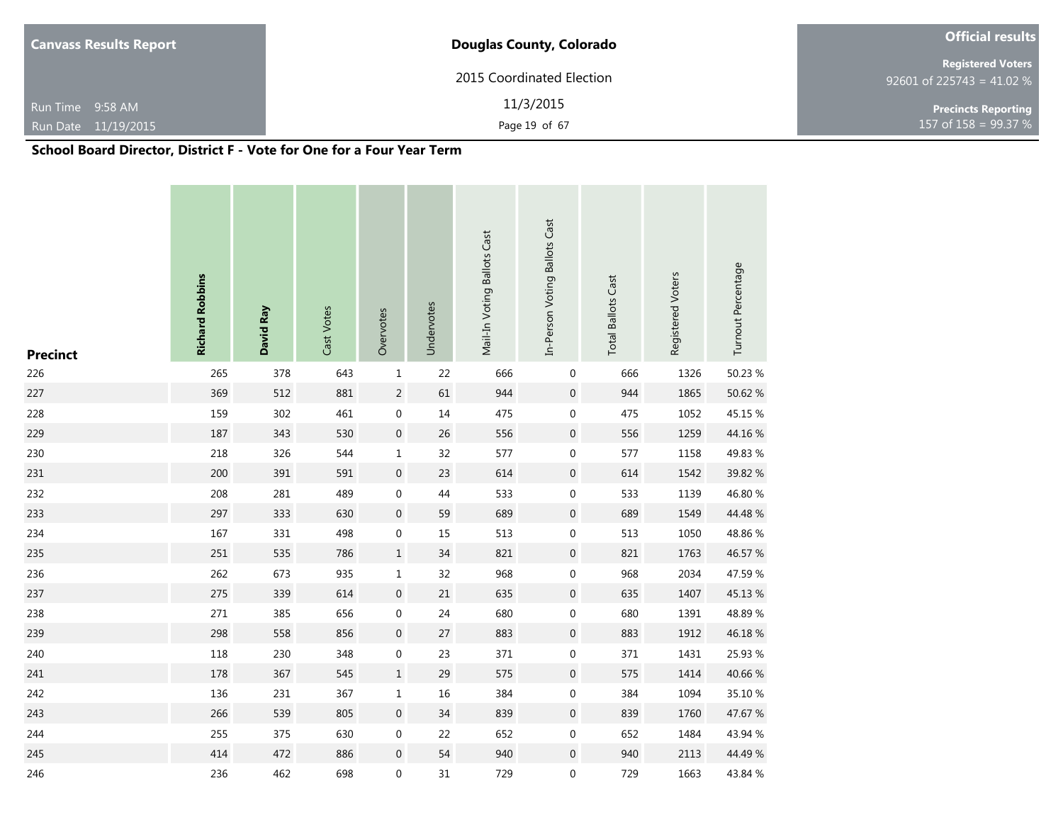**Canvass Results Report**

Run Time 9:58 AM
Run Date 11/19/2015

**Douglas County, Colorado**

2015 Coordinated Election

11/3/2015

**Official results**

**Registered Voters**
92601 of 225743 = 41.02 %

**Precincts Reporting**
157 of 158 = 99.37 %

## School Board Director, District F - Vote for One for a Four Year Term

| Precinct | Richard Robbins | David Ray | Cast Votes | Overvotes | Undervotes | Mail-In Voting Ballots Cast | In-Person Voting Ballots Cast | Total Ballots Cast | Registered Voters | Turnout Percentage |
|---|---|---|---|---|---|---|---|---|---|---|
| 226 | 265 | 378 | 643 | 1 | 22 | 666 | 0 | 666 | 1326 | 50.23 % |
| 227 | 369 | 512 | 881 | 2 | 61 | 944 | 0 | 944 | 1865 | 50.62 % |
| 228 | 159 | 302 | 461 | 0 | 14 | 475 | 0 | 475 | 1052 | 45.15 % |
| 229 | 187 | 343 | 530 | 0 | 26 | 556 | 0 | 556 | 1259 | 44.16 % |
| 230 | 218 | 326 | 544 | 1 | 32 | 577 | 0 | 577 | 1158 | 49.83 % |
| 231 | 200 | 391 | 591 | 0 | 23 | 614 | 0 | 614 | 1542 | 39.82 % |
| 232 | 208 | 281 | 489 | 0 | 44 | 533 | 0 | 533 | 1139 | 46.80 % |
| 233 | 297 | 333 | 630 | 0 | 59 | 689 | 0 | 689 | 1549 | 44.48 % |
| 234 | 167 | 331 | 498 | 0 | 15 | 513 | 0 | 513 | 1050 | 48.86 % |
| 235 | 251 | 535 | 786 | 1 | 34 | 821 | 0 | 821 | 1763 | 46.57 % |
| 236 | 262 | 673 | 935 | 1 | 32 | 968 | 0 | 968 | 2034 | 47.59 % |
| 237 | 275 | 339 | 614 | 0 | 21 | 635 | 0 | 635 | 1407 | 45.13 % |
| 238 | 271 | 385 | 656 | 0 | 24 | 680 | 0 | 680 | 1391 | 48.89 % |
| 239 | 298 | 558 | 856 | 0 | 27 | 883 | 0 | 883 | 1912 | 46.18 % |
| 240 | 118 | 230 | 348 | 0 | 23 | 371 | 0 | 371 | 1431 | 25.93 % |
| 241 | 178 | 367 | 545 | 1 | 29 | 575 | 0 | 575 | 1414 | 40.66 % |
| 242 | 136 | 231 | 367 | 1 | 16 | 384 | 0 | 384 | 1094 | 35.10 % |
| 243 | 266 | 539 | 805 | 0 | 34 | 839 | 0 | 839 | 1760 | 47.67 % |
| 244 | 255 | 375 | 630 | 0 | 22 | 652 | 0 | 652 | 1484 | 43.94 % |
| 245 | 414 | 472 | 886 | 0 | 54 | 940 | 0 | 940 | 2113 | 44.49 % |
| 246 | 236 | 462 | 698 | 0 | 31 | 729 | 0 | 729 | 1663 | 43.84 % |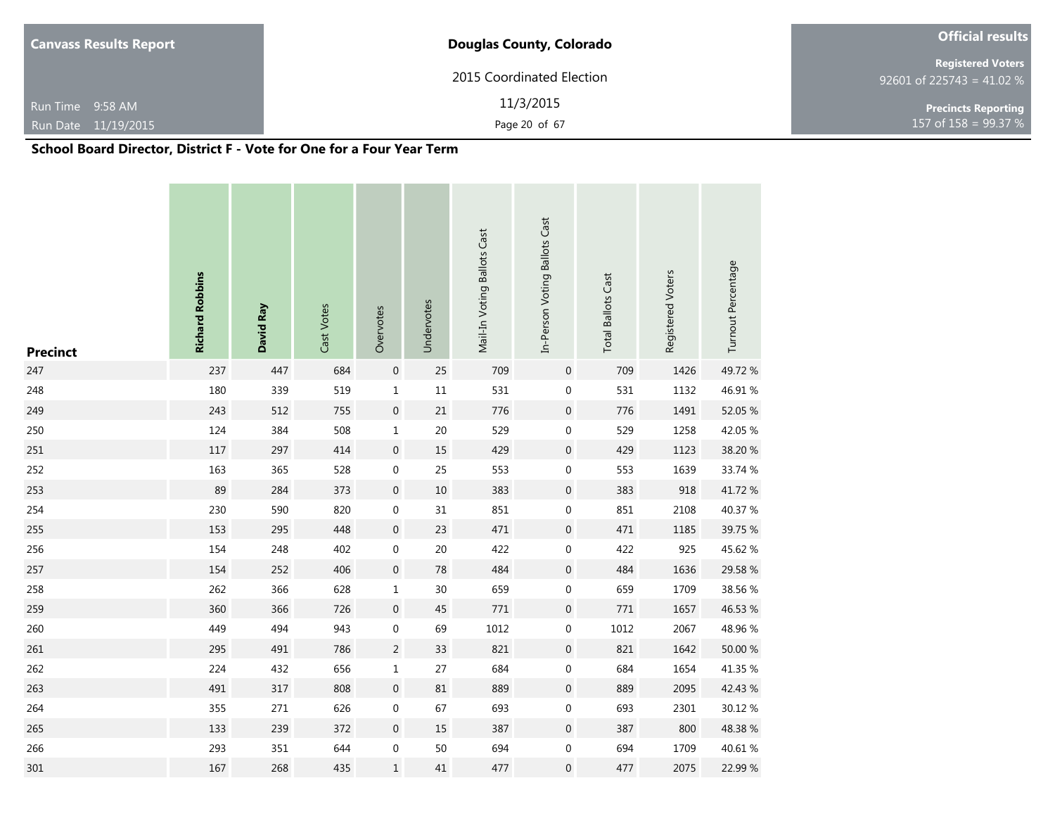## School Board Director, District F - Vote for One for a Four Year Term

| Precinct | Richard Robbins | David Ray | Cast Votes | Overvotes | Undervotes | Mail-In Voting Ballots Cast | In-Person Voting Ballots Cast | Total Ballots Cast | Registered Voters | Turnout Percentage |
|---|---|---|---|---|---|---|---|---|---|---|
| 247 | 237 | 447 | 684 | 0 | 25 | 709 | 0 | 709 | 1426 | 49.72 % |
| 248 | 180 | 339 | 519 | 1 | 11 | 531 | 0 | 531 | 1132 | 46.91 % |
| 249 | 243 | 512 | 755 | 0 | 21 | 776 | 0 | 776 | 1491 | 52.05 % |
| 250 | 124 | 384 | 508 | 1 | 20 | 529 | 0 | 529 | 1258 | 42.05 % |
| 251 | 117 | 297 | 414 | 0 | 15 | 429 | 0 | 429 | 1123 | 38.20 % |
| 252 | 163 | 365 | 528 | 0 | 25 | 553 | 0 | 553 | 1639 | 33.74 % |
| 253 | 89 | 284 | 373 | 0 | 10 | 383 | 0 | 383 | 918 | 41.72 % |
| 254 | 230 | 590 | 820 | 0 | 31 | 851 | 0 | 851 | 2108 | 40.37 % |
| 255 | 153 | 295 | 448 | 0 | 23 | 471 | 0 | 471 | 1185 | 39.75 % |
| 256 | 154 | 248 | 402 | 0 | 20 | 422 | 0 | 422 | 925 | 45.62 % |
| 257 | 154 | 252 | 406 | 0 | 78 | 484 | 0 | 484 | 1636 | 29.58 % |
| 258 | 262 | 366 | 628 | 1 | 30 | 659 | 0 | 659 | 1709 | 38.56 % |
| 259 | 360 | 366 | 726 | 0 | 45 | 771 | 0 | 771 | 1657 | 46.53 % |
| 260 | 449 | 494 | 943 | 0 | 69 | 1012 | 0 | 1012 | 2067 | 48.96 % |
| 261 | 295 | 491 | 786 | 2 | 33 | 821 | 0 | 821 | 1642 | 50.00 % |
| 262 | 224 | 432 | 656 | 1 | 27 | 684 | 0 | 684 | 1654 | 41.35 % |
| 263 | 491 | 317 | 808 | 0 | 81 | 889 | 0 | 889 | 2095 | 42.43 % |
| 264 | 355 | 271 | 626 | 0 | 67 | 693 | 0 | 693 | 2301 | 30.12 % |
| 265 | 133 | 239 | 372 | 0 | 15 | 387 | 0 | 387 | 800 | 48.38 % |
| 266 | 293 | 351 | 644 | 0 | 50 | 694 | 0 | 694 | 1709 | 40.61 % |
| 301 | 167 | 268 | 435 | 1 | 41 | 477 | 0 | 477 | 2075 | 22.99 % |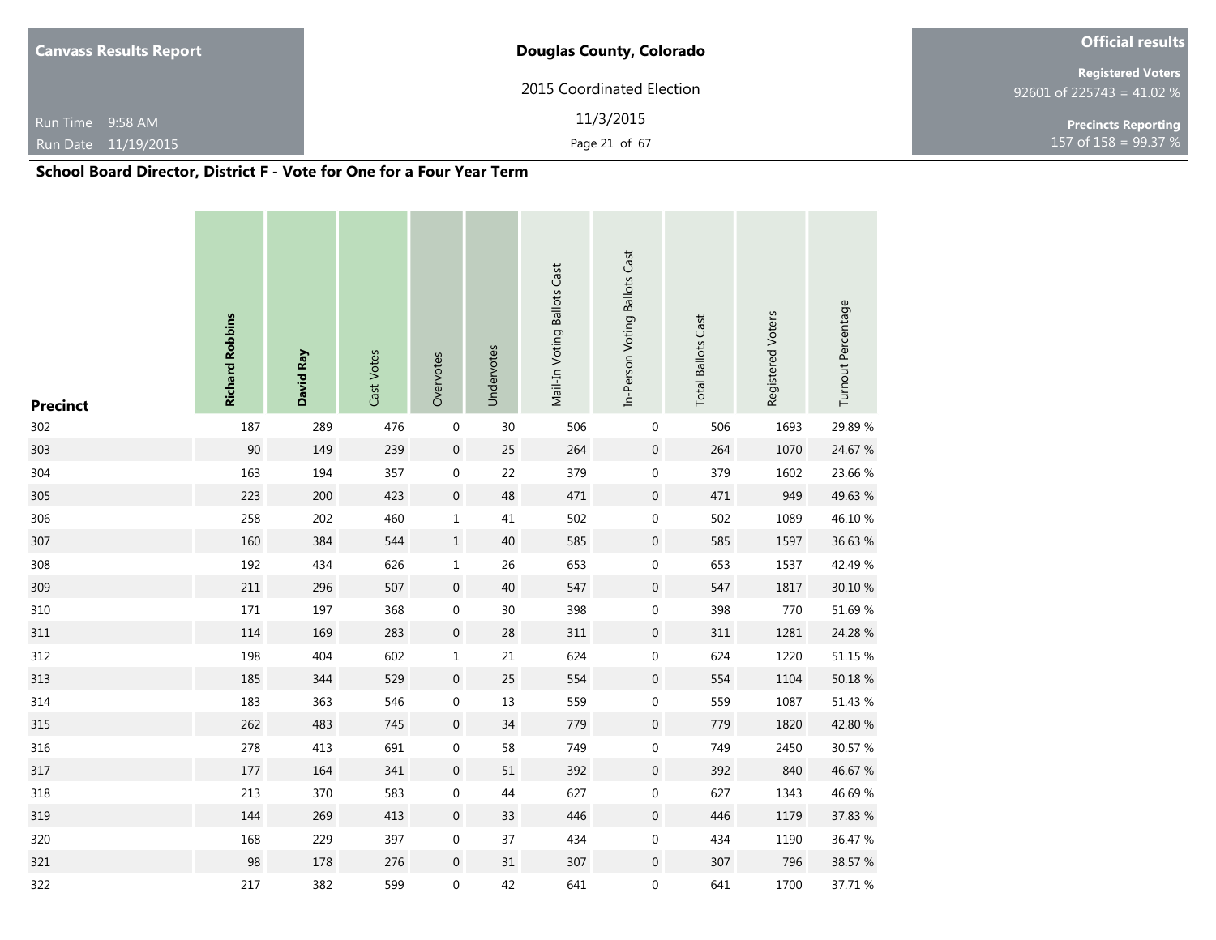**Canvass Results Report**

**Douglas County, Colorado**

2015 Coordinated Election

11/3/2015

Run Time 9:58 AM

Run Date 11/19/2015

**Official results**

**Registered Voters**
92601 of 225743 = 41.02 %

**Precincts Reporting**
157 of 158 = 99.37 %

## School Board Director, District F - Vote for One for a Four Year Term

| Precinct | Richard Robbins | David Ray | Cast Votes | Overvotes | Undervotes | Mail-In Voting Ballots Cast | In-Person Voting Ballots Cast | Total Ballots Cast | Registered Voters | Turnout Percentage |
|---|---|---|---|---|---|---|---|---|---|---|
| 302 | 187 | 289 | 476 | 0 | 30 | 506 | 0 | 506 | 1693 | 29.89 % |
| 303 | 90 | 149 | 239 | 0 | 25 | 264 | 0 | 264 | 1070 | 24.67 % |
| 304 | 163 | 194 | 357 | 0 | 22 | 379 | 0 | 379 | 1602 | 23.66 % |
| 305 | 223 | 200 | 423 | 0 | 48 | 471 | 0 | 471 | 949 | 49.63 % |
| 306 | 258 | 202 | 460 | 1 | 41 | 502 | 0 | 502 | 1089 | 46.10 % |
| 307 | 160 | 384 | 544 | 1 | 40 | 585 | 0 | 585 | 1597 | 36.63 % |
| 308 | 192 | 434 | 626 | 1 | 26 | 653 | 0 | 653 | 1537 | 42.49 % |
| 309 | 211 | 296 | 507 | 0 | 40 | 547 | 0 | 547 | 1817 | 30.10 % |
| 310 | 171 | 197 | 368 | 0 | 30 | 398 | 0 | 398 | 770 | 51.69 % |
| 311 | 114 | 169 | 283 | 0 | 28 | 311 | 0 | 311 | 1281 | 24.28 % |
| 312 | 198 | 404 | 602 | 1 | 21 | 624 | 0 | 624 | 1220 | 51.15 % |
| 313 | 185 | 344 | 529 | 0 | 25 | 554 | 0 | 554 | 1104 | 50.18 % |
| 314 | 183 | 363 | 546 | 0 | 13 | 559 | 0 | 559 | 1087 | 51.43 % |
| 315 | 262 | 483 | 745 | 0 | 34 | 779 | 0 | 779 | 1820 | 42.80 % |
| 316 | 278 | 413 | 691 | 0 | 58 | 749 | 0 | 749 | 2450 | 30.57 % |
| 317 | 177 | 164 | 341 | 0 | 51 | 392 | 0 | 392 | 840 | 46.67 % |
| 318 | 213 | 370 | 583 | 0 | 44 | 627 | 0 | 627 | 1343 | 46.69 % |
| 319 | 144 | 269 | 413 | 0 | 33 | 446 | 0 | 446 | 1179 | 37.83 % |
| 320 | 168 | 229 | 397 | 0 | 37 | 434 | 0 | 434 | 1190 | 36.47 % |
| 321 | 98 | 178 | 276 | 0 | 31 | 307 | 0 | 307 | 796 | 38.57 % |
| 322 | 217 | 382 | 599 | 0 | 42 | 641 | 0 | 641 | 1700 | 37.71 % |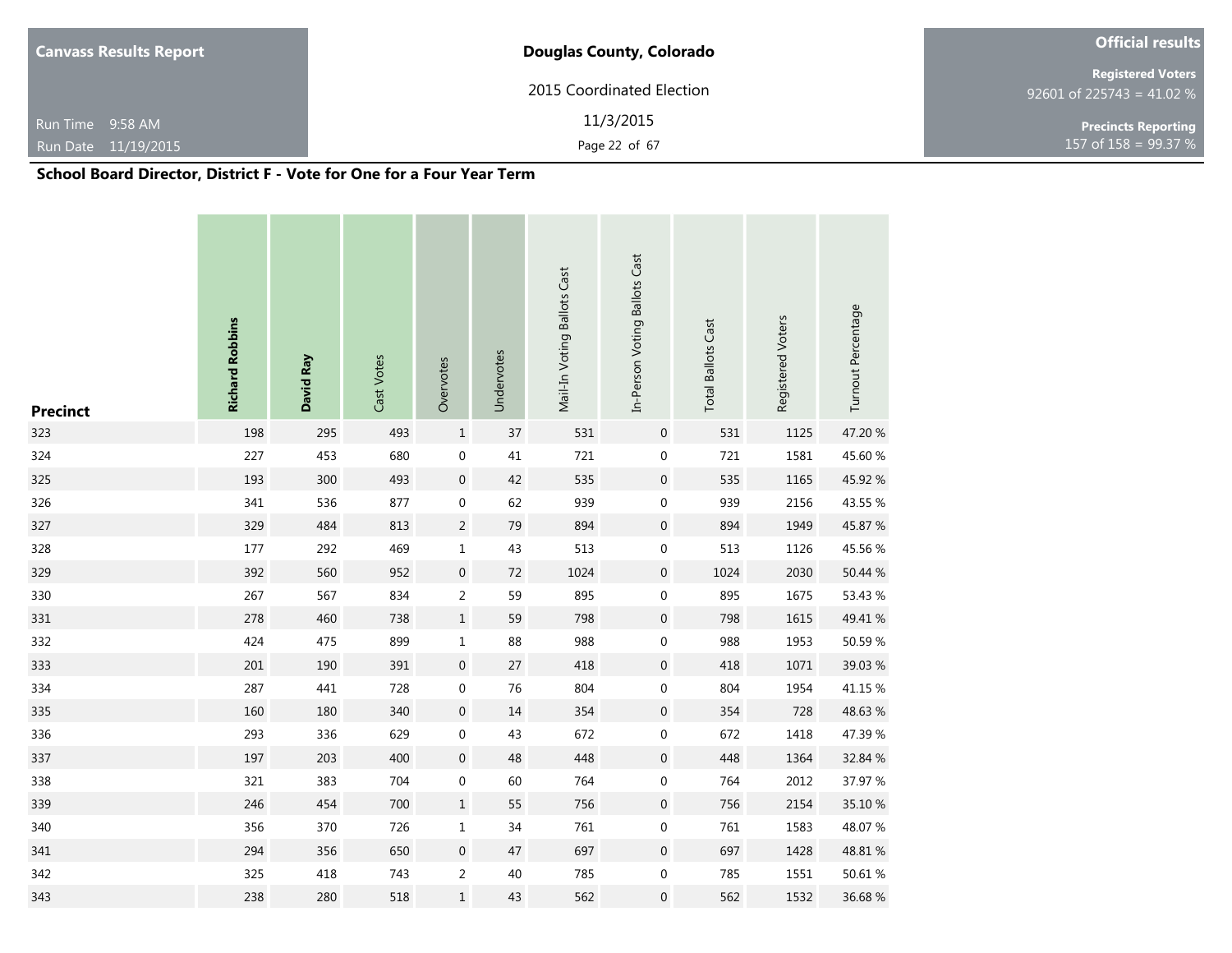# Canvass Results Report

**Douglas County, Colorado**

2015 Coordinated Election

11/3/2015

Run Time 9:58 AM
Run Date 11/19/2015

**Official results**

**Registered Voters**
92601 of 225743 = 41.02 %

**Precincts Reporting**
157 of 158 = 99.37 %

## School Board Director, District F - Vote for One for a Four Year Term

| Precinct | Richard Robbins | David Ray | Cast Votes | Overvotes | Undervotes | Mail-In Voting Ballots Cast | In-Person Voting Ballots Cast | Total Ballots Cast | Registered Voters | Turnout Percentage |
|---|---|---|---|---|---|---|---|---|---|---|
| 323 | 198 | 295 | 493 | 1 | 37 | 531 | 0 | 531 | 1125 | 47.20 % |
| 324 | 227 | 453 | 680 | 0 | 41 | 721 | 0 | 721 | 1581 | 45.60 % |
| 325 | 193 | 300 | 493 | 0 | 42 | 535 | 0 | 535 | 1165 | 45.92 % |
| 326 | 341 | 536 | 877 | 0 | 62 | 939 | 0 | 939 | 2156 | 43.55 % |
| 327 | 329 | 484 | 813 | 2 | 79 | 894 | 0 | 894 | 1949 | 45.87 % |
| 328 | 177 | 292 | 469 | 1 | 43 | 513 | 0 | 513 | 1126 | 45.56 % |
| 329 | 392 | 560 | 952 | 0 | 72 | 1024 | 0 | 1024 | 2030 | 50.44 % |
| 330 | 267 | 567 | 834 | 2 | 59 | 895 | 0 | 895 | 1675 | 53.43 % |
| 331 | 278 | 460 | 738 | 1 | 59 | 798 | 0 | 798 | 1615 | 49.41 % |
| 332 | 424 | 475 | 899 | 1 | 88 | 988 | 0 | 988 | 1953 | 50.59 % |
| 333 | 201 | 190 | 391 | 0 | 27 | 418 | 0 | 418 | 1071 | 39.03 % |
| 334 | 287 | 441 | 728 | 0 | 76 | 804 | 0 | 804 | 1954 | 41.15 % |
| 335 | 160 | 180 | 340 | 0 | 14 | 354 | 0 | 354 | 728 | 48.63 % |
| 336 | 293 | 336 | 629 | 0 | 43 | 672 | 0 | 672 | 1418 | 47.39 % |
| 337 | 197 | 203 | 400 | 0 | 48 | 448 | 0 | 448 | 1364 | 32.84 % |
| 338 | 321 | 383 | 704 | 0 | 60 | 764 | 0 | 764 | 2012 | 37.97 % |
| 339 | 246 | 454 | 700 | 1 | 55 | 756 | 0 | 756 | 2154 | 35.10 % |
| 340 | 356 | 370 | 726 | 1 | 34 | 761 | 0 | 761 | 1583 | 48.07 % |
| 341 | 294 | 356 | 650 | 0 | 47 | 697 | 0 | 697 | 1428 | 48.81 % |
| 342 | 325 | 418 | 743 | 2 | 40 | 785 | 0 | 785 | 1551 | 50.61 % |
| 343 | 238 | 280 | 518 | 1 | 43 | 562 | 0 | 562 | 1532 | 36.68 % |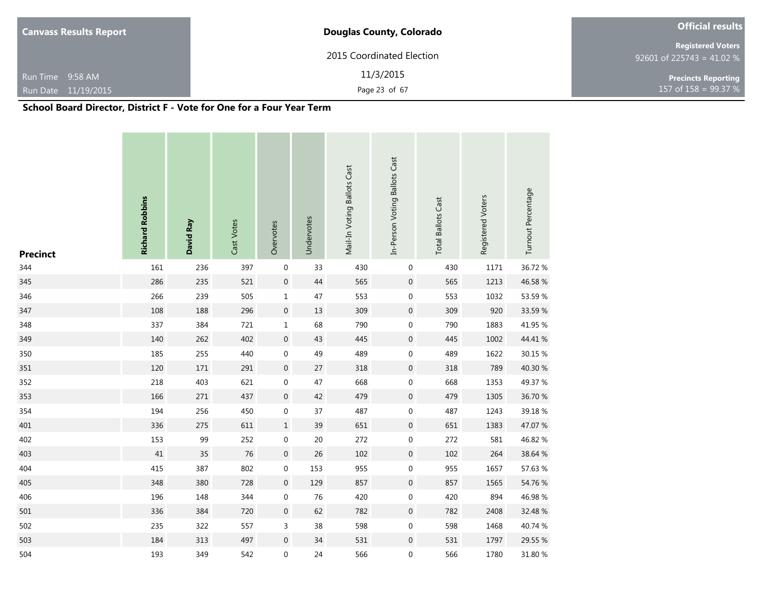**Canvass Results Report**

Run Time 9:58 AM
Run Date 11/19/2015

**Douglas County, Colorado**

2015 Coordinated Election

11/3/2015

**Official results**

**Registered Voters**
92601 of 225743 = 41.02 %

**Precincts Reporting**
157 of 158 = 99.37 %

## School Board Director, District F - Vote for One for a Four Year Term

| Precinct | Richard Robbins | David Ray | Cast Votes | Overvotes | Undervotes | Mail-In Voting Ballots Cast | In-Person Voting Ballots Cast | Total Ballots Cast | Registered Voters | Turnout Percentage |
|---|---|---|---|---|---|---|---|---|---|---|
| 344 | 161 | 236 | 397 | 0 | 33 | 430 | 0 | 430 | 1171 | 36.72 % |
| 345 | 286 | 235 | 521 | 0 | 44 | 565 | 0 | 565 | 1213 | 46.58 % |
| 346 | 266 | 239 | 505 | 1 | 47 | 553 | 0 | 553 | 1032 | 53.59 % |
| 347 | 108 | 188 | 296 | 0 | 13 | 309 | 0 | 309 | 920 | 33.59 % |
| 348 | 337 | 384 | 721 | 1 | 68 | 790 | 0 | 790 | 1883 | 41.95 % |
| 349 | 140 | 262 | 402 | 0 | 43 | 445 | 0 | 445 | 1002 | 44.41 % |
| 350 | 185 | 255 | 440 | 0 | 49 | 489 | 0 | 489 | 1622 | 30.15 % |
| 351 | 120 | 171 | 291 | 0 | 27 | 318 | 0 | 318 | 789 | 40.30 % |
| 352 | 218 | 403 | 621 | 0 | 47 | 668 | 0 | 668 | 1353 | 49.37 % |
| 353 | 166 | 271 | 437 | 0 | 42 | 479 | 0 | 479 | 1305 | 36.70 % |
| 354 | 194 | 256 | 450 | 0 | 37 | 487 | 0 | 487 | 1243 | 39.18 % |
| 401 | 336 | 275 | 611 | 1 | 39 | 651 | 0 | 651 | 1383 | 47.07 % |
| 402 | 153 | 99 | 252 | 0 | 20 | 272 | 0 | 272 | 581 | 46.82 % |
| 403 | 41 | 35 | 76 | 0 | 26 | 102 | 0 | 102 | 264 | 38.64 % |
| 404 | 415 | 387 | 802 | 0 | 153 | 955 | 0 | 955 | 1657 | 57.63 % |
| 405 | 348 | 380 | 728 | 0 | 129 | 857 | 0 | 857 | 1565 | 54.76 % |
| 406 | 196 | 148 | 344 | 0 | 76 | 420 | 0 | 420 | 894 | 46.98 % |
| 501 | 336 | 384 | 720 | 0 | 62 | 782 | 0 | 782 | 2408 | 32.48 % |
| 502 | 235 | 322 | 557 | 3 | 38 | 598 | 0 | 598 | 1468 | 40.74 % |
| 503 | 184 | 313 | 497 | 0 | 34 | 531 | 0 | 531 | 1797 | 29.55 % |
| 504 | 193 | 349 | 542 | 0 | 24 | 566 | 0 | 566 | 1780 | 31.80 % |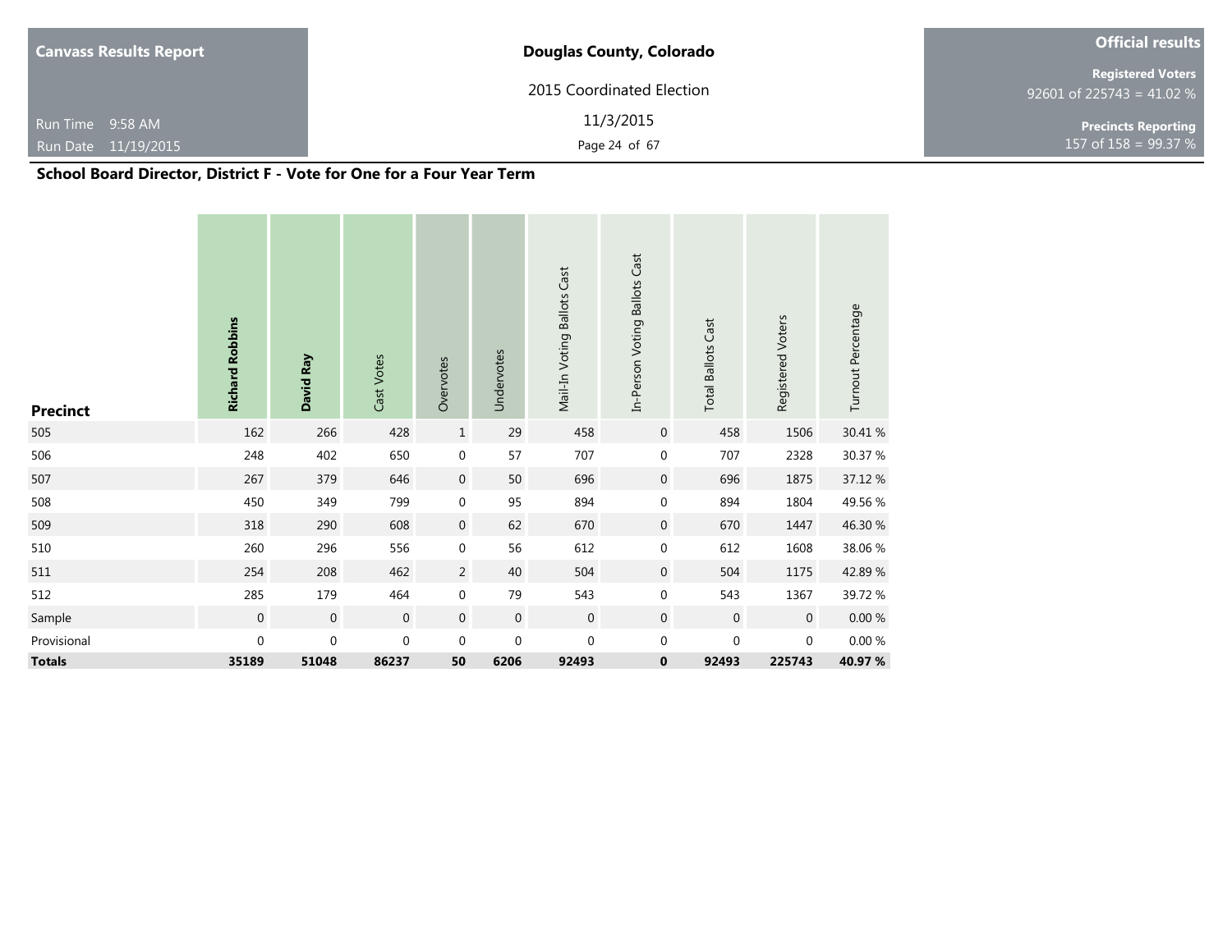Canvass Results Report

Run Time 9:58 AM
Run Date 11/19/2015

**Douglas County, Colorado**

2015 Coordinated Election

11/3/2015

**Official results**

**Registered Voters**
92601 of 225743 = 41.02 %

**Precincts Reporting**
157 of 158 = 99.37 %

## School Board Director, District F - Vote for One for a Four Year Term

| Precinct | Richard Robbins | David Ray | Cast Votes | Overvotes | Undervotes | Mail-In Voting Ballots Cast | In-Person Voting Ballots Cast | Total Ballots Cast | Registered Voters | Turnout Percentage |
|---|---|---|---|---|---|---|---|---|---|---|
| 505 | 162 | 266 | 428 | 1 | 29 | 458 | 0 | 458 | 1506 | 30.41 % |
| 506 | 248 | 402 | 650 | 0 | 57 | 707 | 0 | 707 | 2328 | 30.37 % |
| 507 | 267 | 379 | 646 | 0 | 50 | 696 | 0 | 696 | 1875 | 37.12 % |
| 508 | 450 | 349 | 799 | 0 | 95 | 894 | 0 | 894 | 1804 | 49.56 % |
| 509 | 318 | 290 | 608 | 0 | 62 | 670 | 0 | 670 | 1447 | 46.30 % |
| 510 | 260 | 296 | 556 | 0 | 56 | 612 | 0 | 612 | 1608 | 38.06 % |
| 511 | 254 | 208 | 462 | 2 | 40 | 504 | 0 | 504 | 1175 | 42.89 % |
| 512 | 285 | 179 | 464 | 0 | 79 | 543 | 0 | 543 | 1367 | 39.72 % |
| Sample | 0 | 0 | 0 | 0 | 0 | 0 | 0 | 0 | 0 | 0.00 % |
| Provisional | 0 | 0 | 0 | 0 | 0 | 0 | 0 | 0 | 0 | 0.00 % |
| **Totals** | **35189** | **51048** | **86237** | **50** | **6206** | **92493** | **0** | **92493** | **225743** | **40.97 %** |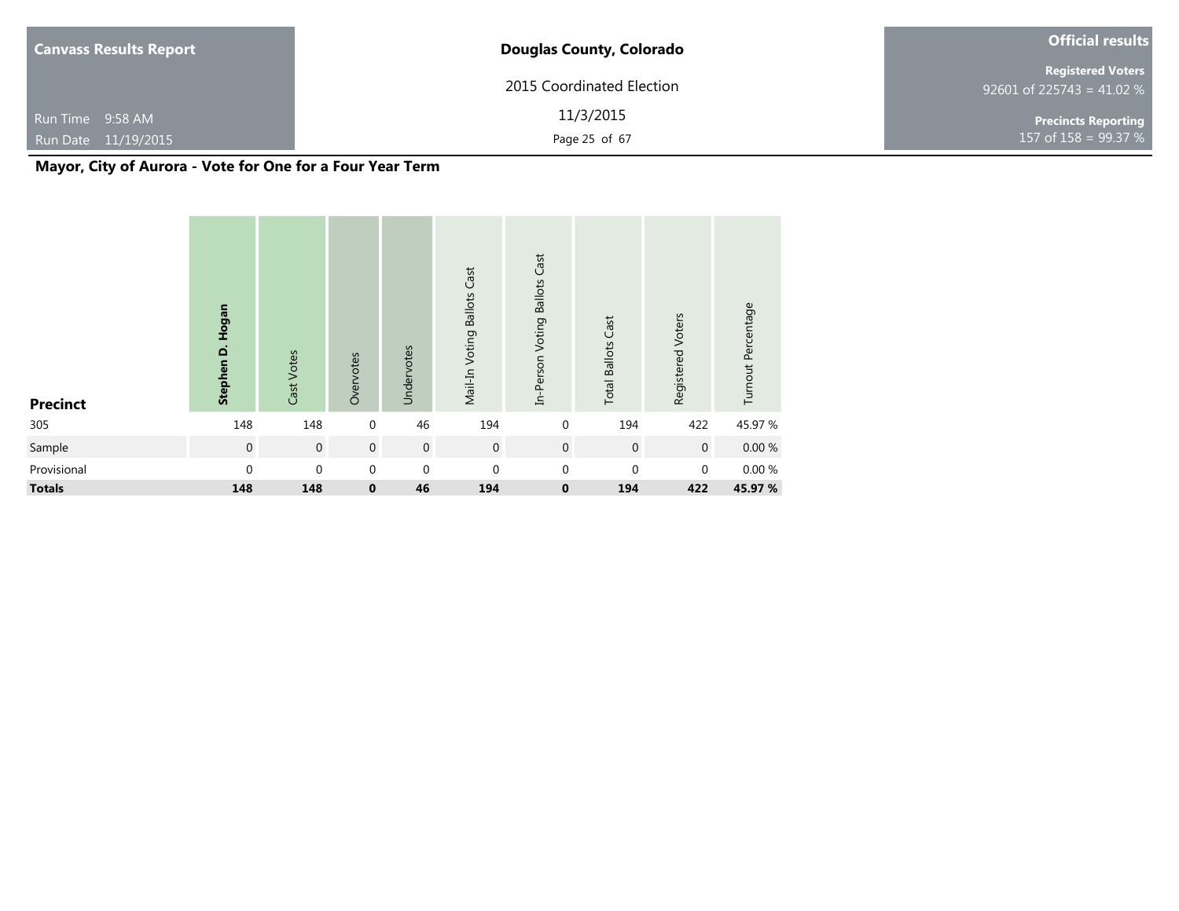## Mayor, City of Aurora - Vote for One for a Four Year Term

| Precinct | Stephen D. Hogan | Cast Votes | Overvotes | Undervotes | Mail-In Voting Ballots Cast | In-Person Voting Ballots Cast | Total Ballots Cast | Registered Voters | Turnout Percentage |
|---|---|---|---|---|---|---|---|---|---|
| 305 | 148 | 148 | 0 | 46 | 194 | 0 | 194 | 422 | 45.97 % |
| Sample | 0 | 0 | 0 | 0 | 0 | 0 | 0 | 0 | 0.00 % |
| Provisional | 0 | 0 | 0 | 0 | 0 | 0 | 0 | 0 | 0.00 % |
| **Totals** | **148** | **148** | **0** | **46** | **194** | **0** | **194** | **422** | **45.97 %** |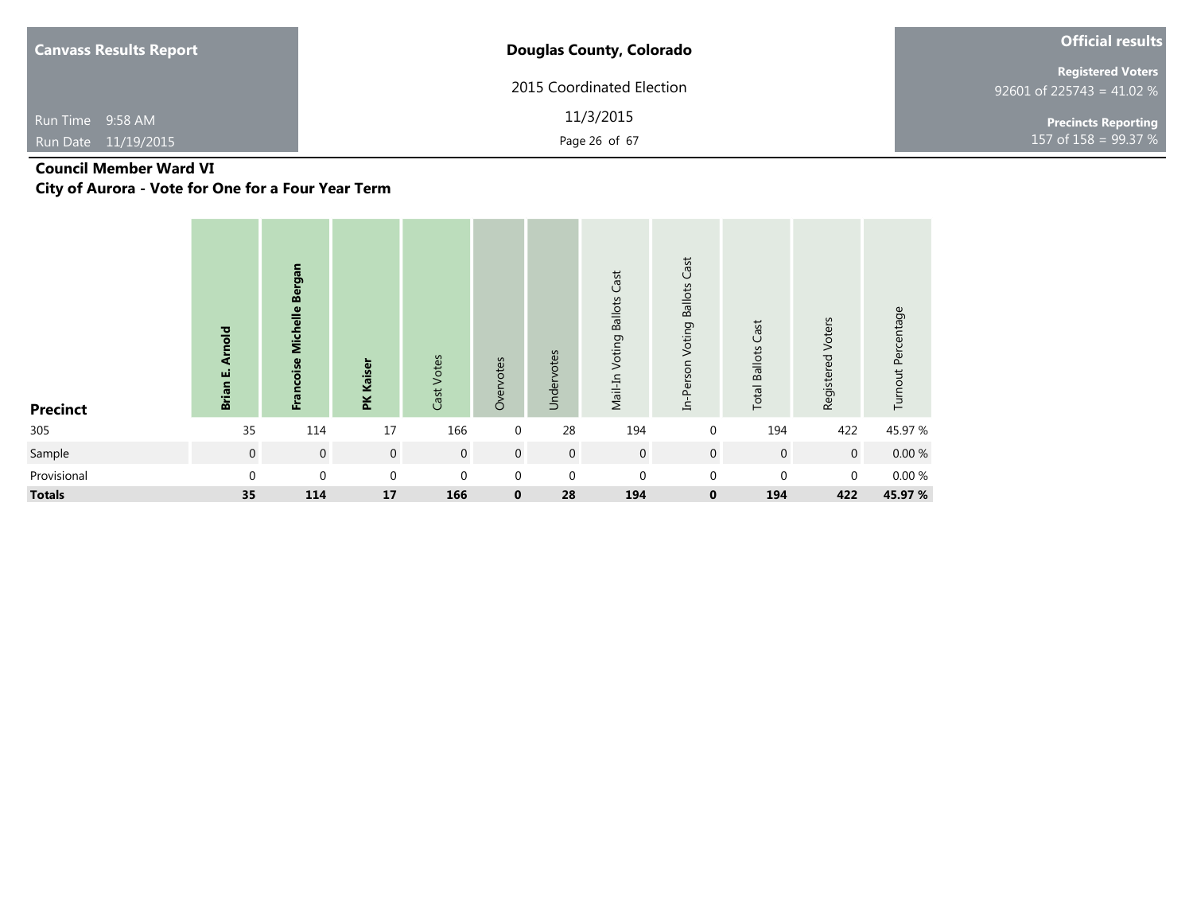**Canvass Results Report**

Run Time 9:58 AM
Run Date 11/19/2015

**Douglas County, Colorado**

2015 Coordinated Election

11/3/2015

**Official results**

**Registered Voters**
92601 of 225743 = 41.02 %

**Precincts Reporting**
157 of 158 = 99.37 %

## Council Member Ward VI
## City of Aurora - Vote for One for a Four Year Term

| Precinct | Brian E. Arnold | Francoise Michelle Bergan | PK Kaiser | Cast Votes | Overvotes | Undervotes | Mail-In Voting Ballots Cast | In-Person Voting Ballots Cast | Total Ballots Cast | Registered Voters | Turnout Percentage |
|---|---|---|---|---|---|---|---|---|---|---|---|
| 305 | 35 | 114 | 17 | 166 | 0 | 28 | 194 | 0 | 194 | 422 | 45.97 % |
| Sample | 0 | 0 | 0 | 0 | 0 | 0 | 0 | 0 | 0 | 0 | 0.00 % |
| Provisional | 0 | 0 | 0 | 0 | 0 | 0 | 0 | 0 | 0 | 0 | 0.00 % |
| **Totals** | **35** | **114** | **17** | **166** | **0** | **28** | **194** | **0** | **194** | **422** | **45.97 %** |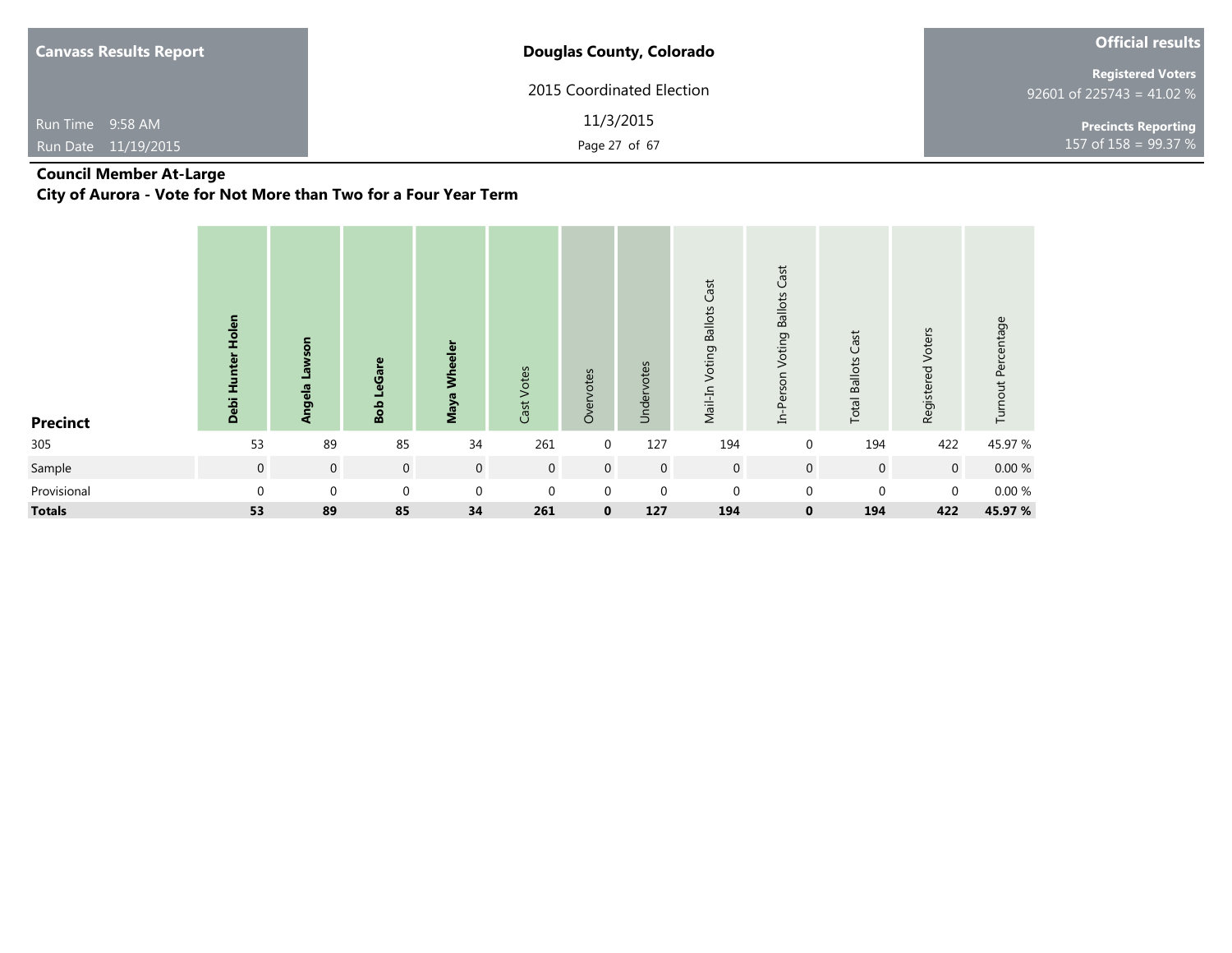**Canvass Results Report**

Run Time 9:58 AM
Run Date 11/19/2015

**Douglas County, Colorado**

2015 Coordinated Election

11/3/2015

**Official results**

**Registered Voters**
92601 of 225743 = 41.02 %

**Precincts Reporting**
157 of 158 = 99.37 %

## Council Member At-Large

### City of Aurora - Vote for Not More than Two for a Four Year Term

| Precinct | Debi Hunter Holen | Angela Lawson | Bob LeGare | Maya Wheeler | Cast Votes | Overvotes | Undervotes | Mail-In Voting Ballots Cast | In-Person Voting Ballots Cast | Total Ballots Cast | Registered Voters | Turnout Percentage |
|---|---|---|---|---|---|---|---|---|---|---|---|---|
| 305 | 53 | 89 | 85 | 34 | 261 | 0 | 127 | 194 | 0 | 194 | 422 | 45.97 % |
| Sample | 0 | 0 | 0 | 0 | 0 | 0 | 0 | 0 | 0 | 0 | 0 | 0.00 % |
| Provisional | 0 | 0 | 0 | 0 | 0 | 0 | 0 | 0 | 0 | 0 | 0 | 0.00 % |
| **Totals** | **53** | **89** | **85** | **34** | **261** | **0** | **127** | **194** | **0** | **194** | **422** | **45.97 %** |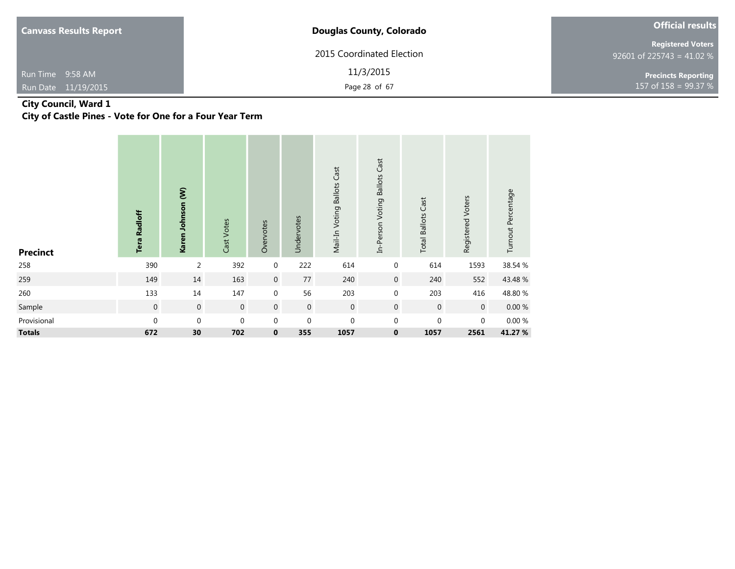## City Council, Ward 1

**City of Castle Pines - Vote for One for a Four Year Term**

| Precinct | Tera Radloff | Karen Johnson (W) | Cast Votes | Overvotes | Undervotes | Mail-In Voting Ballots Cast | In-Person Voting Ballots Cast | Total Ballots Cast | Registered Voters | Turnout Percentage |
|---|---|---|---|---|---|---|---|---|---|---|
| 258 | 390 | 2 | 392 | 0 | 222 | 614 | 0 | 614 | 1593 | 38.54 % |
| 259 | 149 | 14 | 163 | 0 | 77 | 240 | 0 | 240 | 552 | 43.48 % |
| 260 | 133 | 14 | 147 | 0 | 56 | 203 | 0 | 203 | 416 | 48.80 % |
| Sample | 0 | 0 | 0 | 0 | 0 | 0 | 0 | 0 | 0 | 0.00 % |
| Provisional | 0 | 0 | 0 | 0 | 0 | 0 | 0 | 0 | 0 | 0.00 % |
| **Totals** | **672** | **30** | **702** | **0** | **355** | **1057** | **0** | **1057** | **2561** | **41.27 %** |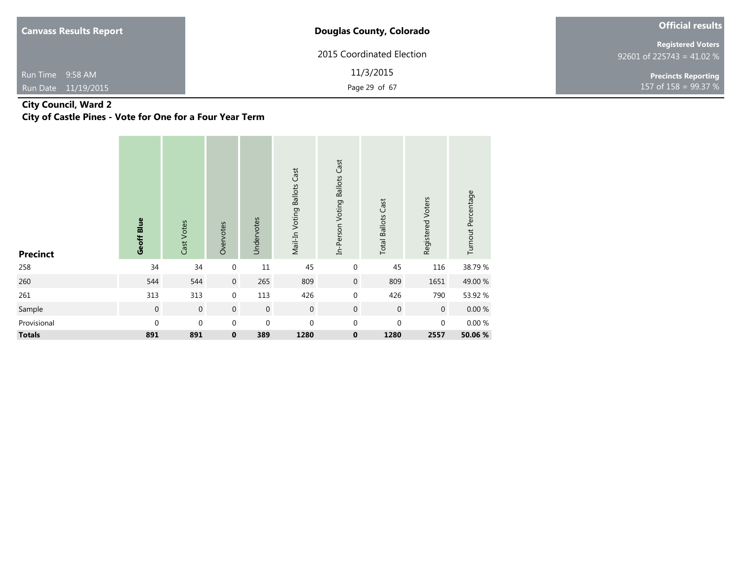## City Council, Ward 2

### City of Castle Pines - Vote for One for a Four Year Term

| Precinct | Geoff Blue | Cast Votes | Overvotes | Undervotes | Mail-In Voting Ballots Cast | In-Person Voting Ballots Cast | Total Ballots Cast | Registered Voters | Turnout Percentage |
|---|---|---|---|---|---|---|---|---|---|
| 258 | 34 | 34 | 0 | 11 | 45 | 0 | 45 | 116 | 38.79 % |
| 260 | 544 | 544 | 0 | 265 | 809 | 0 | 809 | 1651 | 49.00 % |
| 261 | 313 | 313 | 0 | 113 | 426 | 0 | 426 | 790 | 53.92 % |
| Sample | 0 | 0 | 0 | 0 | 0 | 0 | 0 | 0 | 0.00 % |
| Provisional | 0 | 0 | 0 | 0 | 0 | 0 | 0 | 0 | 0.00 % |
| **Totals** | **891** | **891** | **0** | **389** | **1280** | **0** | **1280** | **2557** | **50.06 %** |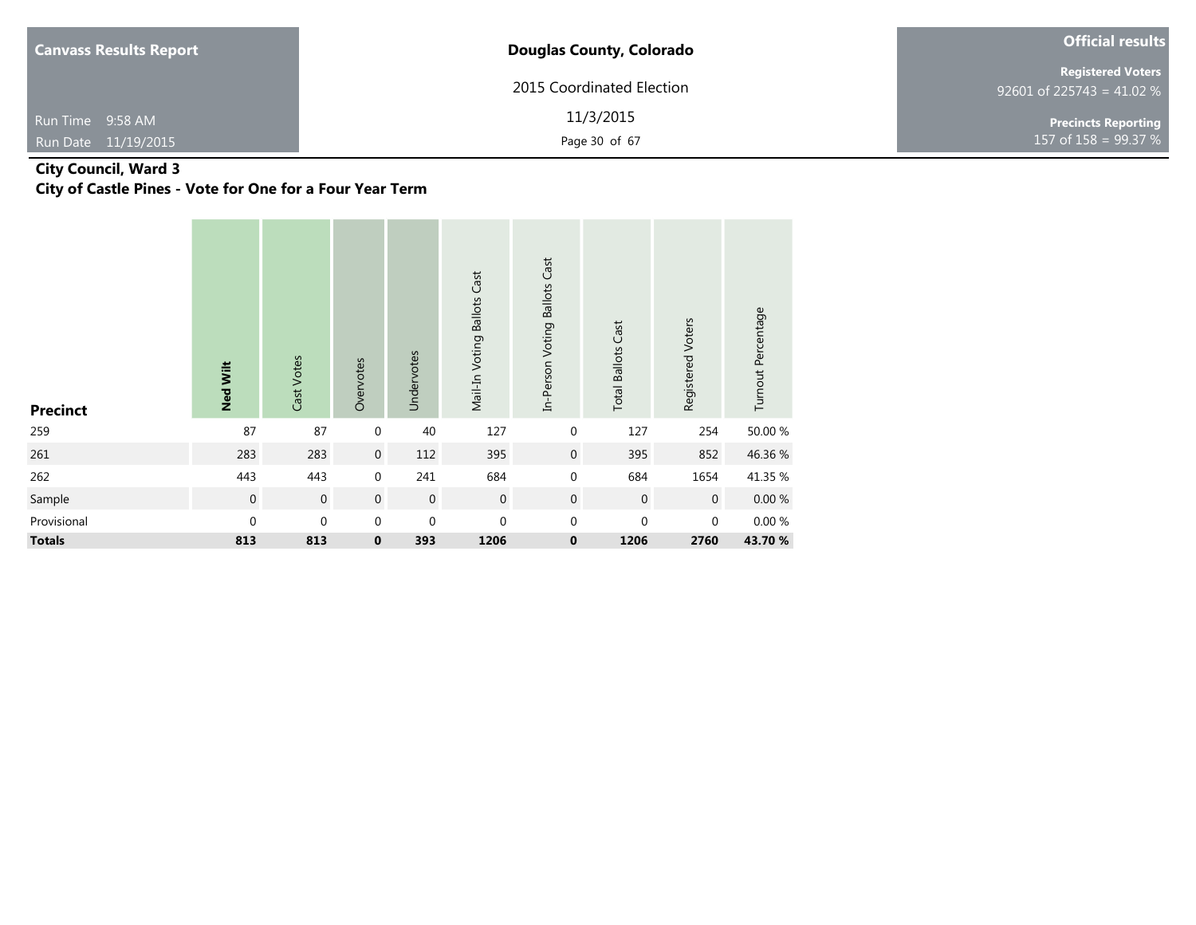## City Council, Ward 3

### City of Castle Pines - Vote for One for a Four Year Term

| Precinct | Ned Wilt | Cast Votes | Overvotes | Undervotes | Mail-In Voting Ballots Cast | In-Person Voting Ballots Cast | Total Ballots Cast | Registered Voters | Turnout Percentage |
|---|---|---|---|---|---|---|---|---|---|
| 259 | 87 | 87 | 0 | 40 | 127 | 0 | 127 | 254 | 50.00 % |
| 261 | 283 | 283 | 0 | 112 | 395 | 0 | 395 | 852 | 46.36 % |
| 262 | 443 | 443 | 0 | 241 | 684 | 0 | 684 | 1654 | 41.35 % |
| Sample | 0 | 0 | 0 | 0 | 0 | 0 | 0 | 0 | 0.00 % |
| Provisional | 0 | 0 | 0 | 0 | 0 | 0 | 0 | 0 | 0.00 % |
| **Totals** | **813** | **813** | **0** | **393** | **1206** | **0** | **1206** | **2760** | **43.70 %** |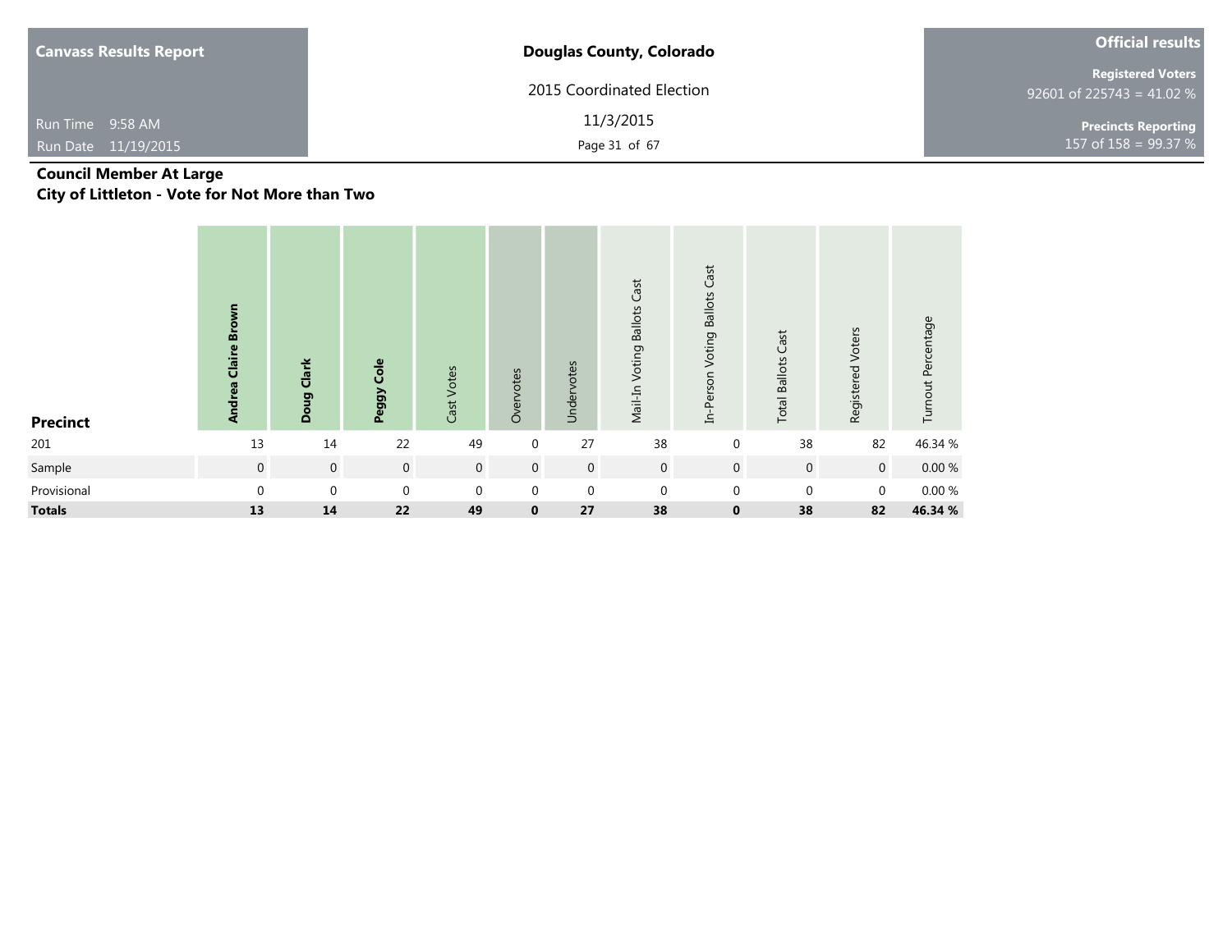**Canvass Results Report**

Run Time 9:58 AM

Run Date 11/19/2015

**Douglas County, Colorado**

2015 Coordinated Election

11/3/2015

**Official results**

**Registered Voters**
92601 of 225743 = 41.02 %

**Precincts Reporting**
157 of 158 = 99.37 %

## Council Member At Large
## City of Littleton - Vote for Not More than Two

| Precinct | Andrea Claire Brown | Doug Clark | Peggy Cole | Cast Votes | Overvotes | Undervotes | Mail-In Voting Ballots Cast | In-Person Voting Ballots Cast | Total Ballots Cast | Registered Voters | Turnout Percentage |
|---|---|---|---|---|---|---|---|---|---|---|---|
| 201 | 13 | 14 | 22 | 49 | 0 | 27 | 38 | 0 | 38 | 82 | 46.34 % |
| Sample | 0 | 0 | 0 | 0 | 0 | 0 | 0 | 0 | 0 | 0 | 0.00 % |
| Provisional | 0 | 0 | 0 | 0 | 0 | 0 | 0 | 0 | 0 | 0 | 0.00 % |
| **Totals** | **13** | **14** | **22** | **49** | **0** | **27** | **38** | **0** | **38** | **82** | **46.34 %** |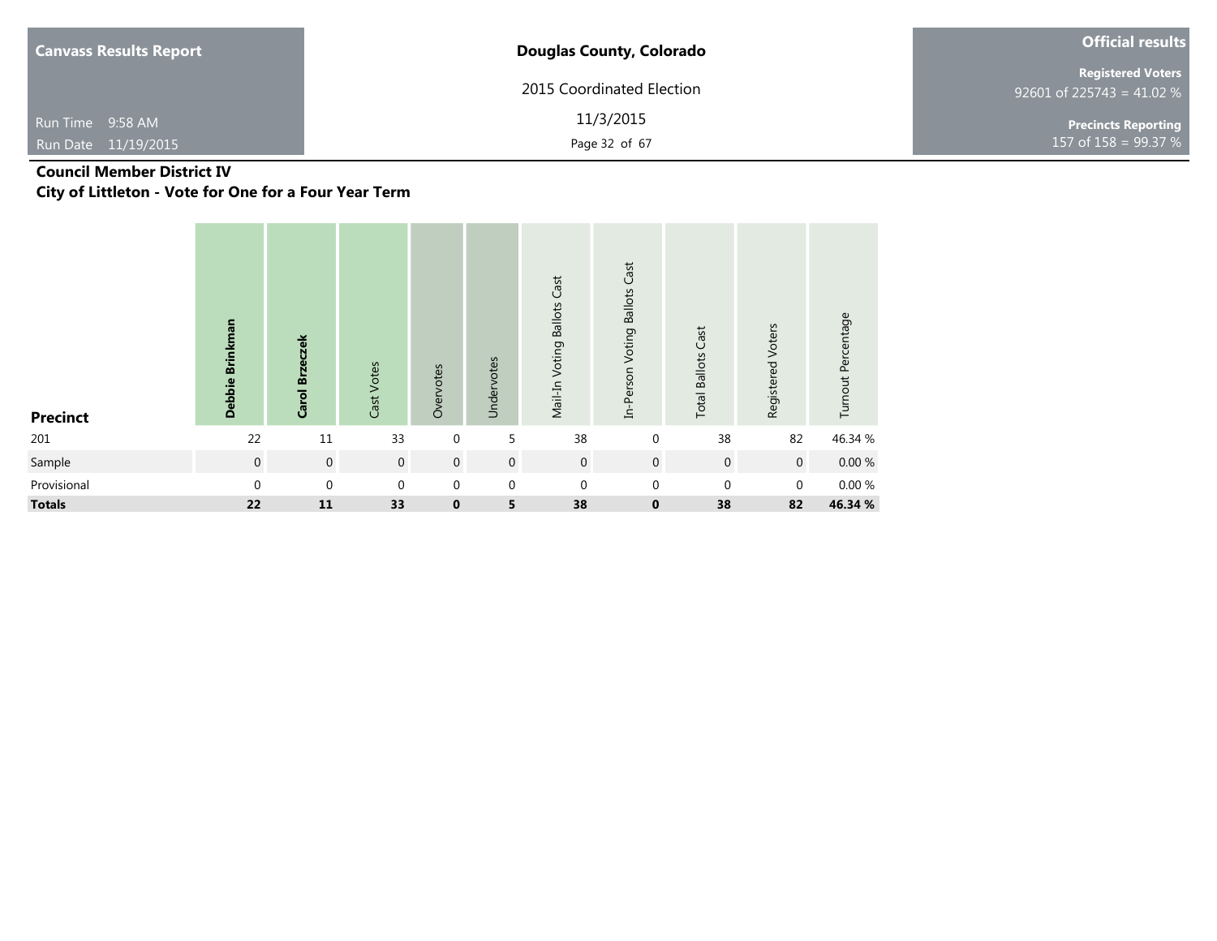**Canvass Results Report**

Run Time 9:58 AM

Run Date 11/19/2015

**Douglas County, Colorado**

2015 Coordinated Election

11/3/2015

**Official results**

**Registered Voters**
92601 of 225743 = 41.02 %

**Precincts Reporting**
157 of 158 = 99.37 %

## Council Member District IV

### City of Littleton - Vote for One for a Four Year Term

| Precinct | Debbie Brinkman | Carol Brzeczek | Cast Votes | Overvotes | Undervotes | Mail-In Voting Ballots Cast | In-Person Voting Ballots Cast | Total Ballots Cast | Registered Voters | Turnout Percentage |
|---|---|---|---|---|---|---|---|---|---|---|
| 201 | 22 | 11 | 33 | 0 | 5 | 38 | 0 | 38 | 82 | 46.34 % |
| Sample | 0 | 0 | 0 | 0 | 0 | 0 | 0 | 0 | 0 | 0.00 % |
| Provisional | 0 | 0 | 0 | 0 | 0 | 0 | 0 | 0 | 0 | 0.00 % |
| **Totals** | **22** | **11** | **33** | **0** | **5** | **38** | **0** | **38** | **82** | **46.34 %** |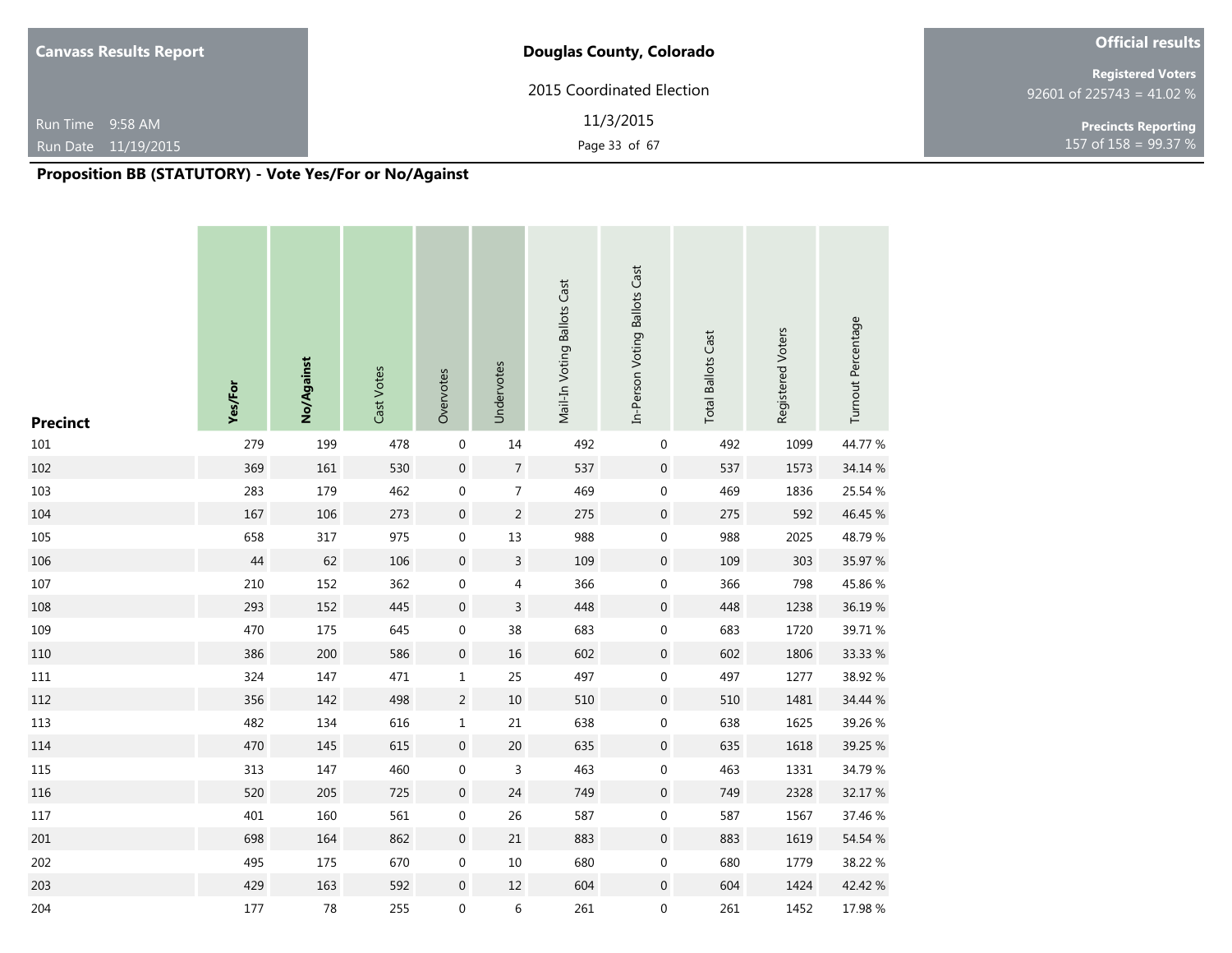**Canvass Results Report**

Run Time 9:58 AM
Run Date 11/19/2015

**Douglas County, Colorado**

2015 Coordinated Election

11/3/2015

**Official results**

**Registered Voters**
92601 of 225743 = 41.02 %

**Precincts Reporting**
157 of 158 = 99.37 %

## Proposition BB (STATUTORY) - Vote Yes/For or No/Against

| Precinct | Yes/For | No/Against | Cast Votes | Overvotes | Undervotes | Mail-In Voting Ballots Cast | In-Person Voting Ballots Cast | Total Ballots Cast | Registered Voters | Turnout Percentage |
|---|---|---|---|---|---|---|---|---|---|---|
| 101 | 279 | 199 | 478 | 0 | 14 | 492 | 0 | 492 | 1099 | 44.77 % |
| 102 | 369 | 161 | 530 | 0 | 7 | 537 | 0 | 537 | 1573 | 34.14 % |
| 103 | 283 | 179 | 462 | 0 | 7 | 469 | 0 | 469 | 1836 | 25.54 % |
| 104 | 167 | 106 | 273 | 0 | 2 | 275 | 0 | 275 | 592 | 46.45 % |
| 105 | 658 | 317 | 975 | 0 | 13 | 988 | 0 | 988 | 2025 | 48.79 % |
| 106 | 44 | 62 | 106 | 0 | 3 | 109 | 0 | 109 | 303 | 35.97 % |
| 107 | 210 | 152 | 362 | 0 | 4 | 366 | 0 | 366 | 798 | 45.86 % |
| 108 | 293 | 152 | 445 | 0 | 3 | 448 | 0 | 448 | 1238 | 36.19 % |
| 109 | 470 | 175 | 645 | 0 | 38 | 683 | 0 | 683 | 1720 | 39.71 % |
| 110 | 386 | 200 | 586 | 0 | 16 | 602 | 0 | 602 | 1806 | 33.33 % |
| 111 | 324 | 147 | 471 | 1 | 25 | 497 | 0 | 497 | 1277 | 38.92 % |
| 112 | 356 | 142 | 498 | 2 | 10 | 510 | 0 | 510 | 1481 | 34.44 % |
| 113 | 482 | 134 | 616 | 1 | 21 | 638 | 0 | 638 | 1625 | 39.26 % |
| 114 | 470 | 145 | 615 | 0 | 20 | 635 | 0 | 635 | 1618 | 39.25 % |
| 115 | 313 | 147 | 460 | 0 | 3 | 463 | 0 | 463 | 1331 | 34.79 % |
| 116 | 520 | 205 | 725 | 0 | 24 | 749 | 0 | 749 | 2328 | 32.17 % |
| 117 | 401 | 160 | 561 | 0 | 26 | 587 | 0 | 587 | 1567 | 37.46 % |
| 201 | 698 | 164 | 862 | 0 | 21 | 883 | 0 | 883 | 1619 | 54.54 % |
| 202 | 495 | 175 | 670 | 0 | 10 | 680 | 0 | 680 | 1779 | 38.22 % |
| 203 | 429 | 163 | 592 | 0 | 12 | 604 | 0 | 604 | 1424 | 42.42 % |
| 204 | 177 | 78 | 255 | 0 | 6 | 261 | 0 | 261 | 1452 | 17.98 % |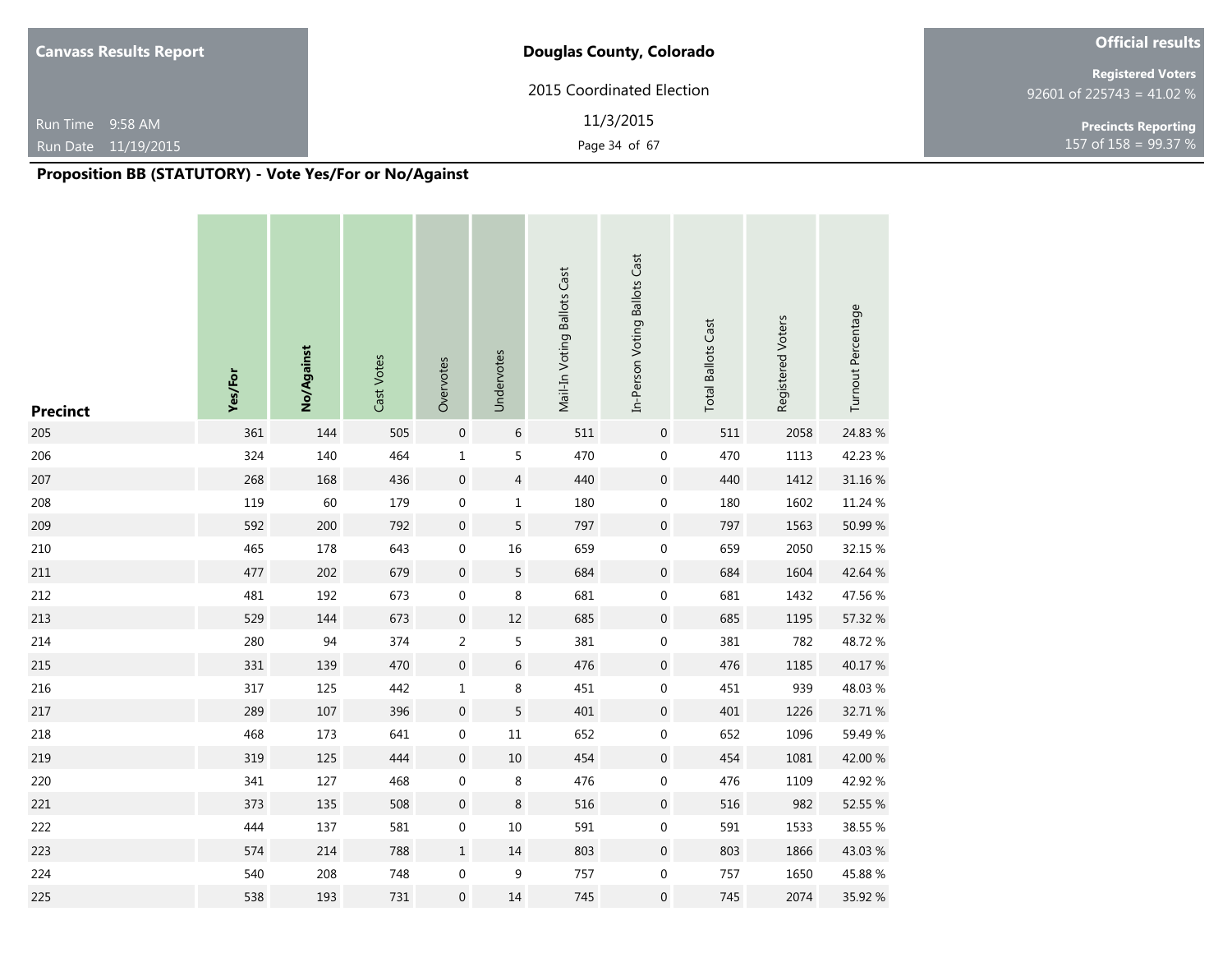**Canvass Results Report**

Run Time 9:58 AM
Run Date 11/19/2015

**Douglas County, Colorado**

2015 Coordinated Election

11/3/2015

**Official results**

**Registered Voters**
92601 of 225743 = 41.02 %

**Precincts Reporting**
157 of 158 = 99.37 %

## Proposition BB (STATUTORY) - Vote Yes/For or No/Against

| Precinct | Yes/For | No/Against | Cast Votes | Overvotes | Undervotes | Mail-In Voting Ballots Cast | In-Person Voting Ballots Cast | Total Ballots Cast | Registered Voters | Turnout Percentage |
|---|---|---|---|---|---|---|---|---|---|---|
| 205 | 361 | 144 | 505 | 0 | 6 | 511 | 0 | 511 | 2058 | 24.83 % |
| 206 | 324 | 140 | 464 | 1 | 5 | 470 | 0 | 470 | 1113 | 42.23 % |
| 207 | 268 | 168 | 436 | 0 | 4 | 440 | 0 | 440 | 1412 | 31.16 % |
| 208 | 119 | 60 | 179 | 0 | 1 | 180 | 0 | 180 | 1602 | 11.24 % |
| 209 | 592 | 200 | 792 | 0 | 5 | 797 | 0 | 797 | 1563 | 50.99 % |
| 210 | 465 | 178 | 643 | 0 | 16 | 659 | 0 | 659 | 2050 | 32.15 % |
| 211 | 477 | 202 | 679 | 0 | 5 | 684 | 0 | 684 | 1604 | 42.64 % |
| 212 | 481 | 192 | 673 | 0 | 8 | 681 | 0 | 681 | 1432 | 47.56 % |
| 213 | 529 | 144 | 673 | 0 | 12 | 685 | 0 | 685 | 1195 | 57.32 % |
| 214 | 280 | 94 | 374 | 2 | 5 | 381 | 0 | 381 | 782 | 48.72 % |
| 215 | 331 | 139 | 470 | 0 | 6 | 476 | 0 | 476 | 1185 | 40.17 % |
| 216 | 317 | 125 | 442 | 1 | 8 | 451 | 0 | 451 | 939 | 48.03 % |
| 217 | 289 | 107 | 396 | 0 | 5 | 401 | 0 | 401 | 1226 | 32.71 % |
| 218 | 468 | 173 | 641 | 0 | 11 | 652 | 0 | 652 | 1096 | 59.49 % |
| 219 | 319 | 125 | 444 | 0 | 10 | 454 | 0 | 454 | 1081 | 42.00 % |
| 220 | 341 | 127 | 468 | 0 | 8 | 476 | 0 | 476 | 1109 | 42.92 % |
| 221 | 373 | 135 | 508 | 0 | 8 | 516 | 0 | 516 | 982 | 52.55 % |
| 222 | 444 | 137 | 581 | 0 | 10 | 591 | 0 | 591 | 1533 | 38.55 % |
| 223 | 574 | 214 | 788 | 1 | 14 | 803 | 0 | 803 | 1866 | 43.03 % |
| 224 | 540 | 208 | 748 | 0 | 9 | 757 | 0 | 757 | 1650 | 45.88 % |
| 225 | 538 | 193 | 731 | 0 | 14 | 745 | 0 | 745 | 2074 | 35.92 % |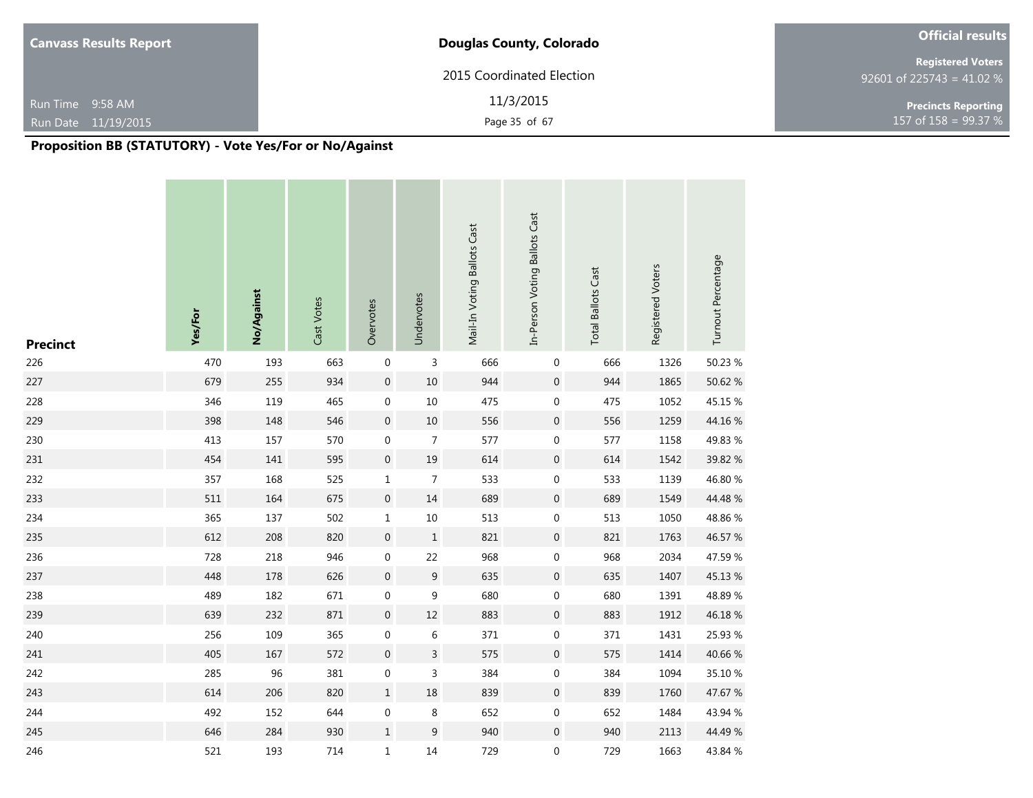**Canvass Results Report**

Run Time 9:58 AM
Run Date 11/19/2015

**Douglas County, Colorado**

2015 Coordinated Election

11/3/2015

**Official results**

**Registered Voters**
92601 of 225743 = 41.02 %

**Precincts Reporting**
157 of 158 = 99.37 %

## Proposition BB (STATUTORY) - Vote Yes/For or No/Against

| Precinct | Yes/For | No/Against | Cast Votes | Overvotes | Undervotes | Mail-In Voting Ballots Cast | In-Person Voting Ballots Cast | Total Ballots Cast | Registered Voters | Turnout Percentage |
|---|---|---|---|---|---|---|---|---|---|---|
| 226 | 470 | 193 | 663 | 0 | 3 | 666 | 0 | 666 | 1326 | 50.23 % |
| 227 | 679 | 255 | 934 | 0 | 10 | 944 | 0 | 944 | 1865 | 50.62 % |
| 228 | 346 | 119 | 465 | 0 | 10 | 475 | 0 | 475 | 1052 | 45.15 % |
| 229 | 398 | 148 | 546 | 0 | 10 | 556 | 0 | 556 | 1259 | 44.16 % |
| 230 | 413 | 157 | 570 | 0 | 7 | 577 | 0 | 577 | 1158 | 49.83 % |
| 231 | 454 | 141 | 595 | 0 | 19 | 614 | 0 | 614 | 1542 | 39.82 % |
| 232 | 357 | 168 | 525 | 1 | 7 | 533 | 0 | 533 | 1139 | 46.80 % |
| 233 | 511 | 164 | 675 | 0 | 14 | 689 | 0 | 689 | 1549 | 44.48 % |
| 234 | 365 | 137 | 502 | 1 | 10 | 513 | 0 | 513 | 1050 | 48.86 % |
| 235 | 612 | 208 | 820 | 0 | 1 | 821 | 0 | 821 | 1763 | 46.57 % |
| 236 | 728 | 218 | 946 | 0 | 22 | 968 | 0 | 968 | 2034 | 47.59 % |
| 237 | 448 | 178 | 626 | 0 | 9 | 635 | 0 | 635 | 1407 | 45.13 % |
| 238 | 489 | 182 | 671 | 0 | 9 | 680 | 0 | 680 | 1391 | 48.89 % |
| 239 | 639 | 232 | 871 | 0 | 12 | 883 | 0 | 883 | 1912 | 46.18 % |
| 240 | 256 | 109 | 365 | 0 | 6 | 371 | 0 | 371 | 1431 | 25.93 % |
| 241 | 405 | 167 | 572 | 0 | 3 | 575 | 0 | 575 | 1414 | 40.66 % |
| 242 | 285 | 96 | 381 | 0 | 3 | 384 | 0 | 384 | 1094 | 35.10 % |
| 243 | 614 | 206 | 820 | 1 | 18 | 839 | 0 | 839 | 1760 | 47.67 % |
| 244 | 492 | 152 | 644 | 0 | 8 | 652 | 0 | 652 | 1484 | 43.94 % |
| 245 | 646 | 284 | 930 | 1 | 9 | 940 | 0 | 940 | 2113 | 44.49 % |
| 246 | 521 | 193 | 714 | 1 | 14 | 729 | 0 | 729 | 1663 | 43.84 % |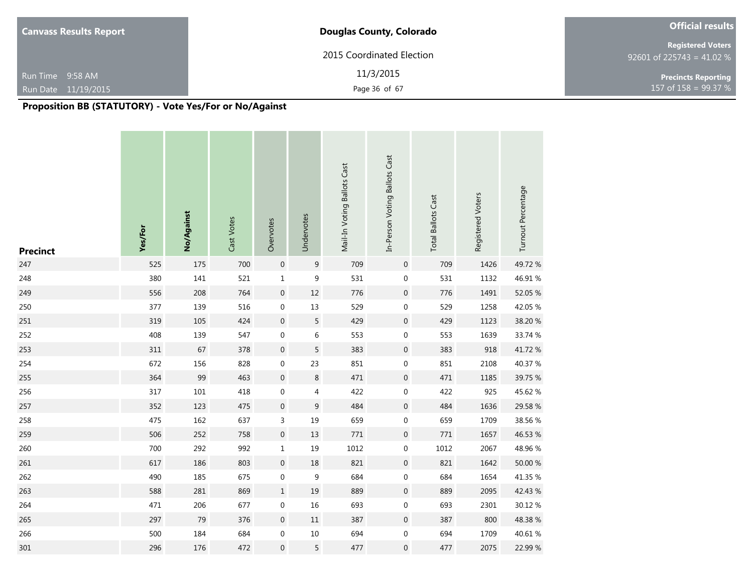## Proposition BB (STATUTORY) - Vote Yes/For or No/Against

| Precinct | Yes/For | No/Against | Cast Votes | Overvotes | Undervotes | Mail-In Voting Ballots Cast | In-Person Voting Ballots Cast | Total Ballots Cast | Registered Voters | Turnout Percentage |
|---|---|---|---|---|---|---|---|---|---|---|
| 247 | 525 | 175 | 700 | 0 | 9 | 709 | 0 | 709 | 1426 | 49.72 % |
| 248 | 380 | 141 | 521 | 1 | 9 | 531 | 0 | 531 | 1132 | 46.91 % |
| 249 | 556 | 208 | 764 | 0 | 12 | 776 | 0 | 776 | 1491 | 52.05 % |
| 250 | 377 | 139 | 516 | 0 | 13 | 529 | 0 | 529 | 1258 | 42.05 % |
| 251 | 319 | 105 | 424 | 0 | 5 | 429 | 0 | 429 | 1123 | 38.20 % |
| 252 | 408 | 139 | 547 | 0 | 6 | 553 | 0 | 553 | 1639 | 33.74 % |
| 253 | 311 | 67 | 378 | 0 | 5 | 383 | 0 | 383 | 918 | 41.72 % |
| 254 | 672 | 156 | 828 | 0 | 23 | 851 | 0 | 851 | 2108 | 40.37 % |
| 255 | 364 | 99 | 463 | 0 | 8 | 471 | 0 | 471 | 1185 | 39.75 % |
| 256 | 317 | 101 | 418 | 0 | 4 | 422 | 0 | 422 | 925 | 45.62 % |
| 257 | 352 | 123 | 475 | 0 | 9 | 484 | 0 | 484 | 1636 | 29.58 % |
| 258 | 475 | 162 | 637 | 3 | 19 | 659 | 0 | 659 | 1709 | 38.56 % |
| 259 | 506 | 252 | 758 | 0 | 13 | 771 | 0 | 771 | 1657 | 46.53 % |
| 260 | 700 | 292 | 992 | 1 | 19 | 1012 | 0 | 1012 | 2067 | 48.96 % |
| 261 | 617 | 186 | 803 | 0 | 18 | 821 | 0 | 821 | 1642 | 50.00 % |
| 262 | 490 | 185 | 675 | 0 | 9 | 684 | 0 | 684 | 1654 | 41.35 % |
| 263 | 588 | 281 | 869 | 1 | 19 | 889 | 0 | 889 | 2095 | 42.43 % |
| 264 | 471 | 206 | 677 | 0 | 16 | 693 | 0 | 693 | 2301 | 30.12 % |
| 265 | 297 | 79 | 376 | 0 | 11 | 387 | 0 | 387 | 800 | 48.38 % |
| 266 | 500 | 184 | 684 | 0 | 10 | 694 | 0 | 694 | 1709 | 40.61 % |
| 301 | 296 | 176 | 472 | 0 | 5 | 477 | 0 | 477 | 2075 | 22.99 % |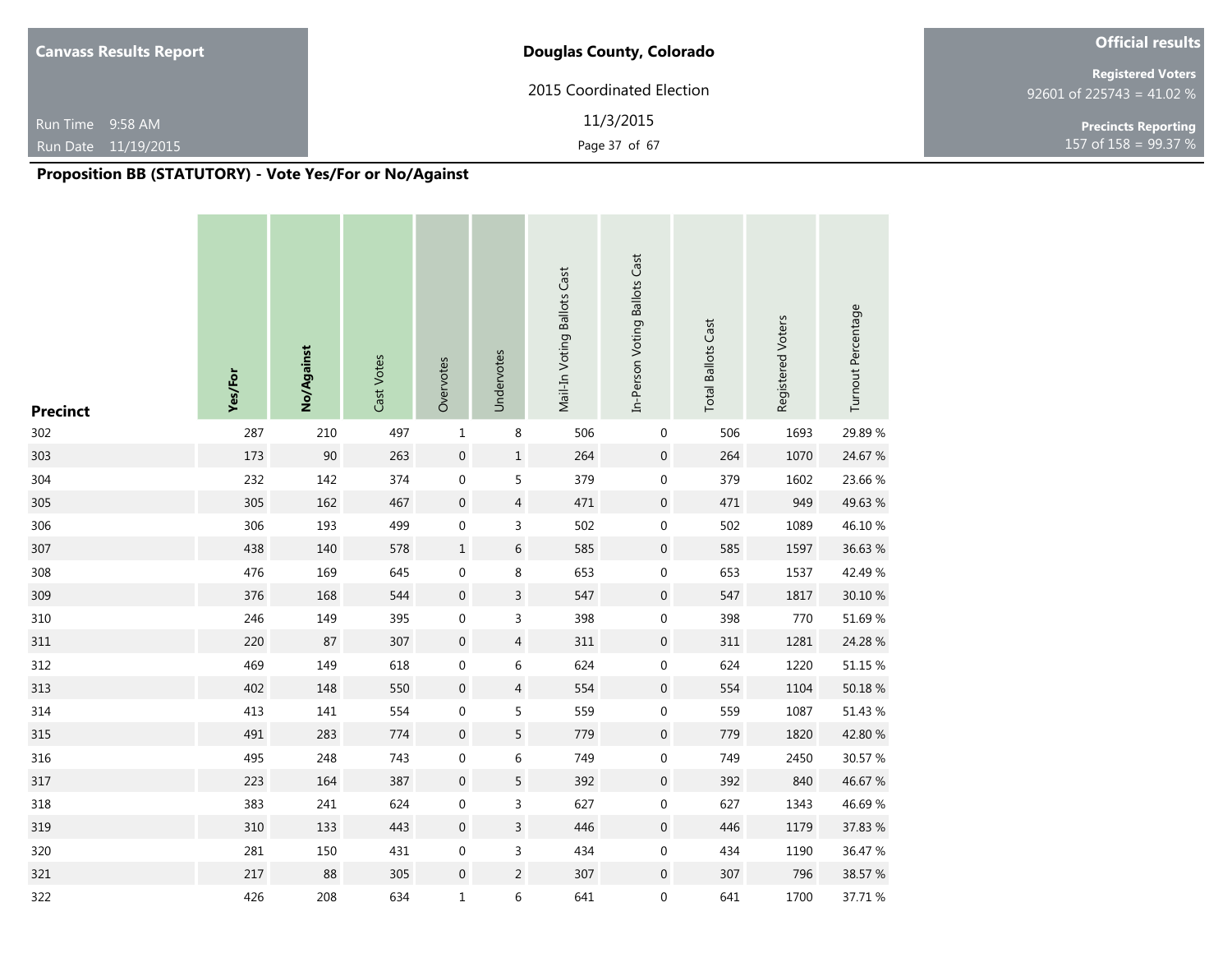**Canvass Results Report**

Run Time 9:58 AM
Run Date 11/19/2015

**Douglas County, Colorado**

2015 Coordinated Election

11/3/2015

**Official results**

**Registered Voters**
92601 of 225743 = 41.02 %

**Precincts Reporting**
157 of 158 = 99.37 %

## Proposition BB (STATUTORY) - Vote Yes/For or No/Against

| Precinct | Yes/For | No/Against | Cast Votes | Overvotes | Undervotes | Mail-In Voting Ballots Cast | In-Person Voting Ballots Cast | Total Ballots Cast | Registered Voters | Turnout Percentage |
|---|---|---|---|---|---|---|---|---|---|---|
| 302 | 287 | 210 | 497 | 1 | 8 | 506 | 0 | 506 | 1693 | 29.89 % |
| 303 | 173 | 90 | 263 | 0 | 1 | 264 | 0 | 264 | 1070 | 24.67 % |
| 304 | 232 | 142 | 374 | 0 | 5 | 379 | 0 | 379 | 1602 | 23.66 % |
| 305 | 305 | 162 | 467 | 0 | 4 | 471 | 0 | 471 | 949 | 49.63 % |
| 306 | 306 | 193 | 499 | 0 | 3 | 502 | 0 | 502 | 1089 | 46.10 % |
| 307 | 438 | 140 | 578 | 1 | 6 | 585 | 0 | 585 | 1597 | 36.63 % |
| 308 | 476 | 169 | 645 | 0 | 8 | 653 | 0 | 653 | 1537 | 42.49 % |
| 309 | 376 | 168 | 544 | 0 | 3 | 547 | 0 | 547 | 1817 | 30.10 % |
| 310 | 246 | 149 | 395 | 0 | 3 | 398 | 0 | 398 | 770 | 51.69 % |
| 311 | 220 | 87 | 307 | 0 | 4 | 311 | 0 | 311 | 1281 | 24.28 % |
| 312 | 469 | 149 | 618 | 0 | 6 | 624 | 0 | 624 | 1220 | 51.15 % |
| 313 | 402 | 148 | 550 | 0 | 4 | 554 | 0 | 554 | 1104 | 50.18 % |
| 314 | 413 | 141 | 554 | 0 | 5 | 559 | 0 | 559 | 1087 | 51.43 % |
| 315 | 491 | 283 | 774 | 0 | 5 | 779 | 0 | 779 | 1820 | 42.80 % |
| 316 | 495 | 248 | 743 | 0 | 6 | 749 | 0 | 749 | 2450 | 30.57 % |
| 317 | 223 | 164 | 387 | 0 | 5 | 392 | 0 | 392 | 840 | 46.67 % |
| 318 | 383 | 241 | 624 | 0 | 3 | 627 | 0 | 627 | 1343 | 46.69 % |
| 319 | 310 | 133 | 443 | 0 | 3 | 446 | 0 | 446 | 1179 | 37.83 % |
| 320 | 281 | 150 | 431 | 0 | 3 | 434 | 0 | 434 | 1190 | 36.47 % |
| 321 | 217 | 88 | 305 | 0 | 2 | 307 | 0 | 307 | 796 | 38.57 % |
| 322 | 426 | 208 | 634 | 1 | 6 | 641 | 0 | 641 | 1700 | 37.71 % |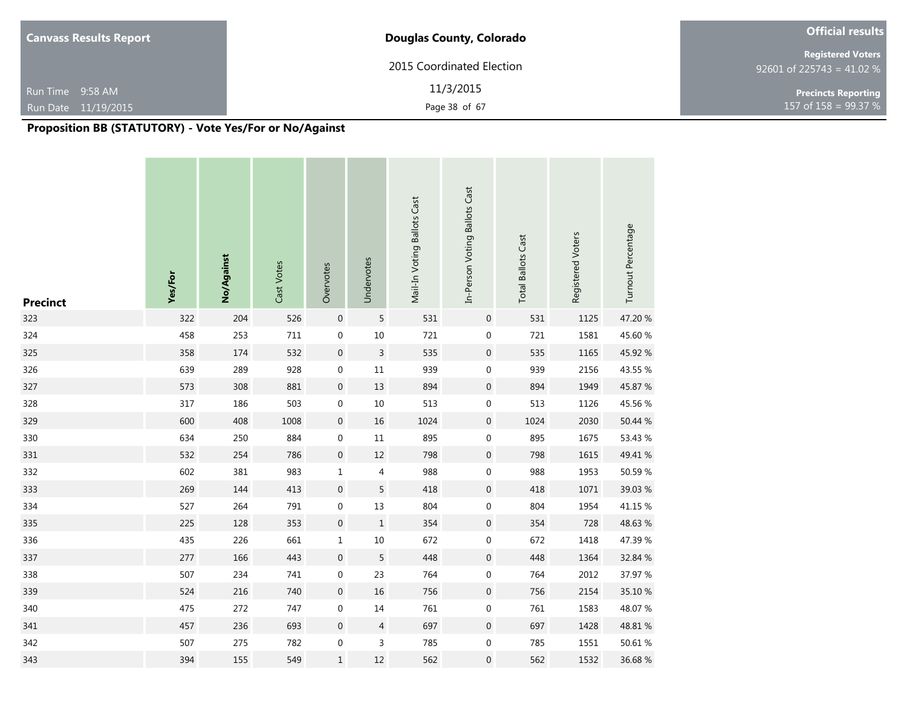**Canvass Results Report**

Run Time 9:58 AM
Run Date 11/19/2015

**Douglas County, Colorado**

2015 Coordinated Election

11/3/2015

**Official results**

**Registered Voters**
92601 of 225743 = 41.02 %

**Precincts Reporting**
157 of 158 = 99.37 %

## Proposition BB (STATUTORY) - Vote Yes/For or No/Against

| Precinct | Yes/For | No/Against | Cast Votes | Overvotes | Undervotes | Mail-In Voting Ballots Cast | In-Person Voting Ballots Cast | Total Ballots Cast | Registered Voters | Turnout Percentage |
|---|---|---|---|---|---|---|---|---|---|---|
| 323 | 322 | 204 | 526 | 0 | 5 | 531 | 0 | 531 | 1125 | 47.20 % |
| 324 | 458 | 253 | 711 | 0 | 10 | 721 | 0 | 721 | 1581 | 45.60 % |
| 325 | 358 | 174 | 532 | 0 | 3 | 535 | 0 | 535 | 1165 | 45.92 % |
| 326 | 639 | 289 | 928 | 0 | 11 | 939 | 0 | 939 | 2156 | 43.55 % |
| 327 | 573 | 308 | 881 | 0 | 13 | 894 | 0 | 894 | 1949 | 45.87 % |
| 328 | 317 | 186 | 503 | 0 | 10 | 513 | 0 | 513 | 1126 | 45.56 % |
| 329 | 600 | 408 | 1008 | 0 | 16 | 1024 | 0 | 1024 | 2030 | 50.44 % |
| 330 | 634 | 250 | 884 | 0 | 11 | 895 | 0 | 895 | 1675 | 53.43 % |
| 331 | 532 | 254 | 786 | 0 | 12 | 798 | 0 | 798 | 1615 | 49.41 % |
| 332 | 602 | 381 | 983 | 1 | 4 | 988 | 0 | 988 | 1953 | 50.59 % |
| 333 | 269 | 144 | 413 | 0 | 5 | 418 | 0 | 418 | 1071 | 39.03 % |
| 334 | 527 | 264 | 791 | 0 | 13 | 804 | 0 | 804 | 1954 | 41.15 % |
| 335 | 225 | 128 | 353 | 0 | 1 | 354 | 0 | 354 | 728 | 48.63 % |
| 336 | 435 | 226 | 661 | 1 | 10 | 672 | 0 | 672 | 1418 | 47.39 % |
| 337 | 277 | 166 | 443 | 0 | 5 | 448 | 0 | 448 | 1364 | 32.84 % |
| 338 | 507 | 234 | 741 | 0 | 23 | 764 | 0 | 764 | 2012 | 37.97 % |
| 339 | 524 | 216 | 740 | 0 | 16 | 756 | 0 | 756 | 2154 | 35.10 % |
| 340 | 475 | 272 | 747 | 0 | 14 | 761 | 0 | 761 | 1583 | 48.07 % |
| 341 | 457 | 236 | 693 | 0 | 4 | 697 | 0 | 697 | 1428 | 48.81 % |
| 342 | 507 | 275 | 782 | 0 | 3 | 785 | 0 | 785 | 1551 | 50.61 % |
| 343 | 394 | 155 | 549 | 1 | 12 | 562 | 0 | 562 | 1532 | 36.68 % |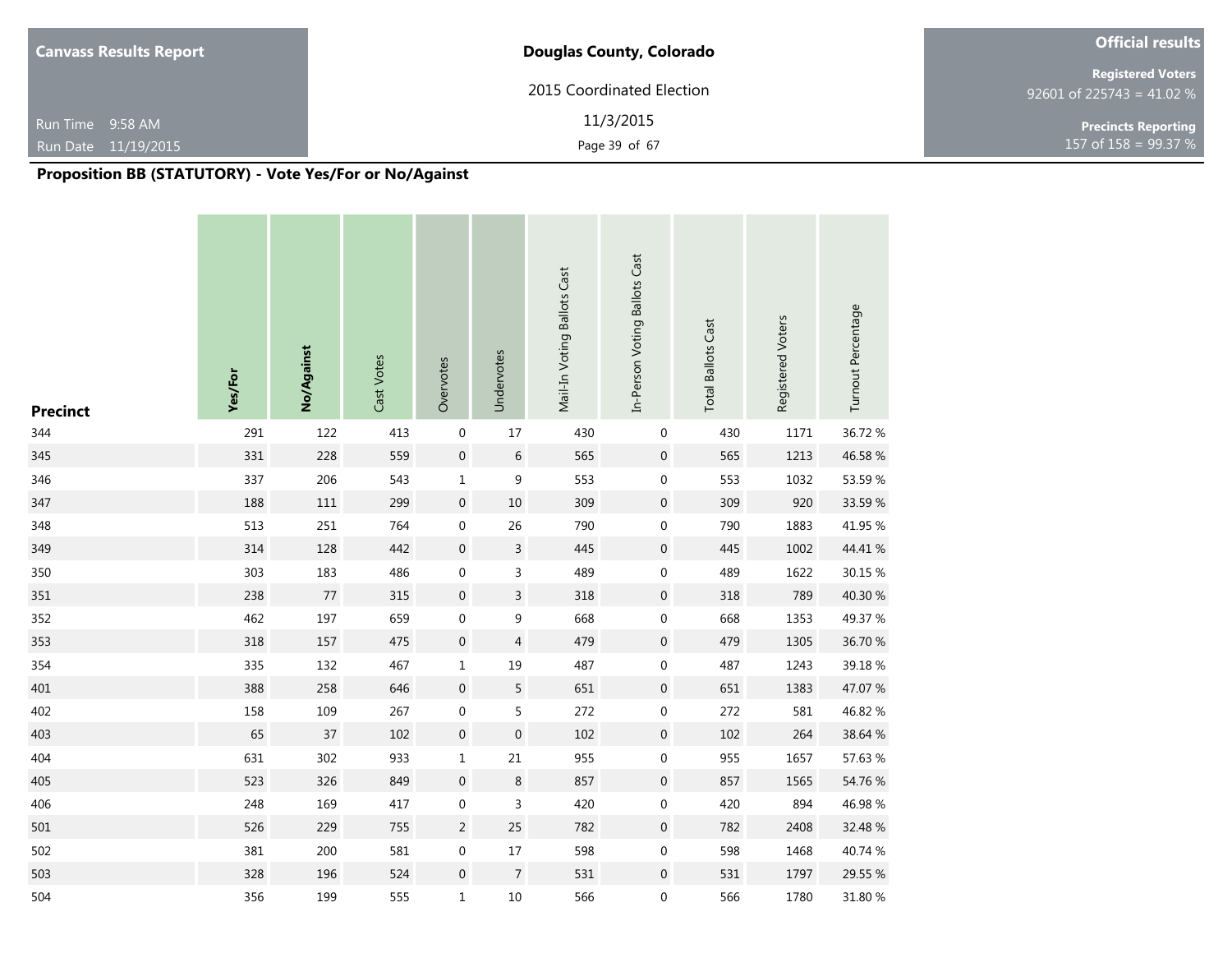**Canvass Results Report**

Run Time 9:58 AM
Run Date 11/19/2015

**Douglas County, Colorado**

2015 Coordinated Election

11/3/2015

**Official results**

**Registered Voters**
92601 of 225743 = 41.02 %

**Precincts Reporting**
157 of 158 = 99.37 %

## Proposition BB (STATUTORY) - Vote Yes/For or No/Against

| Precinct | Yes/For | No/Against | Cast Votes | Overvotes | Undervotes | Mail-In Voting Ballots Cast | In-Person Voting Ballots Cast | Total Ballots Cast | Registered Voters | Turnout Percentage |
|---|---|---|---|---|---|---|---|---|---|---|
| 344 | 291 | 122 | 413 | 0 | 17 | 430 | 0 | 430 | 1171 | 36.72 % |
| 345 | 331 | 228 | 559 | 0 | 6 | 565 | 0 | 565 | 1213 | 46.58 % |
| 346 | 337 | 206 | 543 | 1 | 9 | 553 | 0 | 553 | 1032 | 53.59 % |
| 347 | 188 | 111 | 299 | 0 | 10 | 309 | 0 | 309 | 920 | 33.59 % |
| 348 | 513 | 251 | 764 | 0 | 26 | 790 | 0 | 790 | 1883 | 41.95 % |
| 349 | 314 | 128 | 442 | 0 | 3 | 445 | 0 | 445 | 1002 | 44.41 % |
| 350 | 303 | 183 | 486 | 0 | 3 | 489 | 0 | 489 | 1622 | 30.15 % |
| 351 | 238 | 77 | 315 | 0 | 3 | 318 | 0 | 318 | 789 | 40.30 % |
| 352 | 462 | 197 | 659 | 0 | 9 | 668 | 0 | 668 | 1353 | 49.37 % |
| 353 | 318 | 157 | 475 | 0 | 4 | 479 | 0 | 479 | 1305 | 36.70 % |
| 354 | 335 | 132 | 467 | 1 | 19 | 487 | 0 | 487 | 1243 | 39.18 % |
| 401 | 388 | 258 | 646 | 0 | 5 | 651 | 0 | 651 | 1383 | 47.07 % |
| 402 | 158 | 109 | 267 | 0 | 5 | 272 | 0 | 272 | 581 | 46.82 % |
| 403 | 65 | 37 | 102 | 0 | 0 | 102 | 0 | 102 | 264 | 38.64 % |
| 404 | 631 | 302 | 933 | 1 | 21 | 955 | 0 | 955 | 1657 | 57.63 % |
| 405 | 523 | 326 | 849 | 0 | 8 | 857 | 0 | 857 | 1565 | 54.76 % |
| 406 | 248 | 169 | 417 | 0 | 3 | 420 | 0 | 420 | 894 | 46.98 % |
| 501 | 526 | 229 | 755 | 2 | 25 | 782 | 0 | 782 | 2408 | 32.48 % |
| 502 | 381 | 200 | 581 | 0 | 17 | 598 | 0 | 598 | 1468 | 40.74 % |
| 503 | 328 | 196 | 524 | 0 | 7 | 531 | 0 | 531 | 1797 | 29.55 % |
| 504 | 356 | 199 | 555 | 1 | 10 | 566 | 0 | 566 | 1780 | 31.80 % |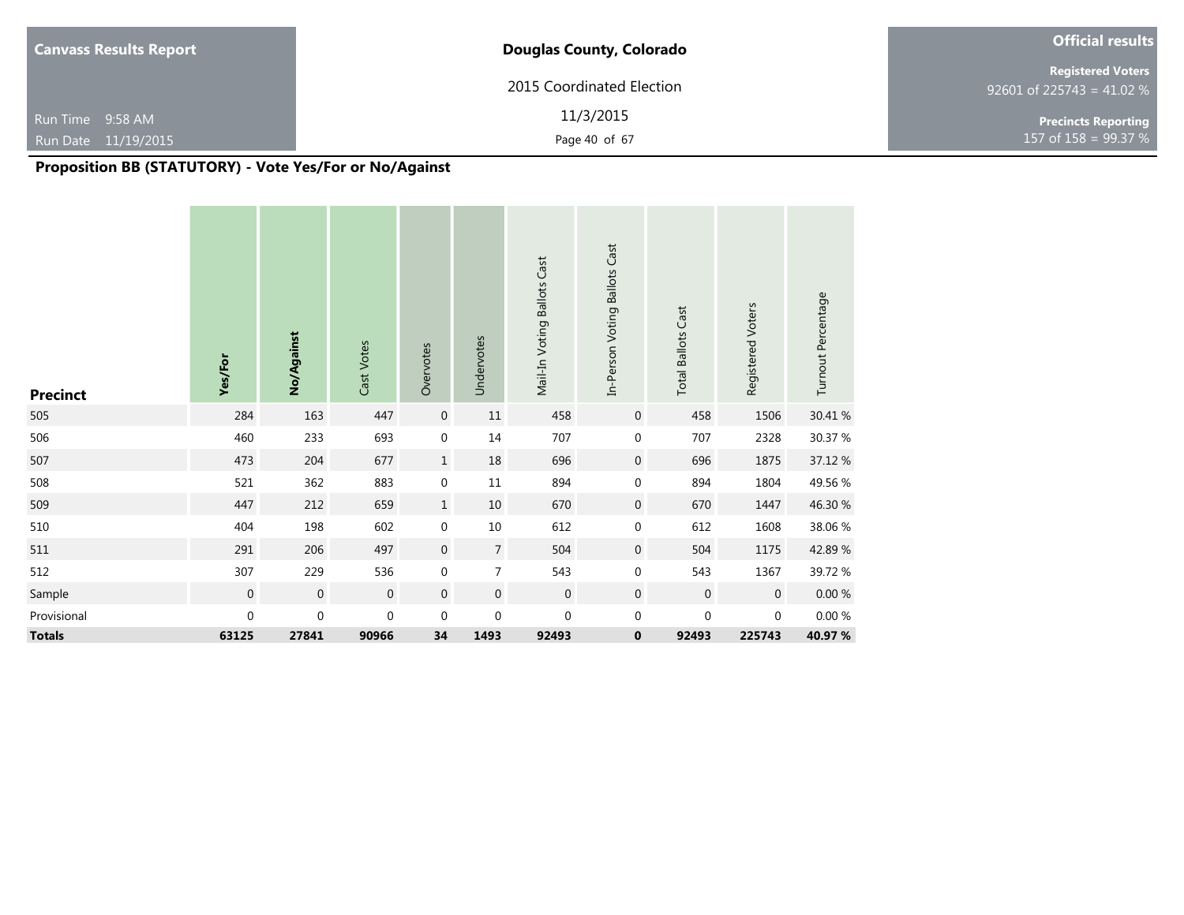**Canvass Results Report**

Run Time 9:58 AM

Run Date 11/19/2015

**Douglas County, Colorado**

2015 Coordinated Election

11/3/2015

**Official results**

**Registered Voters**
92601 of 225743 = 41.02 %

**Precincts Reporting**
157 of 158 = 99.37 %

## Proposition BB (STATUTORY) - Vote Yes/For or No/Against

| Precinct | Yes/For | No/Against | Cast Votes | Overvotes | Undervotes | Mail-In Voting Ballots Cast | In-Person Voting Ballots Cast | Total Ballots Cast | Registered Voters | Turnout Percentage |
|---|---|---|---|---|---|---|---|---|---|---|
| 505 | 284 | 163 | 447 | 0 | 11 | 458 | 0 | 458 | 1506 | 30.41 % |
| 506 | 460 | 233 | 693 | 0 | 14 | 707 | 0 | 707 | 2328 | 30.37 % |
| 507 | 473 | 204 | 677 | 1 | 18 | 696 | 0 | 696 | 1875 | 37.12 % |
| 508 | 521 | 362 | 883 | 0 | 11 | 894 | 0 | 894 | 1804 | 49.56 % |
| 509 | 447 | 212 | 659 | 1 | 10 | 670 | 0 | 670 | 1447 | 46.30 % |
| 510 | 404 | 198 | 602 | 0 | 10 | 612 | 0 | 612 | 1608 | 38.06 % |
| 511 | 291 | 206 | 497 | 0 | 7 | 504 | 0 | 504 | 1175 | 42.89 % |
| 512 | 307 | 229 | 536 | 0 | 7 | 543 | 0 | 543 | 1367 | 39.72 % |
| Sample | 0 | 0 | 0 | 0 | 0 | 0 | 0 | 0 | 0 | 0.00 % |
| Provisional | 0 | 0 | 0 | 0 | 0 | 0 | 0 | 0 | 0 | 0.00 % |
| **Totals** | **63125** | **27841** | **90966** | **34** | **1493** | **92493** | **0** | **92493** | **225743** | **40.97 %** |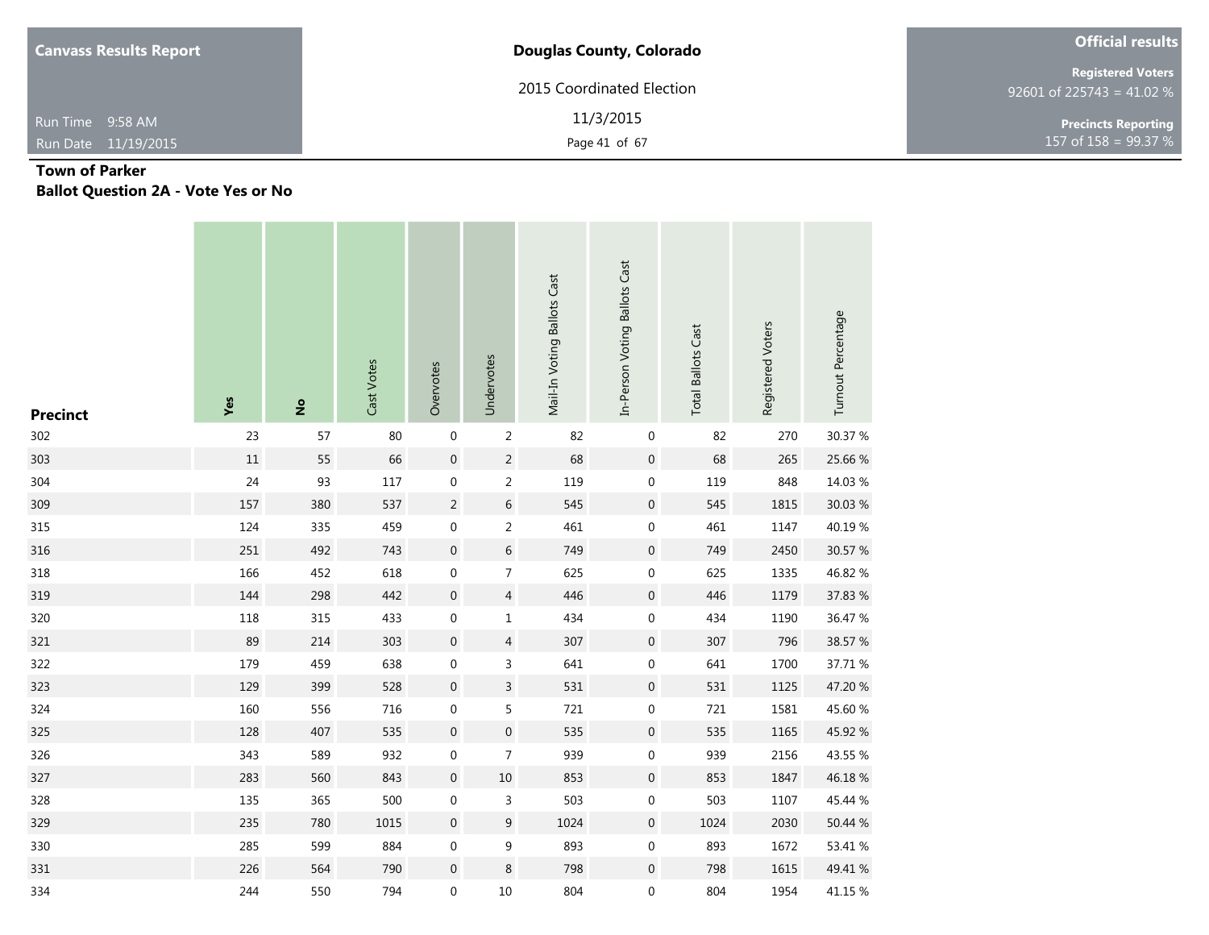**Town of Parker**
**Ballot Question 2A - Vote Yes or No**

| Precinct | Yes | No | Cast Votes | Overvotes | Undervotes | Mail-In Voting Ballots Cast | In-Person Voting Ballots Cast | Total Ballots Cast | Registered Voters | Turnout Percentage |
|---|---|---|---|---|---|---|---|---|---|---|
| 302 | 23 | 57 | 80 | 0 | 2 | 82 | 0 | 82 | 270 | 30.37 % |
| 303 | 11 | 55 | 66 | 0 | 2 | 68 | 0 | 68 | 265 | 25.66 % |
| 304 | 24 | 93 | 117 | 0 | 2 | 119 | 0 | 119 | 848 | 14.03 % |
| 309 | 157 | 380 | 537 | 2 | 6 | 545 | 0 | 545 | 1815 | 30.03 % |
| 315 | 124 | 335 | 459 | 0 | 2 | 461 | 0 | 461 | 1147 | 40.19 % |
| 316 | 251 | 492 | 743 | 0 | 6 | 749 | 0 | 749 | 2450 | 30.57 % |
| 318 | 166 | 452 | 618 | 0 | 7 | 625 | 0 | 625 | 1335 | 46.82 % |
| 319 | 144 | 298 | 442 | 0 | 4 | 446 | 0 | 446 | 1179 | 37.83 % |
| 320 | 118 | 315 | 433 | 0 | 1 | 434 | 0 | 434 | 1190 | 36.47 % |
| 321 | 89 | 214 | 303 | 0 | 4 | 307 | 0 | 307 | 796 | 38.57 % |
| 322 | 179 | 459 | 638 | 0 | 3 | 641 | 0 | 641 | 1700 | 37.71 % |
| 323 | 129 | 399 | 528 | 0 | 3 | 531 | 0 | 531 | 1125 | 47.20 % |
| 324 | 160 | 556 | 716 | 0 | 5 | 721 | 0 | 721 | 1581 | 45.60 % |
| 325 | 128 | 407 | 535 | 0 | 0 | 535 | 0 | 535 | 1165 | 45.92 % |
| 326 | 343 | 589 | 932 | 0 | 7 | 939 | 0 | 939 | 2156 | 43.55 % |
| 327 | 283 | 560 | 843 | 0 | 10 | 853 | 0 | 853 | 1847 | 46.18 % |
| 328 | 135 | 365 | 500 | 0 | 3 | 503 | 0 | 503 | 1107 | 45.44 % |
| 329 | 235 | 780 | 1015 | 0 | 9 | 1024 | 0 | 1024 | 2030 | 50.44 % |
| 330 | 285 | 599 | 884 | 0 | 9 | 893 | 0 | 893 | 1672 | 53.41 % |
| 331 | 226 | 564 | 790 | 0 | 8 | 798 | 0 | 798 | 1615 | 49.41 % |
| 334 | 244 | 550 | 794 | 0 | 10 | 804 | 0 | 804 | 1954 | 41.15 % |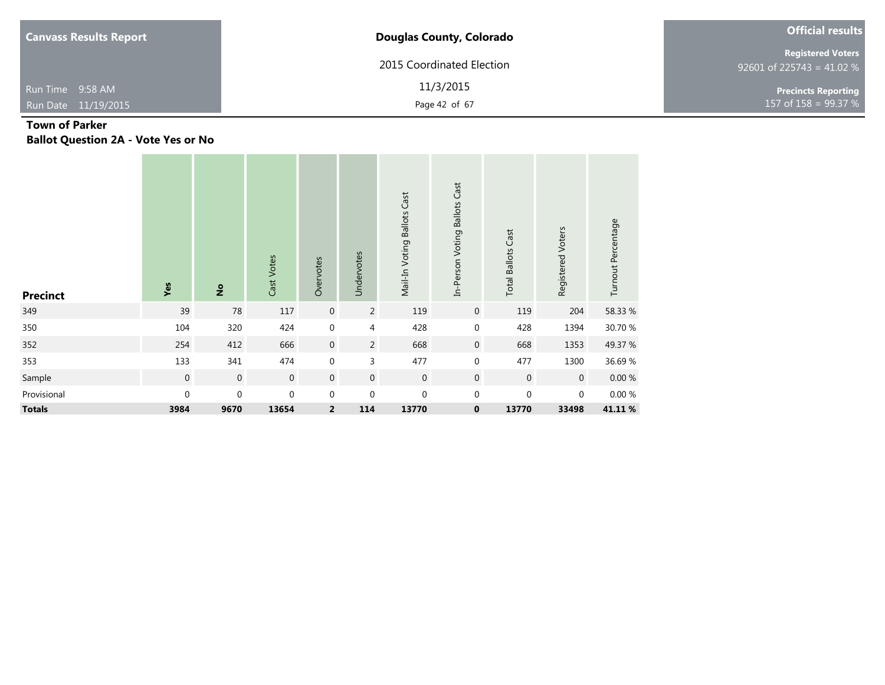**Canvass Results Report**

Run Time 9:58 AM
Run Date 11/19/2015

**Douglas County, Colorado**

2015 Coordinated Election

11/3/2015

**Official results**

**Registered Voters**
92601 of 225743 = 41.02 %

**Precincts Reporting**
157 of 158 = 99.37 %

## Town of Parker
## Ballot Question 2A - Vote Yes or No

| Precinct | Yes | No | Cast Votes | Overvotes | Undervotes | Mail-In Voting Ballots Cast | In-Person Voting Ballots Cast | Total Ballots Cast | Registered Voters | Turnout Percentage |
|---|---|---|---|---|---|---|---|---|---|---|
| 349 | 39 | 78 | 117 | 0 | 2 | 119 | 0 | 119 | 204 | 58.33 % |
| 350 | 104 | 320 | 424 | 0 | 4 | 428 | 0 | 428 | 1394 | 30.70 % |
| 352 | 254 | 412 | 666 | 0 | 2 | 668 | 0 | 668 | 1353 | 49.37 % |
| 353 | 133 | 341 | 474 | 0 | 3 | 477 | 0 | 477 | 1300 | 36.69 % |
| Sample | 0 | 0 | 0 | 0 | 0 | 0 | 0 | 0 | 0 | 0.00 % |
| Provisional | 0 | 0 | 0 | 0 | 0 | 0 | 0 | 0 | 0 | 0.00 % |
| **Totals** | **3984** | **9670** | **13654** | **2** | **114** | **13770** | **0** | **13770** | **33498** | **41.11 %** |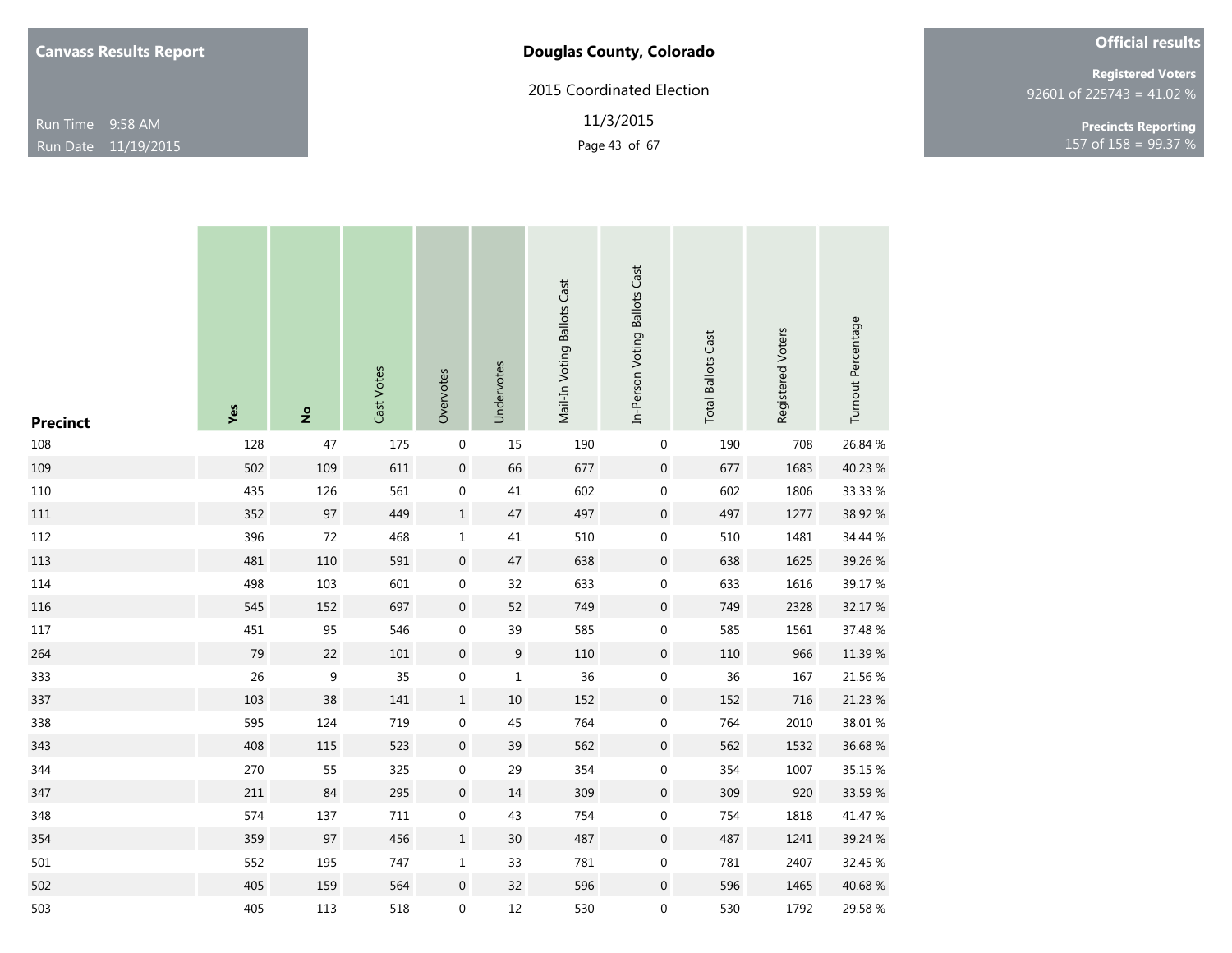**Canvass Results Report**

Run Time 9:58 AM
Run Date 11/19/2015

**Douglas County, Colorado**

2015 Coordinated Election

11/3/2015

**Official results**

**Registered Voters**
92601 of 225743 = 41.02 %

**Precincts Reporting**
157 of 158 = 99.37 %

| Precinct | Yes | No | Cast Votes | Overvotes | Undervotes | Mail-In Voting Ballots Cast | In-Person Voting Ballots Cast | Total Ballots Cast | Registered Voters | Turnout Percentage |
|---|---|---|---|---|---|---|---|---|---|---|
| 108 | 128 | 47 | 175 | 0 | 15 | 190 | 0 | 190 | 708 | 26.84 % |
| 109 | 502 | 109 | 611 | 0 | 66 | 677 | 0 | 677 | 1683 | 40.23 % |
| 110 | 435 | 126 | 561 | 0 | 41 | 602 | 0 | 602 | 1806 | 33.33 % |
| 111 | 352 | 97 | 449 | 1 | 47 | 497 | 0 | 497 | 1277 | 38.92 % |
| 112 | 396 | 72 | 468 | 1 | 41 | 510 | 0 | 510 | 1481 | 34.44 % |
| 113 | 481 | 110 | 591 | 0 | 47 | 638 | 0 | 638 | 1625 | 39.26 % |
| 114 | 498 | 103 | 601 | 0 | 32 | 633 | 0 | 633 | 1616 | 39.17 % |
| 116 | 545 | 152 | 697 | 0 | 52 | 749 | 0 | 749 | 2328 | 32.17 % |
| 117 | 451 | 95 | 546 | 0 | 39 | 585 | 0 | 585 | 1561 | 37.48 % |
| 264 | 79 | 22 | 101 | 0 | 9 | 110 | 0 | 110 | 966 | 11.39 % |
| 333 | 26 | 9 | 35 | 0 | 1 | 36 | 0 | 36 | 167 | 21.56 % |
| 337 | 103 | 38 | 141 | 1 | 10 | 152 | 0 | 152 | 716 | 21.23 % |
| 338 | 595 | 124 | 719 | 0 | 45 | 764 | 0 | 764 | 2010 | 38.01 % |
| 343 | 408 | 115 | 523 | 0 | 39 | 562 | 0 | 562 | 1532 | 36.68 % |
| 344 | 270 | 55 | 325 | 0 | 29 | 354 | 0 | 354 | 1007 | 35.15 % |
| 347 | 211 | 84 | 295 | 0 | 14 | 309 | 0 | 309 | 920 | 33.59 % |
| 348 | 574 | 137 | 711 | 0 | 43 | 754 | 0 | 754 | 1818 | 41.47 % |
| 354 | 359 | 97 | 456 | 1 | 30 | 487 | 0 | 487 | 1241 | 39.24 % |
| 501 | 552 | 195 | 747 | 1 | 33 | 781 | 0 | 781 | 2407 | 32.45 % |
| 502 | 405 | 159 | 564 | 0 | 32 | 596 | 0 | 596 | 1465 | 40.68 % |
| 503 | 405 | 113 | 518 | 0 | 12 | 530 | 0 | 530 | 1792 | 29.58 % |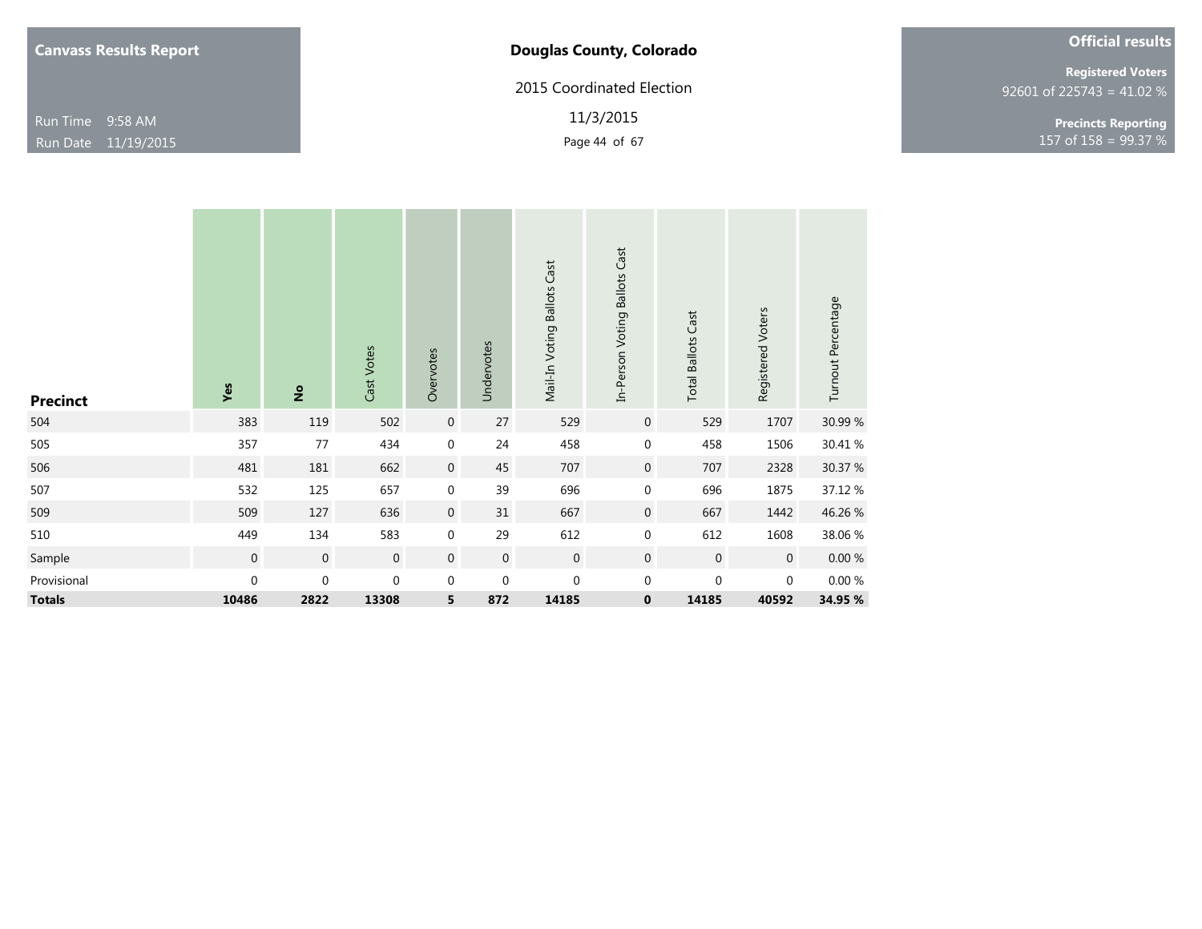**Canvass Results Report**

Run Time 9:58 AM
Run Date 11/19/2015

**Douglas County, Colorado**

2015 Coordinated Election

11/3/2015

**Official results**

**Registered Voters**
92601 of 225743 = 41.02 %

**Precincts Reporting**
157 of 158 = 99.37 %

| Precinct | Yes | No | Cast Votes | Overvotes | Undervotes | Mail-In Voting Ballots Cast | In-Person Voting Ballots Cast | Total Ballots Cast | Registered Voters | Turnout Percentage |
|---|---|---|---|---|---|---|---|---|---|---|
| 504 | 383 | 119 | 502 | 0 | 27 | 529 | 0 | 529 | 1707 | 30.99 % |
| 505 | 357 | 77 | 434 | 0 | 24 | 458 | 0 | 458 | 1506 | 30.41 % |
| 506 | 481 | 181 | 662 | 0 | 45 | 707 | 0 | 707 | 2328 | 30.37 % |
| 507 | 532 | 125 | 657 | 0 | 39 | 696 | 0 | 696 | 1875 | 37.12 % |
| 509 | 509 | 127 | 636 | 0 | 31 | 667 | 0 | 667 | 1442 | 46.26 % |
| 510 | 449 | 134 | 583 | 0 | 29 | 612 | 0 | 612 | 1608 | 38.06 % |
| Sample | 0 | 0 | 0 | 0 | 0 | 0 | 0 | 0 | 0 | 0.00 % |
| Provisional | 0 | 0 | 0 | 0 | 0 | 0 | 0 | 0 | 0 | 0.00 % |
| **Totals** | **10486** | **2822** | **13308** | **5** | **872** | **14185** | **0** | **14185** | **40592** | **34.95 %** |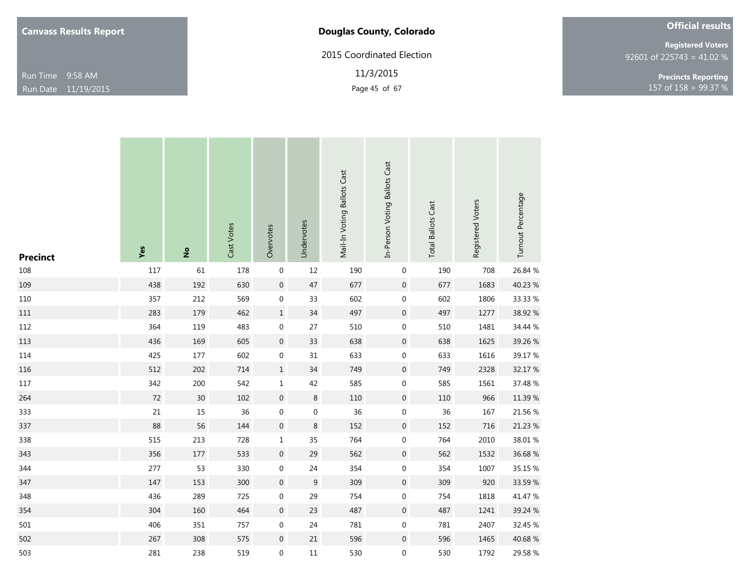**Canvass Results Report**

Run Time 9:58 AM
Run Date 11/19/2015

**Douglas County, Colorado**

2015 Coordinated Election

11/3/2015

**Official results**

**Registered Voters**
92601 of 225743 = 41.02 %

**Precincts Reporting**
157 of 158 = 99.37 %

| Precinct | Yes | No | Cast Votes | Overvotes | Undervotes | Mail-In Voting Ballots Cast | In-Person Voting Ballots Cast | Total Ballots Cast | Registered Voters | Turnout Percentage |
|---|---|---|---|---|---|---|---|---|---|---|
| 108 | 117 | 61 | 178 | 0 | 12 | 190 | 0 | 190 | 708 | 26.84 % |
| 109 | 438 | 192 | 630 | 0 | 47 | 677 | 0 | 677 | 1683 | 40.23 % |
| 110 | 357 | 212 | 569 | 0 | 33 | 602 | 0 | 602 | 1806 | 33.33 % |
| 111 | 283 | 179 | 462 | 1 | 34 | 497 | 0 | 497 | 1277 | 38.92 % |
| 112 | 364 | 119 | 483 | 0 | 27 | 510 | 0 | 510 | 1481 | 34.44 % |
| 113 | 436 | 169 | 605 | 0 | 33 | 638 | 0 | 638 | 1625 | 39.26 % |
| 114 | 425 | 177 | 602 | 0 | 31 | 633 | 0 | 633 | 1616 | 39.17 % |
| 116 | 512 | 202 | 714 | 1 | 34 | 749 | 0 | 749 | 2328 | 32.17 % |
| 117 | 342 | 200 | 542 | 1 | 42 | 585 | 0 | 585 | 1561 | 37.48 % |
| 264 | 72 | 30 | 102 | 0 | 8 | 110 | 0 | 110 | 966 | 11.39 % |
| 333 | 21 | 15 | 36 | 0 | 0 | 36 | 0 | 36 | 167 | 21.56 % |
| 337 | 88 | 56 | 144 | 0 | 8 | 152 | 0 | 152 | 716 | 21.23 % |
| 338 | 515 | 213 | 728 | 1 | 35 | 764 | 0 | 764 | 2010 | 38.01 % |
| 343 | 356 | 177 | 533 | 0 | 29 | 562 | 0 | 562 | 1532 | 36.68 % |
| 344 | 277 | 53 | 330 | 0 | 24 | 354 | 0 | 354 | 1007 | 35.15 % |
| 347 | 147 | 153 | 300 | 0 | 9 | 309 | 0 | 309 | 920 | 33.59 % |
| 348 | 436 | 289 | 725 | 0 | 29 | 754 | 0 | 754 | 1818 | 41.47 % |
| 354 | 304 | 160 | 464 | 0 | 23 | 487 | 0 | 487 | 1241 | 39.24 % |
| 501 | 406 | 351 | 757 | 0 | 24 | 781 | 0 | 781 | 2407 | 32.45 % |
| 502 | 267 | 308 | 575 | 0 | 21 | 596 | 0 | 596 | 1465 | 40.68 % |
| 503 | 281 | 238 | 519 | 0 | 11 | 530 | 0 | 530 | 1792 | 29.58 % |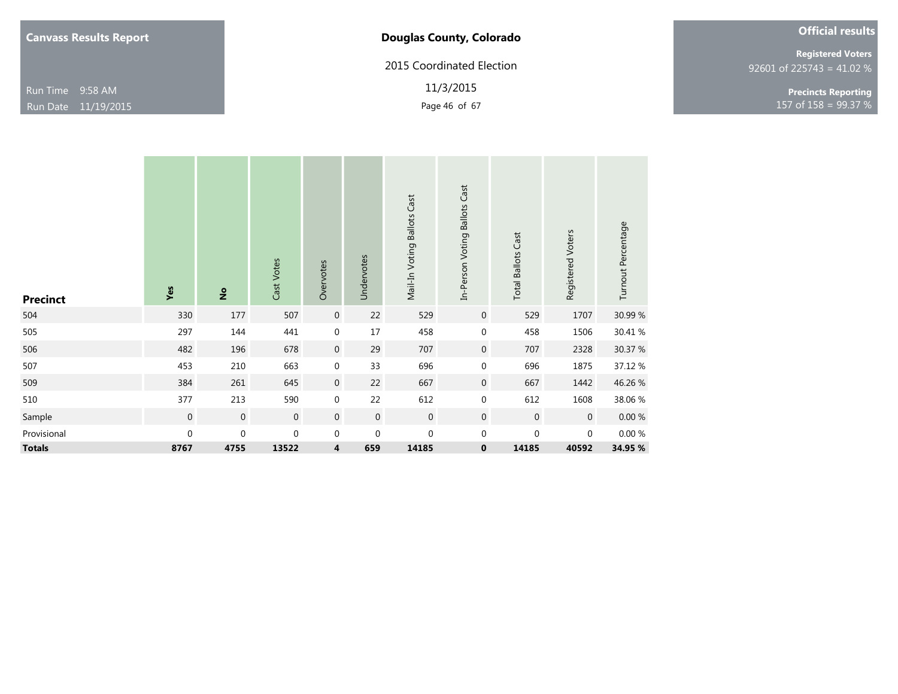**Canvass Results Report**

Run Time 9:58 AM
Run Date 11/19/2015

**Douglas County, Colorado**

2015 Coordinated Election

11/3/2015

**Official results**

**Registered Voters**
92601 of 225743 = 41.02 %

**Precincts Reporting**
157 of 158 = 99.37 %

| Precinct | Yes | No | Cast Votes | Overvotes | Undervotes | Mail-In Voting Ballots Cast | In-Person Voting Ballots Cast | Total Ballots Cast | Registered Voters | Turnout Percentage |
|---|---|---|---|---|---|---|---|---|---|---|
| 504 | 330 | 177 | 507 | 0 | 22 | 529 | 0 | 529 | 1707 | 30.99 % |
| 505 | 297 | 144 | 441 | 0 | 17 | 458 | 0 | 458 | 1506 | 30.41 % |
| 506 | 482 | 196 | 678 | 0 | 29 | 707 | 0 | 707 | 2328 | 30.37 % |
| 507 | 453 | 210 | 663 | 0 | 33 | 696 | 0 | 696 | 1875 | 37.12 % |
| 509 | 384 | 261 | 645 | 0 | 22 | 667 | 0 | 667 | 1442 | 46.26 % |
| 510 | 377 | 213 | 590 | 0 | 22 | 612 | 0 | 612 | 1608 | 38.06 % |
| Sample | 0 | 0 | 0 | 0 | 0 | 0 | 0 | 0 | 0 | 0.00 % |
| Provisional | 0 | 0 | 0 | 0 | 0 | 0 | 0 | 0 | 0 | 0.00 % |
| **Totals** | **8767** | **4755** | **13522** | **4** | **659** | **14185** | **0** | **14185** | **40592** | **34.95 %** |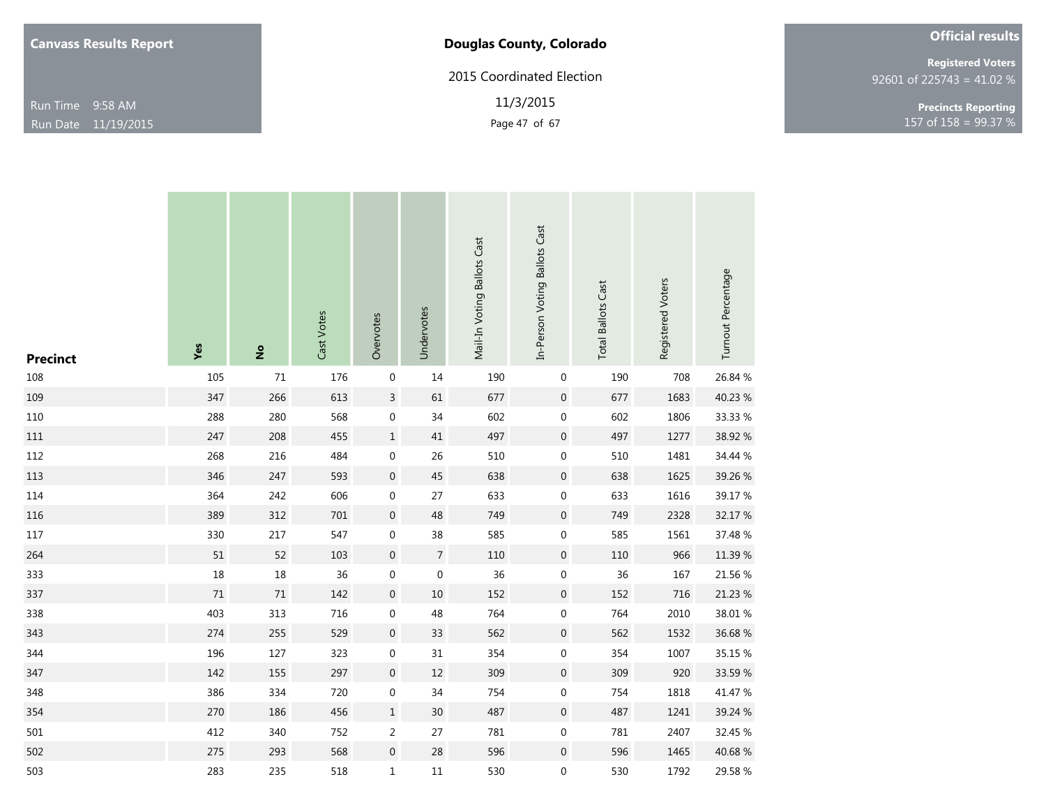Canvass Results Report

Run Time 9:58 AM
Run Date 11/19/2015

**Douglas County, Colorado**

2015 Coordinated Election

11/3/2015

**Official results**

**Registered Voters**
92601 of 225743 = 41.02 %

**Precincts Reporting**
157 of 158 = 99.37 %

| Precinct | Yes | No | Cast Votes | Overvotes | Undervotes | Mail-In Voting Ballots Cast | In-Person Voting Ballots Cast | Total Ballots Cast | Registered Voters | Turnout Percentage |
|---|---|---|---|---|---|---|---|---|---|---|
| 108 | 105 | 71 | 176 | 0 | 14 | 190 | 0 | 190 | 708 | 26.84 % |
| 109 | 347 | 266 | 613 | 3 | 61 | 677 | 0 | 677 | 1683 | 40.23 % |
| 110 | 288 | 280 | 568 | 0 | 34 | 602 | 0 | 602 | 1806 | 33.33 % |
| 111 | 247 | 208 | 455 | 1 | 41 | 497 | 0 | 497 | 1277 | 38.92 % |
| 112 | 268 | 216 | 484 | 0 | 26 | 510 | 0 | 510 | 1481 | 34.44 % |
| 113 | 346 | 247 | 593 | 0 | 45 | 638 | 0 | 638 | 1625 | 39.26 % |
| 114 | 364 | 242 | 606 | 0 | 27 | 633 | 0 | 633 | 1616 | 39.17 % |
| 116 | 389 | 312 | 701 | 0 | 48 | 749 | 0 | 749 | 2328 | 32.17 % |
| 117 | 330 | 217 | 547 | 0 | 38 | 585 | 0 | 585 | 1561 | 37.48 % |
| 264 | 51 | 52 | 103 | 0 | 7 | 110 | 0 | 110 | 966 | 11.39 % |
| 333 | 18 | 18 | 36 | 0 | 0 | 36 | 0 | 36 | 167 | 21.56 % |
| 337 | 71 | 71 | 142 | 0 | 10 | 152 | 0 | 152 | 716 | 21.23 % |
| 338 | 403 | 313 | 716 | 0 | 48 | 764 | 0 | 764 | 2010 | 38.01 % |
| 343 | 274 | 255 | 529 | 0 | 33 | 562 | 0 | 562 | 1532 | 36.68 % |
| 344 | 196 | 127 | 323 | 0 | 31 | 354 | 0 | 354 | 1007 | 35.15 % |
| 347 | 142 | 155 | 297 | 0 | 12 | 309 | 0 | 309 | 920 | 33.59 % |
| 348 | 386 | 334 | 720 | 0 | 34 | 754 | 0 | 754 | 1818 | 41.47 % |
| 354 | 270 | 186 | 456 | 1 | 30 | 487 | 0 | 487 | 1241 | 39.24 % |
| 501 | 412 | 340 | 752 | 2 | 27 | 781 | 0 | 781 | 2407 | 32.45 % |
| 502 | 275 | 293 | 568 | 0 | 28 | 596 | 0 | 596 | 1465 | 40.68 % |
| 503 | 283 | 235 | 518 | 1 | 11 | 530 | 0 | 530 | 1792 | 29.58 % |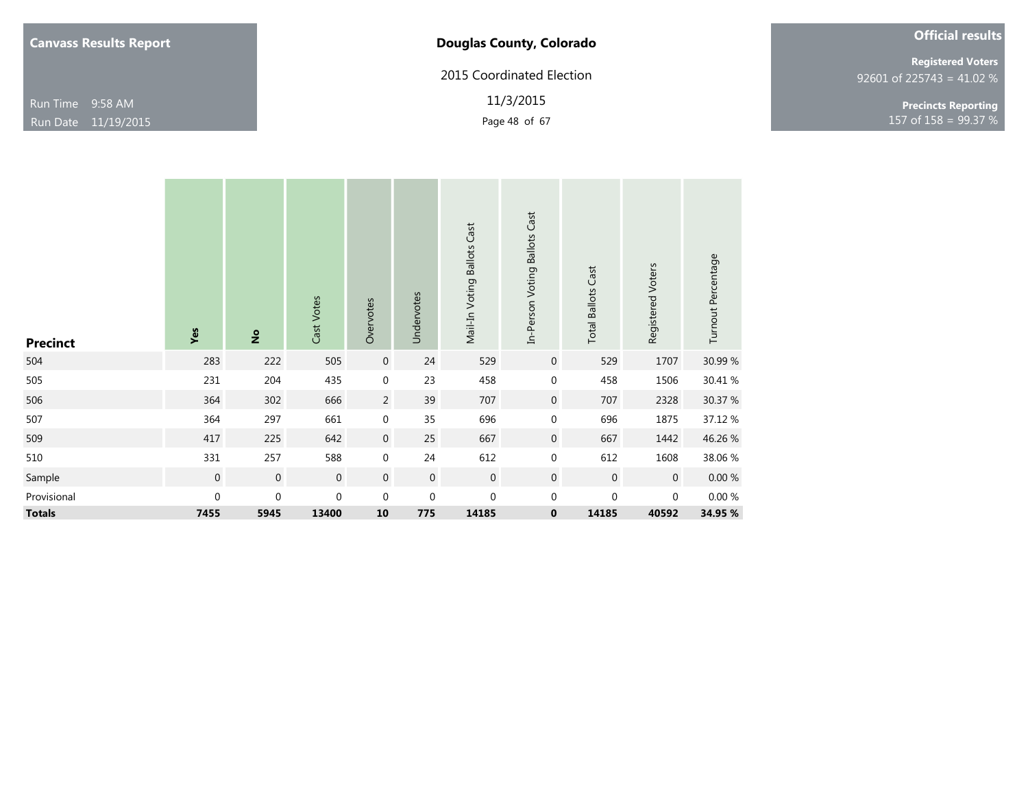**Canvass Results Report**

Run Time 9:58 AM
Run Date 11/19/2015

**Douglas County, Colorado**

2015 Coordinated Election

11/3/2015

**Official results**

**Registered Voters**
92601 of 225743 = 41.02 %

**Precincts Reporting**
157 of 158 = 99.37 %

| Precinct | Yes | No | Cast Votes | Overvotes | Undervotes | Mail-In Voting Ballots Cast | In-Person Voting Ballots Cast | Total Ballots Cast | Registered Voters | Turnout Percentage |
|---|---|---|---|---|---|---|---|---|---|---|
| 504 | 283 | 222 | 505 | 0 | 24 | 529 | 0 | 529 | 1707 | 30.99 % |
| 505 | 231 | 204 | 435 | 0 | 23 | 458 | 0 | 458 | 1506 | 30.41 % |
| 506 | 364 | 302 | 666 | 2 | 39 | 707 | 0 | 707 | 2328 | 30.37 % |
| 507 | 364 | 297 | 661 | 0 | 35 | 696 | 0 | 696 | 1875 | 37.12 % |
| 509 | 417 | 225 | 642 | 0 | 25 | 667 | 0 | 667 | 1442 | 46.26 % |
| 510 | 331 | 257 | 588 | 0 | 24 | 612 | 0 | 612 | 1608 | 38.06 % |
| Sample | 0 | 0 | 0 | 0 | 0 | 0 | 0 | 0 | 0 | 0.00 % |
| Provisional | 0 | 0 | 0 | 0 | 0 | 0 | 0 | 0 | 0 | 0.00 % |
| **Totals** | **7455** | **5945** | **13400** | **10** | **775** | **14185** | **0** | **14185** | **40592** | **34.95 %** |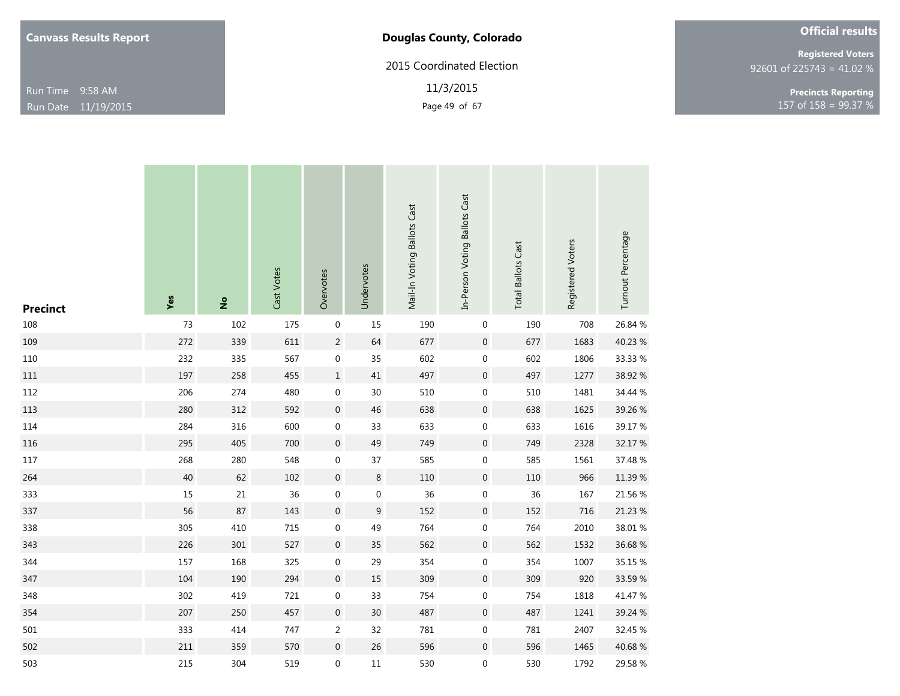**Canvass Results Report**

Run Time 9:58 AM
Run Date 11/19/2015

**Douglas County, Colorado**

2015 Coordinated Election

11/3/2015

**Official results**

**Registered Voters**
92601 of 225743 = 41.02 %

**Precincts Reporting**
157 of 158 = 99.37 %

| Precinct | Yes | No | Cast Votes | Overvotes | Undervotes | Mail-In Voting Ballots Cast | In-Person Voting Ballots Cast | Total Ballots Cast | Registered Voters | Turnout Percentage |
|---|---|---|---|---|---|---|---|---|---|---|
| 108 | 73 | 102 | 175 | 0 | 15 | 190 | 0 | 190 | 708 | 26.84 % |
| 109 | 272 | 339 | 611 | 2 | 64 | 677 | 0 | 677 | 1683 | 40.23 % |
| 110 | 232 | 335 | 567 | 0 | 35 | 602 | 0 | 602 | 1806 | 33.33 % |
| 111 | 197 | 258 | 455 | 1 | 41 | 497 | 0 | 497 | 1277 | 38.92 % |
| 112 | 206 | 274 | 480 | 0 | 30 | 510 | 0 | 510 | 1481 | 34.44 % |
| 113 | 280 | 312 | 592 | 0 | 46 | 638 | 0 | 638 | 1625 | 39.26 % |
| 114 | 284 | 316 | 600 | 0 | 33 | 633 | 0 | 633 | 1616 | 39.17 % |
| 116 | 295 | 405 | 700 | 0 | 49 | 749 | 0 | 749 | 2328 | 32.17 % |
| 117 | 268 | 280 | 548 | 0 | 37 | 585 | 0 | 585 | 1561 | 37.48 % |
| 264 | 40 | 62 | 102 | 0 | 8 | 110 | 0 | 110 | 966 | 11.39 % |
| 333 | 15 | 21 | 36 | 0 | 0 | 36 | 0 | 36 | 167 | 21.56 % |
| 337 | 56 | 87 | 143 | 0 | 9 | 152 | 0 | 152 | 716 | 21.23 % |
| 338 | 305 | 410 | 715 | 0 | 49 | 764 | 0 | 764 | 2010 | 38.01 % |
| 343 | 226 | 301 | 527 | 0 | 35 | 562 | 0 | 562 | 1532 | 36.68 % |
| 344 | 157 | 168 | 325 | 0 | 29 | 354 | 0 | 354 | 1007 | 35.15 % |
| 347 | 104 | 190 | 294 | 0 | 15 | 309 | 0 | 309 | 920 | 33.59 % |
| 348 | 302 | 419 | 721 | 0 | 33 | 754 | 0 | 754 | 1818 | 41.47 % |
| 354 | 207 | 250 | 457 | 0 | 30 | 487 | 0 | 487 | 1241 | 39.24 % |
| 501 | 333 | 414 | 747 | 2 | 32 | 781 | 0 | 781 | 2407 | 32.45 % |
| 502 | 211 | 359 | 570 | 0 | 26 | 596 | 0 | 596 | 1465 | 40.68 % |
| 503 | 215 | 304 | 519 | 0 | 11 | 530 | 0 | 530 | 1792 | 29.58 % |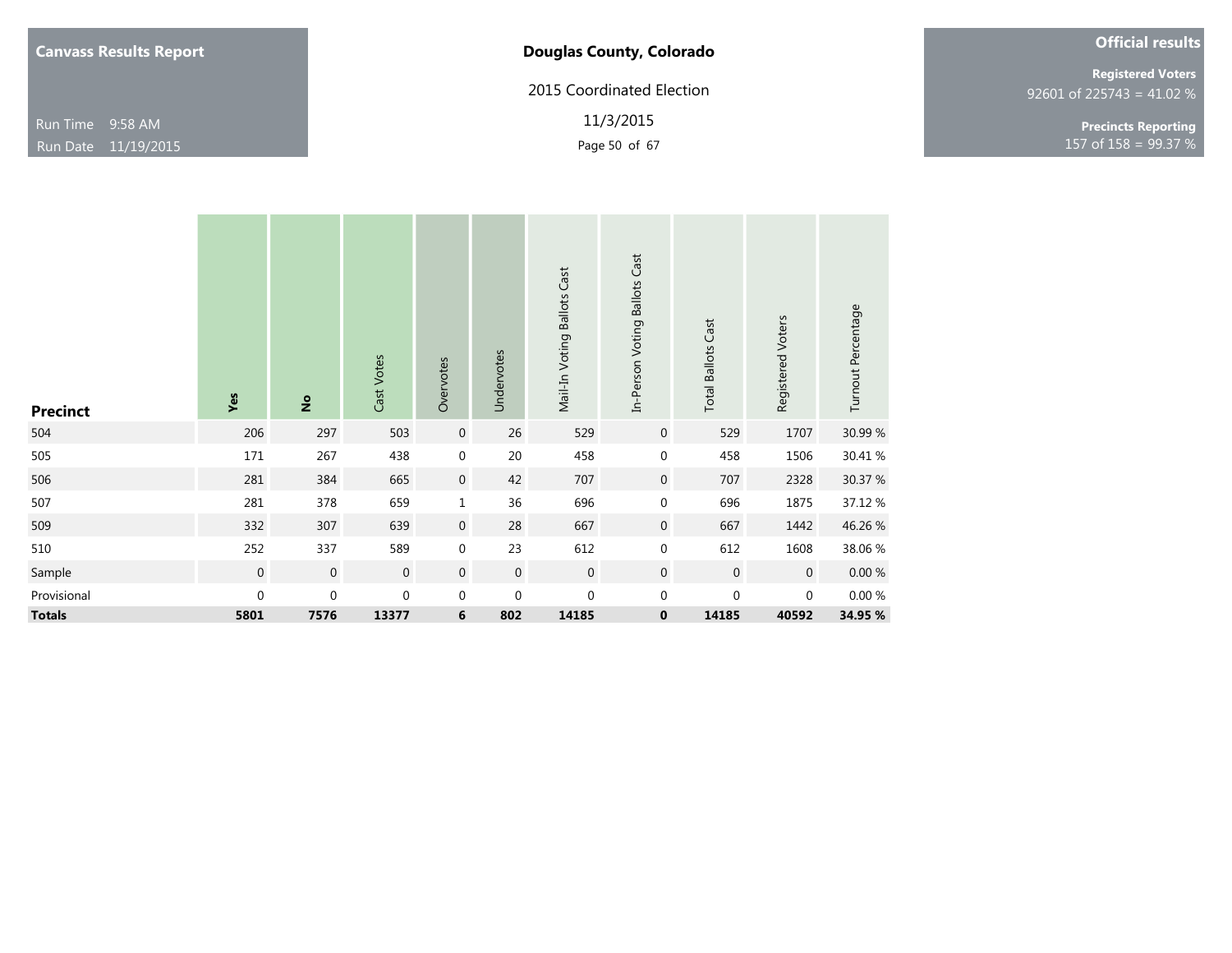**Canvass Results Report**

Run Time 9:58 AM
Run Date 11/19/2015

**Douglas County, Colorado**

2015 Coordinated Election

11/3/2015

**Official results**

**Registered Voters**
92601 of 225743 = 41.02 %

**Precincts Reporting**
157 of 158 = 99.37 %

| Precinct | Yes | No | Cast Votes | Overvotes | Undervotes | Mail-In Voting Ballots Cast | In-Person Voting Ballots Cast | Total Ballots Cast | Registered Voters | Turnout Percentage |
|---|---|---|---|---|---|---|---|---|---|---|
| 504 | 206 | 297 | 503 | 0 | 26 | 529 | 0 | 529 | 1707 | 30.99 % |
| 505 | 171 | 267 | 438 | 0 | 20 | 458 | 0 | 458 | 1506 | 30.41 % |
| 506 | 281 | 384 | 665 | 0 | 42 | 707 | 0 | 707 | 2328 | 30.37 % |
| 507 | 281 | 378 | 659 | 1 | 36 | 696 | 0 | 696 | 1875 | 37.12 % |
| 509 | 332 | 307 | 639 | 0 | 28 | 667 | 0 | 667 | 1442 | 46.26 % |
| 510 | 252 | 337 | 589 | 0 | 23 | 612 | 0 | 612 | 1608 | 38.06 % |
| Sample | 0 | 0 | 0 | 0 | 0 | 0 | 0 | 0 | 0 | 0.00 % |
| Provisional | 0 | 0 | 0 | 0 | 0 | 0 | 0 | 0 | 0 | 0.00 % |
| **Totals** | **5801** | **7576** | **13377** | **6** | **802** | **14185** | **0** | **14185** | **40592** | **34.95 %** |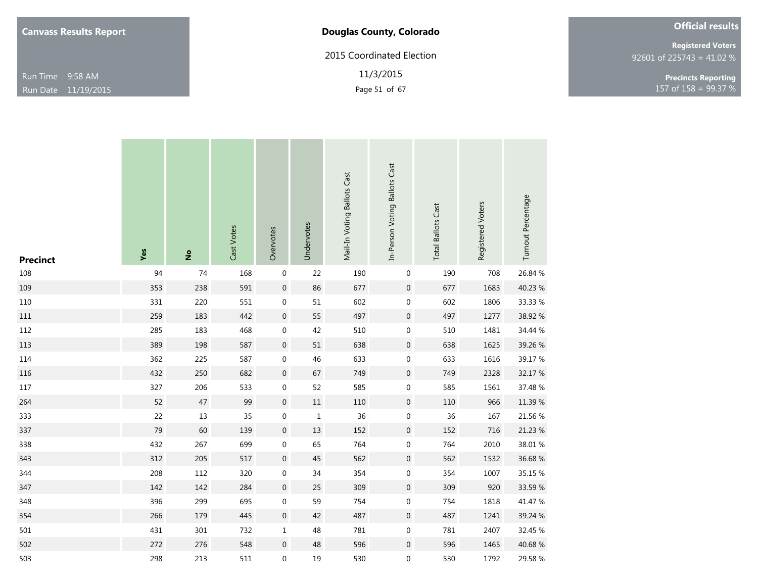**Canvass Results Report**

Run Time 9:58 AM
Run Date 11/19/2015

**Douglas County, Colorado**

2015 Coordinated Election

11/3/2015

**Official results**

**Registered Voters**
92601 of 225743 = 41.02 %

**Precincts Reporting**
157 of 158 = 99.37 %

| Precinct | Yes | No | Cast Votes | Overvotes | Undervotes | Mail-In Voting Ballots Cast | In-Person Voting Ballots Cast | Total Ballots Cast | Registered Voters | Turnout Percentage |
|---|---|---|---|---|---|---|---|---|---|---|
| 108 | 94 | 74 | 168 | 0 | 22 | 190 | 0 | 190 | 708 | 26.84 % |
| 109 | 353 | 238 | 591 | 0 | 86 | 677 | 0 | 677 | 1683 | 40.23 % |
| 110 | 331 | 220 | 551 | 0 | 51 | 602 | 0 | 602 | 1806 | 33.33 % |
| 111 | 259 | 183 | 442 | 0 | 55 | 497 | 0 | 497 | 1277 | 38.92 % |
| 112 | 285 | 183 | 468 | 0 | 42 | 510 | 0 | 510 | 1481 | 34.44 % |
| 113 | 389 | 198 | 587 | 0 | 51 | 638 | 0 | 638 | 1625 | 39.26 % |
| 114 | 362 | 225 | 587 | 0 | 46 | 633 | 0 | 633 | 1616 | 39.17 % |
| 116 | 432 | 250 | 682 | 0 | 67 | 749 | 0 | 749 | 2328 | 32.17 % |
| 117 | 327 | 206 | 533 | 0 | 52 | 585 | 0 | 585 | 1561 | 37.48 % |
| 264 | 52 | 47 | 99 | 0 | 11 | 110 | 0 | 110 | 966 | 11.39 % |
| 333 | 22 | 13 | 35 | 0 | 1 | 36 | 0 | 36 | 167 | 21.56 % |
| 337 | 79 | 60 | 139 | 0 | 13 | 152 | 0 | 152 | 716 | 21.23 % |
| 338 | 432 | 267 | 699 | 0 | 65 | 764 | 0 | 764 | 2010 | 38.01 % |
| 343 | 312 | 205 | 517 | 0 | 45 | 562 | 0 | 562 | 1532 | 36.68 % |
| 344 | 208 | 112 | 320 | 0 | 34 | 354 | 0 | 354 | 1007 | 35.15 % |
| 347 | 142 | 142 | 284 | 0 | 25 | 309 | 0 | 309 | 920 | 33.59 % |
| 348 | 396 | 299 | 695 | 0 | 59 | 754 | 0 | 754 | 1818 | 41.47 % |
| 354 | 266 | 179 | 445 | 0 | 42 | 487 | 0 | 487 | 1241 | 39.24 % |
| 501 | 431 | 301 | 732 | 1 | 48 | 781 | 0 | 781 | 2407 | 32.45 % |
| 502 | 272 | 276 | 548 | 0 | 48 | 596 | 0 | 596 | 1465 | 40.68 % |
| 503 | 298 | 213 | 511 | 0 | 19 | 530 | 0 | 530 | 1792 | 29.58 % |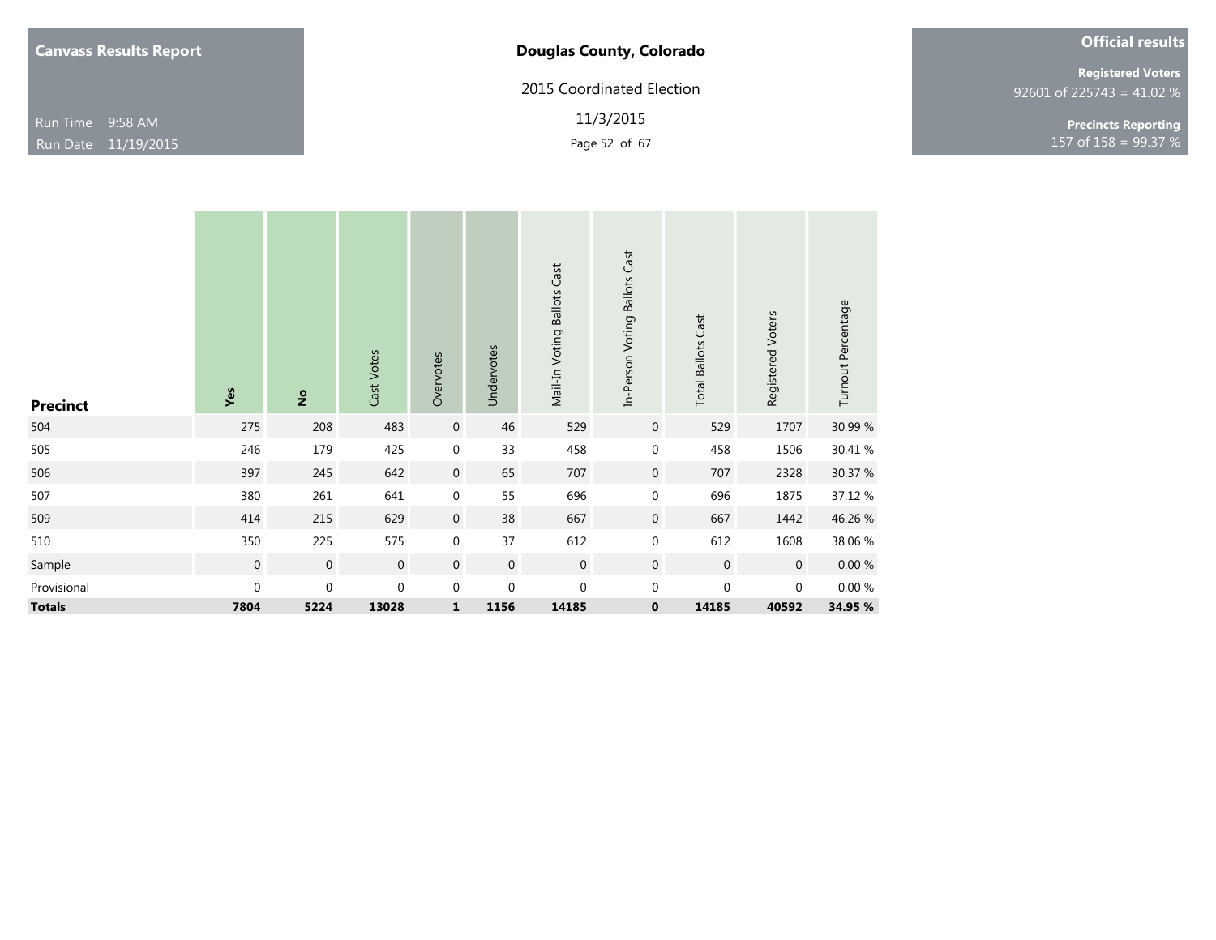**Canvass Results Report**

Run Time 9:58 AM
Run Date 11/19/2015

**Douglas County, Colorado**

2015 Coordinated Election

11/3/2015

**Official results**

**Registered Voters**
92601 of 225743 = 41.02 %

**Precincts Reporting**
157 of 158 = 99.37 %

| Precinct | Yes | No | Cast Votes | Overvotes | Undervotes | Mail-In Voting Ballots Cast | In-Person Voting Ballots Cast | Total Ballots Cast | Registered Voters | Turnout Percentage |
|---|---|---|---|---|---|---|---|---|---|---|
| 504 | 275 | 208 | 483 | 0 | 46 | 529 | 0 | 529 | 1707 | 30.99 % |
| 505 | 246 | 179 | 425 | 0 | 33 | 458 | 0 | 458 | 1506 | 30.41 % |
| 506 | 397 | 245 | 642 | 0 | 65 | 707 | 0 | 707 | 2328 | 30.37 % |
| 507 | 380 | 261 | 641 | 0 | 55 | 696 | 0 | 696 | 1875 | 37.12 % |
| 509 | 414 | 215 | 629 | 0 | 38 | 667 | 0 | 667 | 1442 | 46.26 % |
| 510 | 350 | 225 | 575 | 0 | 37 | 612 | 0 | 612 | 1608 | 38.06 % |
| Sample | 0 | 0 | 0 | 0 | 0 | 0 | 0 | 0 | 0 | 0.00 % |
| Provisional | 0 | 0 | 0 | 0 | 0 | 0 | 0 | 0 | 0 | 0.00 % |
| **Totals** | **7804** | **5224** | **13028** | **1** | **1156** | **14185** | **0** | **14185** | **40592** | **34.95 %** |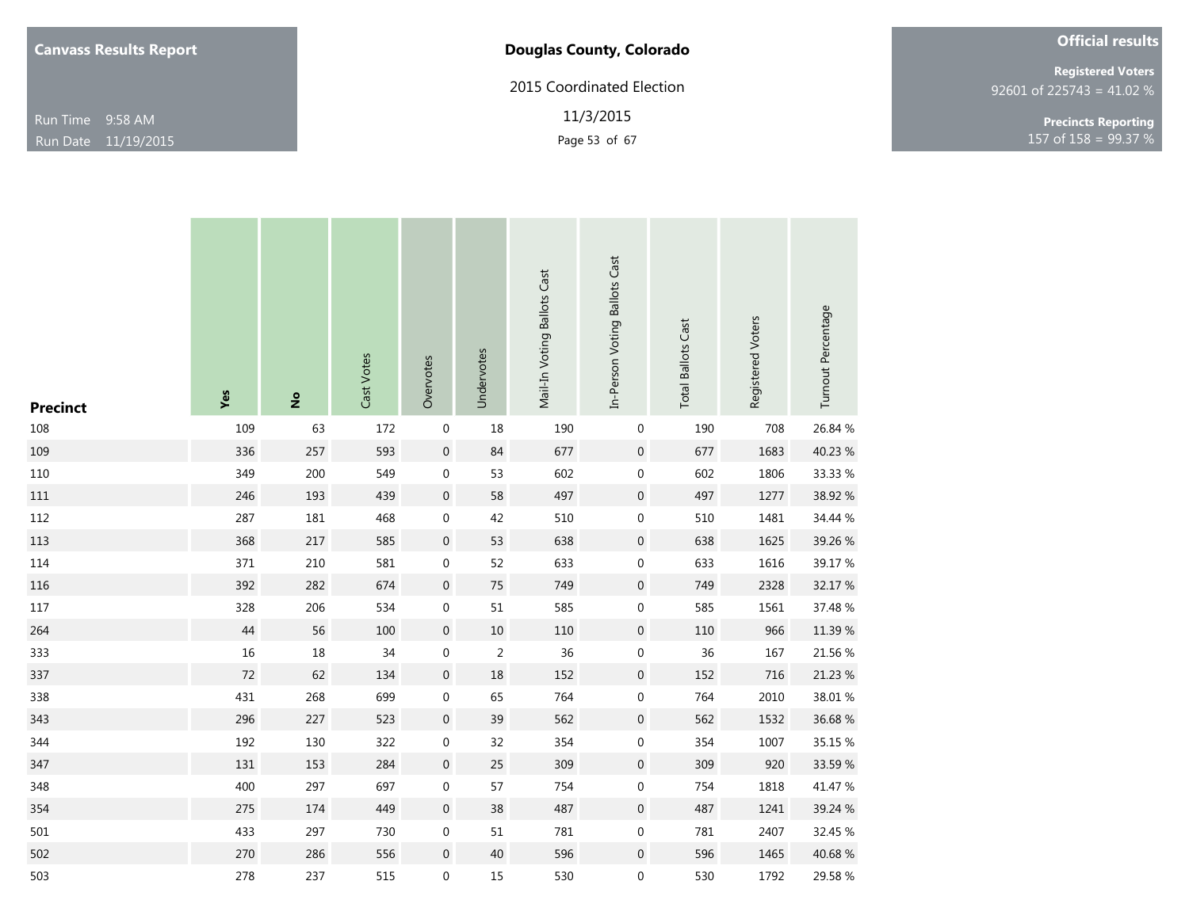**Canvass Results Report**

Run Time 9:58 AM
Run Date 11/19/2015

**Douglas County, Colorado**

2015 Coordinated Election

11/3/2015

**Official results**

**Registered Voters**
92601 of 225743 = 41.02 %

**Precincts Reporting**
157 of 158 = 99.37 %

| Precinct | Yes | No | Cast Votes | Overvotes | Undervotes | Mail-In Voting Ballots Cast | In-Person Voting Ballots Cast | Total Ballots Cast | Registered Voters | Turnout Percentage |
|---|---|---|---|---|---|---|---|---|---|---|
| 108 | 109 | 63 | 172 | 0 | 18 | 190 | 0 | 190 | 708 | 26.84 % |
| 109 | 336 | 257 | 593 | 0 | 84 | 677 | 0 | 677 | 1683 | 40.23 % |
| 110 | 349 | 200 | 549 | 0 | 53 | 602 | 0 | 602 | 1806 | 33.33 % |
| 111 | 246 | 193 | 439 | 0 | 58 | 497 | 0 | 497 | 1277 | 38.92 % |
| 112 | 287 | 181 | 468 | 0 | 42 | 510 | 0 | 510 | 1481 | 34.44 % |
| 113 | 368 | 217 | 585 | 0 | 53 | 638 | 0 | 638 | 1625 | 39.26 % |
| 114 | 371 | 210 | 581 | 0 | 52 | 633 | 0 | 633 | 1616 | 39.17 % |
| 116 | 392 | 282 | 674 | 0 | 75 | 749 | 0 | 749 | 2328 | 32.17 % |
| 117 | 328 | 206 | 534 | 0 | 51 | 585 | 0 | 585 | 1561 | 37.48 % |
| 264 | 44 | 56 | 100 | 0 | 10 | 110 | 0 | 110 | 966 | 11.39 % |
| 333 | 16 | 18 | 34 | 0 | 2 | 36 | 0 | 36 | 167 | 21.56 % |
| 337 | 72 | 62 | 134 | 0 | 18 | 152 | 0 | 152 | 716 | 21.23 % |
| 338 | 431 | 268 | 699 | 0 | 65 | 764 | 0 | 764 | 2010 | 38.01 % |
| 343 | 296 | 227 | 523 | 0 | 39 | 562 | 0 | 562 | 1532 | 36.68 % |
| 344 | 192 | 130 | 322 | 0 | 32 | 354 | 0 | 354 | 1007 | 35.15 % |
| 347 | 131 | 153 | 284 | 0 | 25 | 309 | 0 | 309 | 920 | 33.59 % |
| 348 | 400 | 297 | 697 | 0 | 57 | 754 | 0 | 754 | 1818 | 41.47 % |
| 354 | 275 | 174 | 449 | 0 | 38 | 487 | 0 | 487 | 1241 | 39.24 % |
| 501 | 433 | 297 | 730 | 0 | 51 | 781 | 0 | 781 | 2407 | 32.45 % |
| 502 | 270 | 286 | 556 | 0 | 40 | 596 | 0 | 596 | 1465 | 40.68 % |
| 503 | 278 | 237 | 515 | 0 | 15 | 530 | 0 | 530 | 1792 | 29.58 % |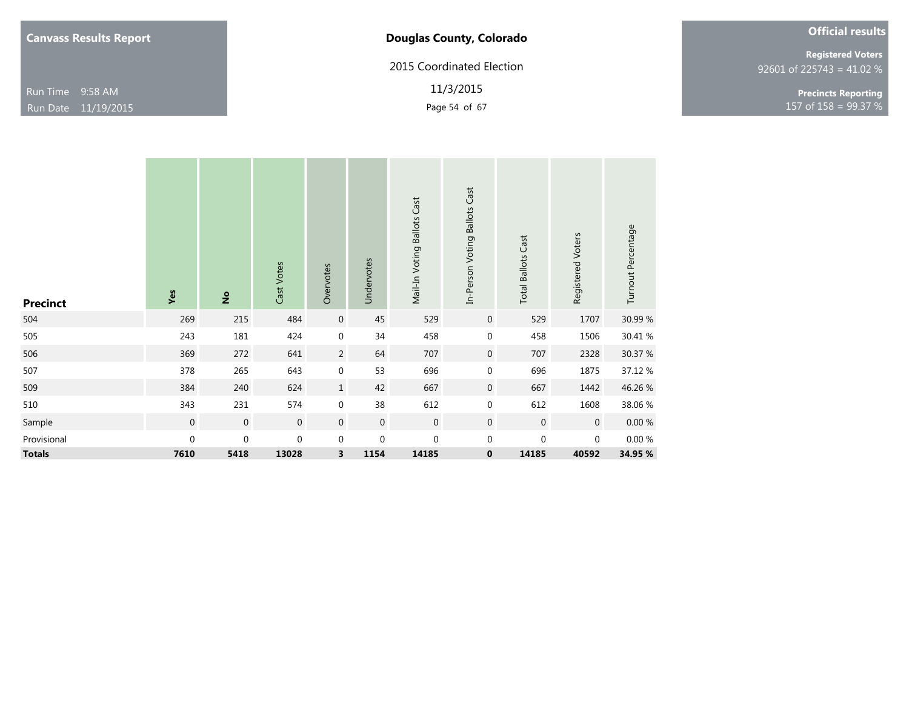**Canvass Results Report**

Run Time 9:58 AM
Run Date 11/19/2015

**Douglas County, Colorado**

2015 Coordinated Election

11/3/2015

**Official results**

**Registered Voters**
92601 of 225743 = 41.02 %

**Precincts Reporting**
157 of 158 = 99.37 %

| Precinct | Yes | No | Cast Votes | Overvotes | Undervotes | Mail-In Voting Ballots Cast | In-Person Voting Ballots Cast | Total Ballots Cast | Registered Voters | Turnout Percentage |
|---|---|---|---|---|---|---|---|---|---|---|
| 504 | 269 | 215 | 484 | 0 | 45 | 529 | 0 | 529 | 1707 | 30.99 % |
| 505 | 243 | 181 | 424 | 0 | 34 | 458 | 0 | 458 | 1506 | 30.41 % |
| 506 | 369 | 272 | 641 | 2 | 64 | 707 | 0 | 707 | 2328 | 30.37 % |
| 507 | 378 | 265 | 643 | 0 | 53 | 696 | 0 | 696 | 1875 | 37.12 % |
| 509 | 384 | 240 | 624 | 1 | 42 | 667 | 0 | 667 | 1442 | 46.26 % |
| 510 | 343 | 231 | 574 | 0 | 38 | 612 | 0 | 612 | 1608 | 38.06 % |
| Sample | 0 | 0 | 0 | 0 | 0 | 0 | 0 | 0 | 0 | 0.00 % |
| Provisional | 0 | 0 | 0 | 0 | 0 | 0 | 0 | 0 | 0 | 0.00 % |
| **Totals** | **7610** | **5418** | **13028** | **3** | **1154** | **14185** | **0** | **14185** | **40592** | **34.95 %** |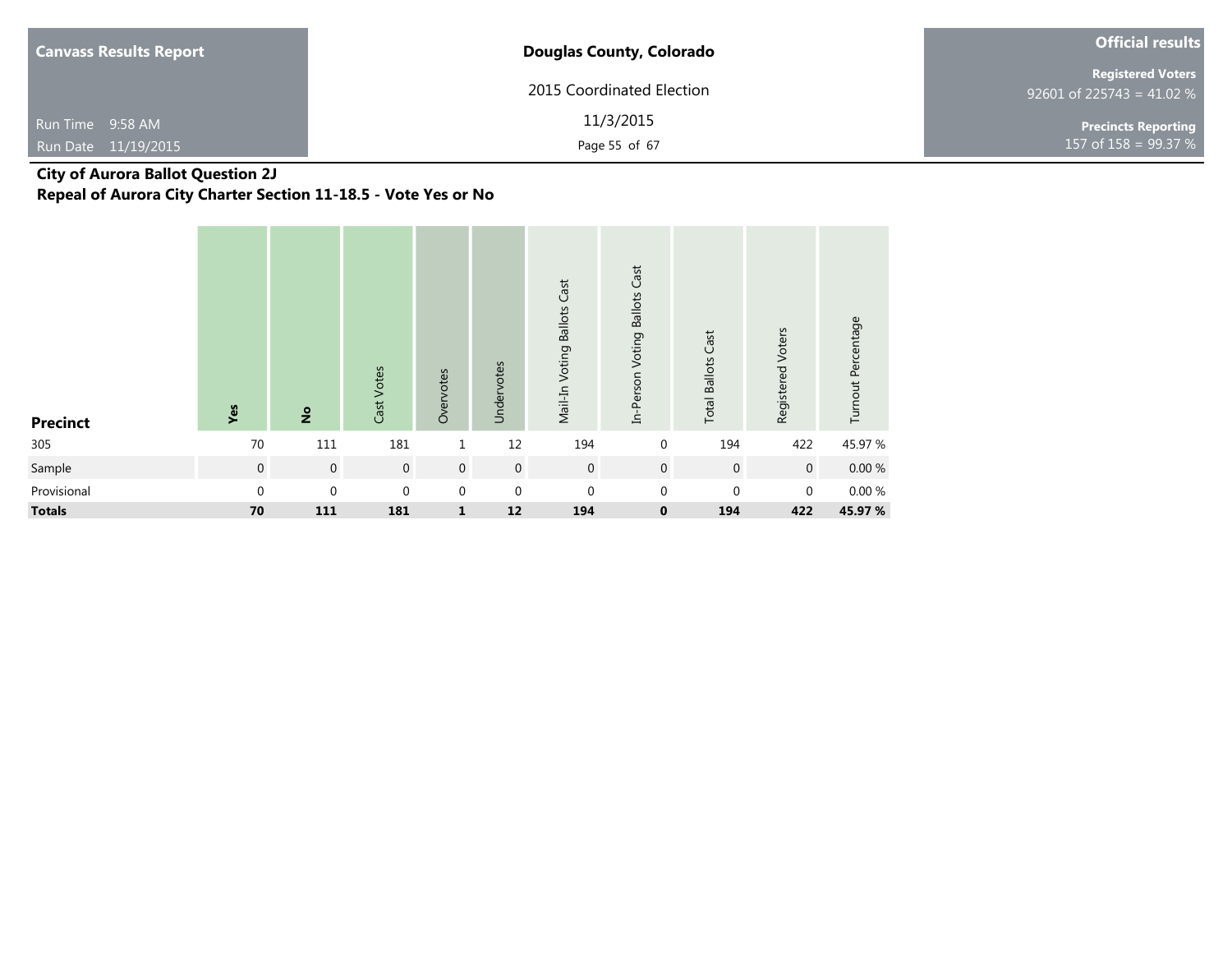**Canvass Results Report**

Run Time 9:58 AM
Run Date 11/19/2015

**Douglas County, Colorado**

2015 Coordinated Election

11/3/2015

**Official results**

**Registered Voters**
92601 of 225743 = 41.02 %

**Precincts Reporting**
157 of 158 = 99.37 %

## City of Aurora Ballot Question 2J
## Repeal of Aurora City Charter Section 11-18.5 - Vote Yes or No

| Precinct | Yes | No | Cast Votes | Overvotes | Undervotes | Mail-In Voting Ballots Cast | In-Person Voting Ballots Cast | Total Ballots Cast | Registered Voters | Turnout Percentage |
|---|---|---|---|---|---|---|---|---|---|---|
| 305 | 70 | 111 | 181 | 1 | 12 | 194 | 0 | 194 | 422 | 45.97 % |
| Sample | 0 | 0 | 0 | 0 | 0 | 0 | 0 | 0 | 0 | 0.00 % |
| Provisional | 0 | 0 | 0 | 0 | 0 | 0 | 0 | 0 | 0 | 0.00 % |
| **Totals** | **70** | **111** | **181** | **1** | **12** | **194** | **0** | **194** | **422** | **45.97 %** |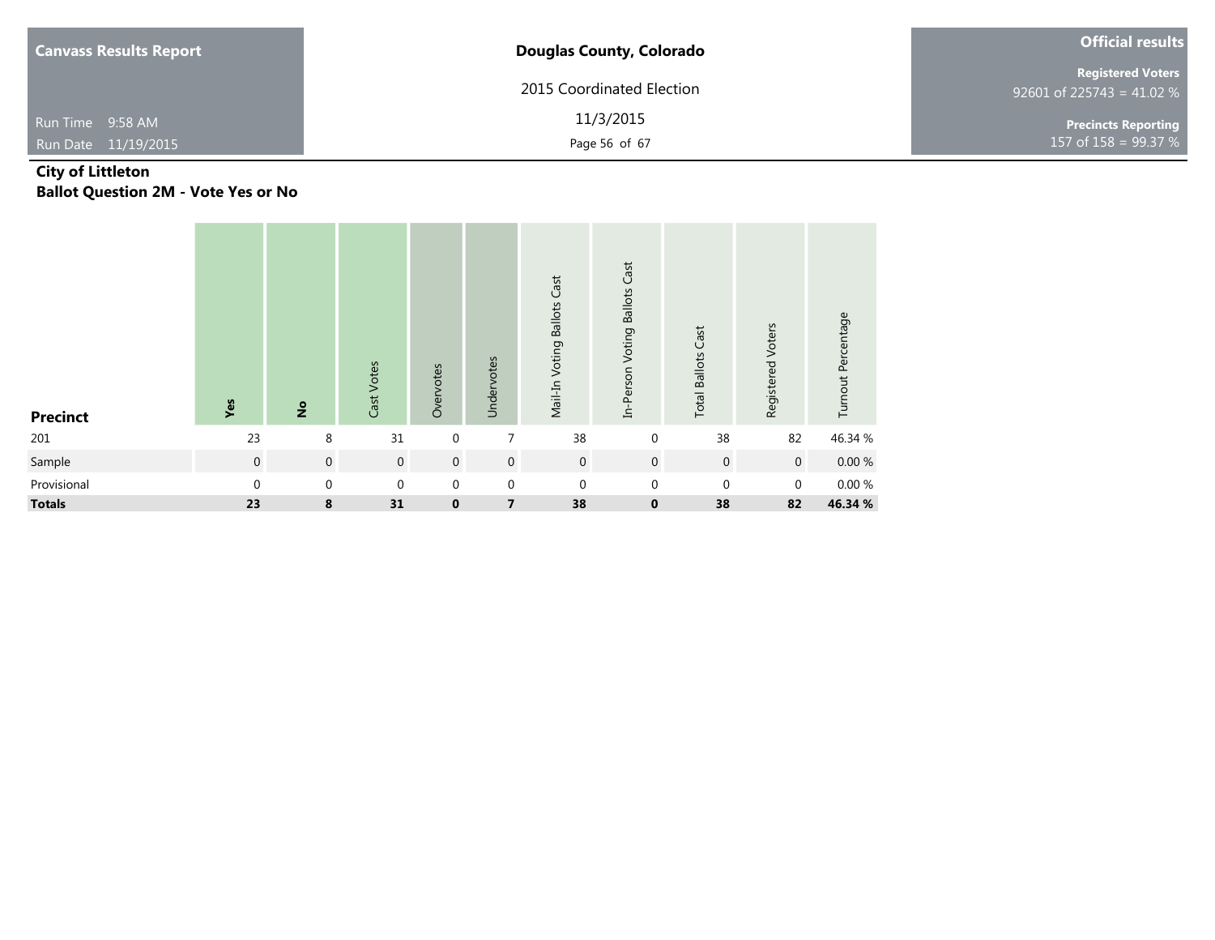**Canvass Results Report**

Run Time 9:58 AM
Run Date 11/19/2015

**Douglas County, Colorado**

2015 Coordinated Election

11/3/2015

**Official results**

**Registered Voters**
92601 of 225743 = 41.02 %

**Precincts Reporting**
157 of 158 = 99.37 %

## City of Littleton
## Ballot Question 2M - Vote Yes or No

| Precinct | Yes | No | Cast Votes | Overvotes | Undervotes | Mail-In Voting Ballots Cast | In-Person Voting Ballots Cast | Total Ballots Cast | Registered Voters | Turnout Percentage |
|---|---|---|---|---|---|---|---|---|---|---|
| 201 | 23 | 8 | 31 | 0 | 7 | 38 | 0 | 38 | 82 | 46.34 % |
| Sample | 0 | 0 | 0 | 0 | 0 | 0 | 0 | 0 | 0 | 0.00 % |
| Provisional | 0 | 0 | 0 | 0 | 0 | 0 | 0 | 0 | 0 | 0.00 % |
| **Totals** | **23** | **8** | **31** | **0** | **7** | **38** | **0** | **38** | **82** | **46.34 %** |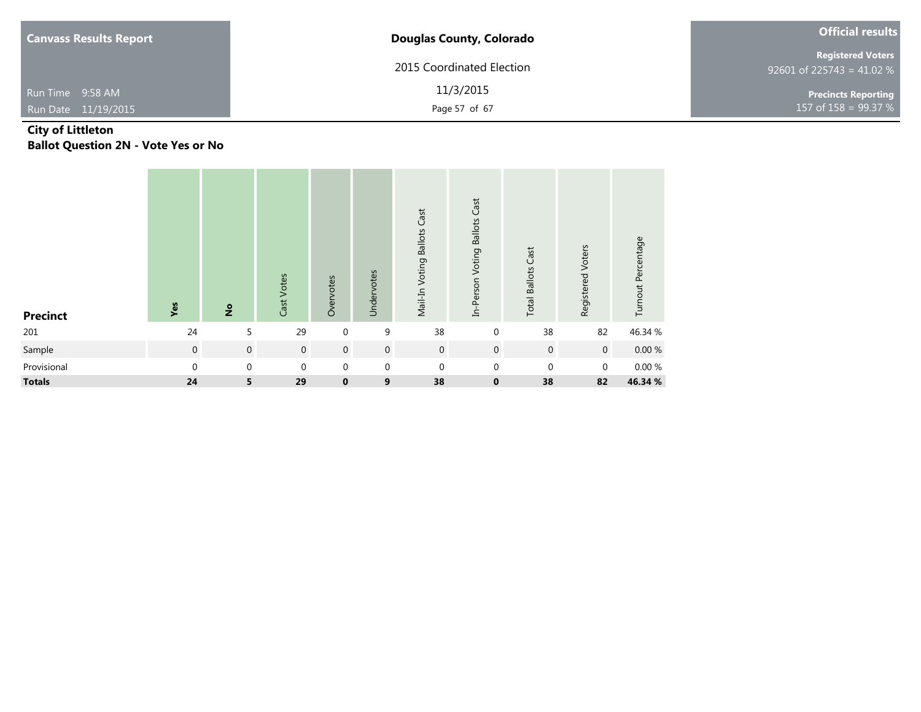**Canvass Results Report**

Run Time 9:58 AM
Run Date 11/19/2015

**Douglas County, Colorado**

2015 Coordinated Election

11/3/2015

**Official results**

**Registered Voters**
92601 of 225743 = 41.02 %

**Precincts Reporting**
157 of 158 = 99.37 %

## City of Littleton
## Ballot Question 2N - Vote Yes or No

| Precinct | Yes | No | Cast Votes | Overvotes | Undervotes | Mail-In Voting Ballots Cast | In-Person Voting Ballots Cast | Total Ballots Cast | Registered Voters | Turnout Percentage |
|---|---|---|---|---|---|---|---|---|---|---|
| 201 | 24 | 5 | 29 | 0 | 9 | 38 | 0 | 38 | 82 | 46.34 % |
| Sample | 0 | 0 | 0 | 0 | 0 | 0 | 0 | 0 | 0 | 0.00 % |
| Provisional | 0 | 0 | 0 | 0 | 0 | 0 | 0 | 0 | 0 | 0.00 % |
| **Totals** | **24** | **5** | **29** | **0** | **9** | **38** | **0** | **38** | **82** | **46.34 %** |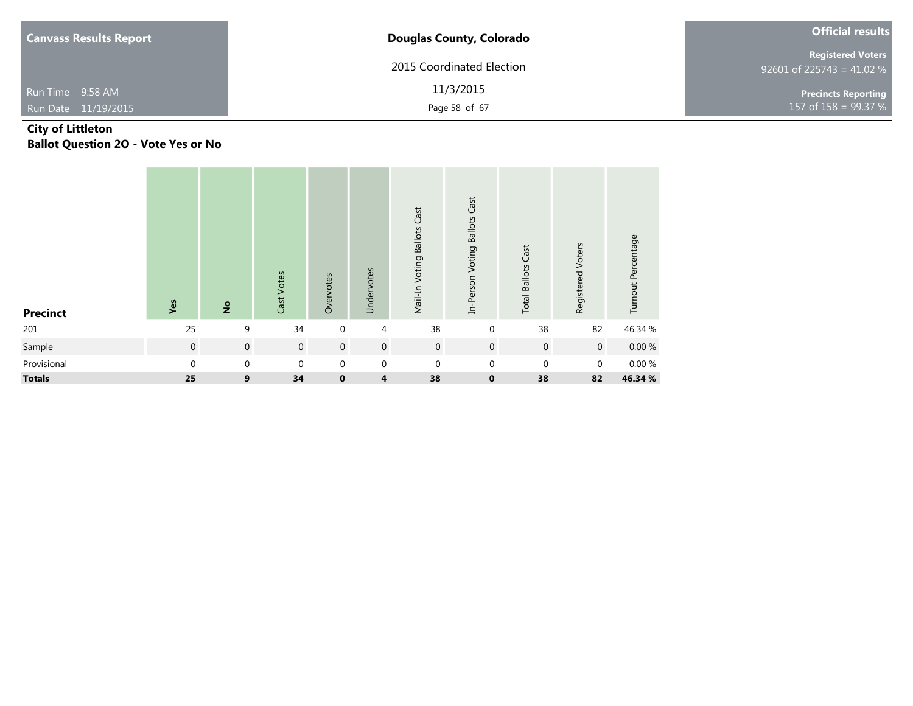**Canvass Results Report**

Run Time 9:58 AM
Run Date 11/19/2015

**Douglas County, Colorado**

2015 Coordinated Election

11/3/2015

**Official results**

**Registered Voters**
92601 of 225743 = 41.02 %

**Precincts Reporting**
157 of 158 = 99.37 %

## City of Littleton
## Ballot Question 2O - Vote Yes or No

| Precinct | Yes | No | Cast Votes | Overvotes | Undervotes | Mail-In Voting Ballots Cast | In-Person Voting Ballots Cast | Total Ballots Cast | Registered Voters | Turnout Percentage |
|---|---|---|---|---|---|---|---|---|---|---|
| 201 | 25 | 9 | 34 | 0 | 4 | 38 | 0 | 38 | 82 | 46.34 % |
| Sample | 0 | 0 | 0 | 0 | 0 | 0 | 0 | 0 | 0 | 0.00 % |
| Provisional | 0 | 0 | 0 | 0 | 0 | 0 | 0 | 0 | 0 | 0.00 % |
| **Totals** | **25** | **9** | **34** | **0** | **4** | **38** | **0** | **38** | **82** | **46.34 %** |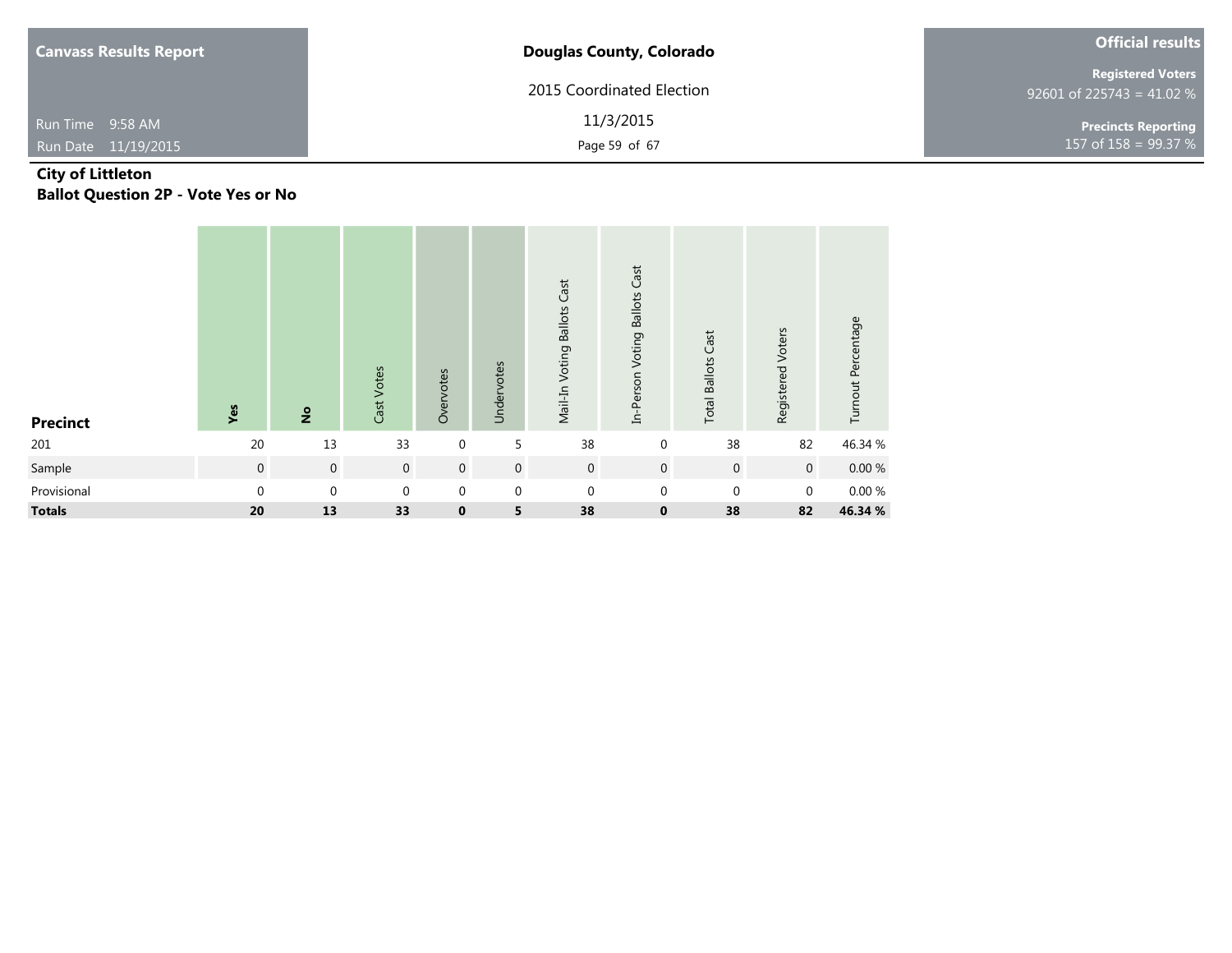**Canvass Results Report**

Run Time 9:58 AM

Run Date 11/19/2015

**Douglas County, Colorado**

2015 Coordinated Election

11/3/2015

**Official results**

**Registered Voters**
92601 of 225743 = 41.02 %

**Precincts Reporting**
157 of 158 = 99.37 %

## City of Littleton
## Ballot Question 2P - Vote Yes or No

| Precinct | Yes | No | Cast Votes | Overvotes | Undervotes | Mail-In Voting Ballots Cast | In-Person Voting Ballots Cast | Total Ballots Cast | Registered Voters | Turnout Percentage |
|---|---|---|---|---|---|---|---|---|---|---|
| 201 | 20 | 13 | 33 | 0 | 5 | 38 | 0 | 38 | 82 | 46.34 % |
| Sample | 0 | 0 | 0 | 0 | 0 | 0 | 0 | 0 | 0 | 0.00 % |
| Provisional | 0 | 0 | 0 | 0 | 0 | 0 | 0 | 0 | 0 | 0.00 % |
| **Totals** | **20** | **13** | **33** | **0** | **5** | **38** | **0** | **38** | **82** | **46.34 %** |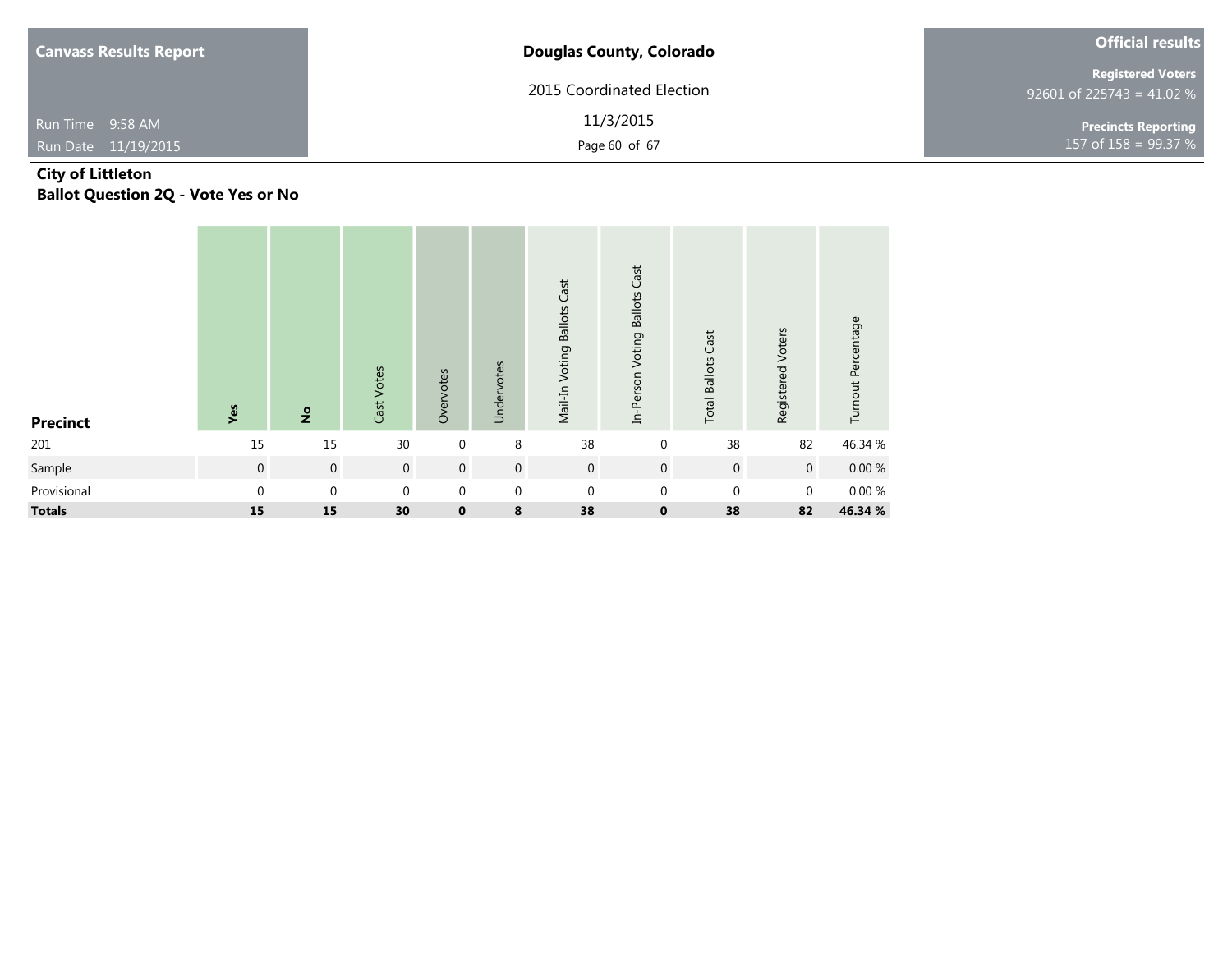**Canvass Results Report**

Run Time 9:58 AM
Run Date 11/19/2015

**Douglas County, Colorado**

2015 Coordinated Election

11/3/2015

**Official results**

**Registered Voters**
92601 of 225743 = 41.02 %

**Precincts Reporting**
157 of 158 = 99.37 %

## City of Littleton
## Ballot Question 2Q - Vote Yes or No

| Precinct | Yes | No | Cast Votes | Overvotes | Undervotes | Mail-In Voting Ballots Cast | In-Person Voting Ballots Cast | Total Ballots Cast | Registered Voters | Turnout Percentage |
|---|---|---|---|---|---|---|---|---|---|---|
| 201 | 15 | 15 | 30 | 0 | 8 | 38 | 0 | 38 | 82 | 46.34 % |
| Sample | 0 | 0 | 0 | 0 | 0 | 0 | 0 | 0 | 0 | 0.00 % |
| Provisional | 0 | 0 | 0 | 0 | 0 | 0 | 0 | 0 | 0 | 0.00 % |
| **Totals** | **15** | **15** | **30** | **0** | **8** | **38** | **0** | **38** | **82** | **46.34 %** |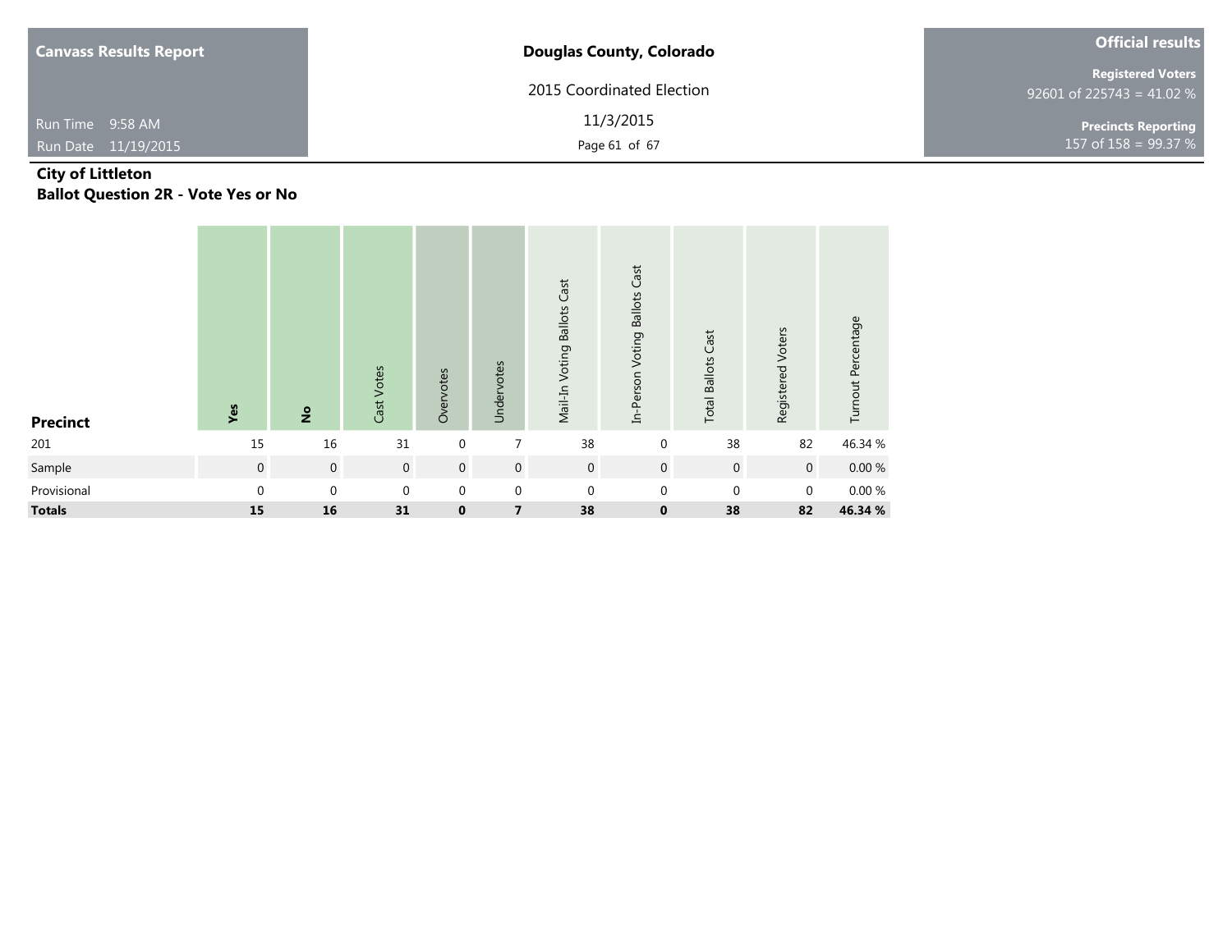**Canvass Results Report**

Run Time 9:58 AM
Run Date 11/19/2015

**Douglas County, Colorado**

2015 Coordinated Election

11/3/2015

**Official results**

**Registered Voters**
92601 of 225743 = 41.02 %

**Precincts Reporting**
157 of 158 = 99.37 %

## City of Littleton
## Ballot Question 2R - Vote Yes or No

| Precinct | Yes | No | Cast Votes | Overvotes | Undervotes | Mail-In Voting Ballots Cast | In-Person Voting Ballots Cast | Total Ballots Cast | Registered Voters | Turnout Percentage |
|---|---|---|---|---|---|---|---|---|---|---|
| 201 | 15 | 16 | 31 | 0 | 7 | 38 | 0 | 38 | 82 | 46.34 % |
| Sample | 0 | 0 | 0 | 0 | 0 | 0 | 0 | 0 | 0 | 0.00 % |
| Provisional | 0 | 0 | 0 | 0 | 0 | 0 | 0 | 0 | 0 | 0.00 % |
| **Totals** | **15** | **16** | **31** | **0** | **7** | **38** | **0** | **38** | **82** | **46.34 %** |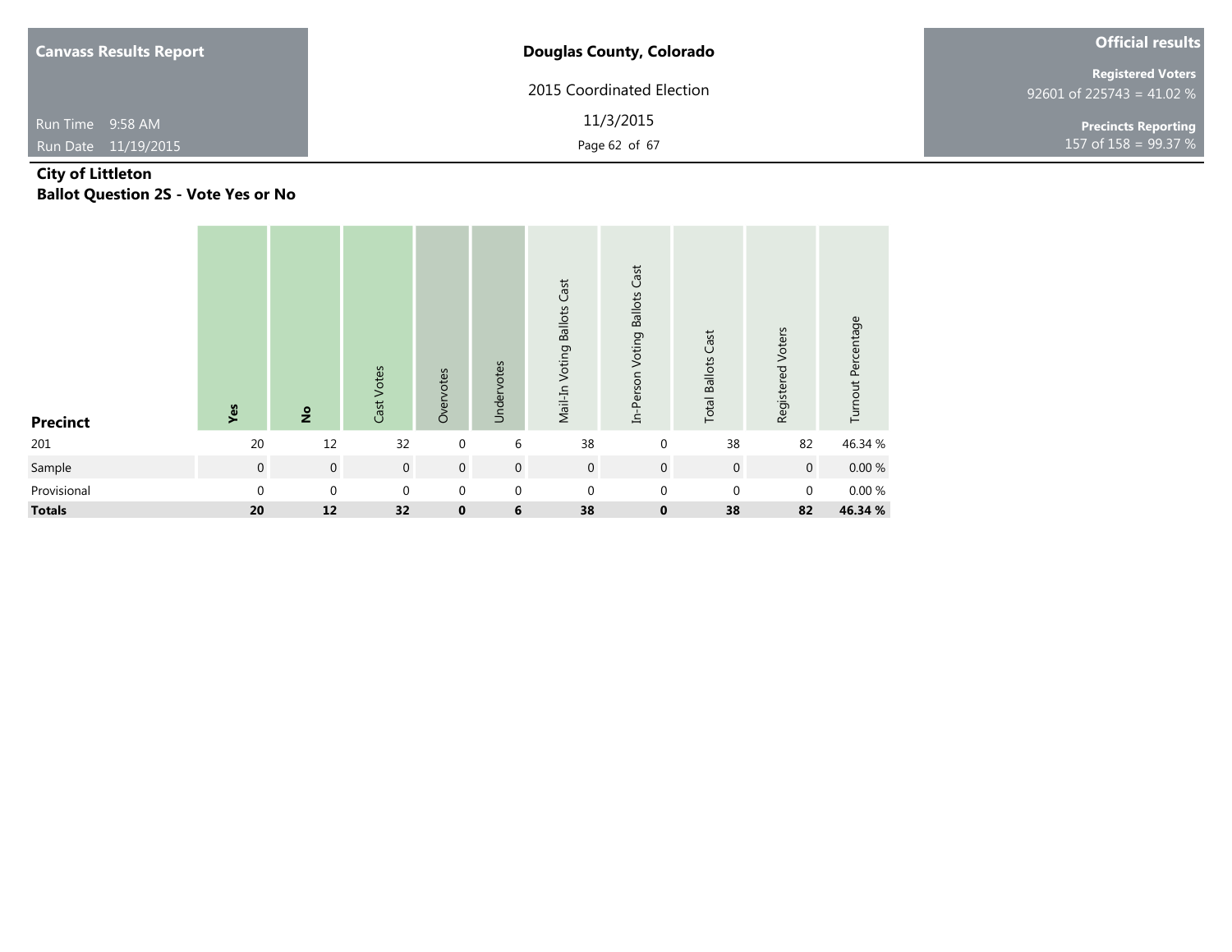**Canvass Results Report**

Run Time 9:58 AM
Run Date 11/19/2015

**Douglas County, Colorado**

2015 Coordinated Election

11/3/2015

**Official results**

**Registered Voters**
92601 of 225743 = 41.02 %

**Precincts Reporting**
157 of 158 = 99.37 %

## City of Littleton
## Ballot Question 2S - Vote Yes or No

| Precinct | Yes | No | Cast Votes | Overvotes | Undervotes | Mail-In Voting Ballots Cast | In-Person Voting Ballots Cast | Total Ballots Cast | Registered Voters | Turnout Percentage |
|---|---|---|---|---|---|---|---|---|---|---|
| 201 | 20 | 12 | 32 | 0 | 6 | 38 | 0 | 38 | 82 | 46.34 % |
| Sample | 0 | 0 | 0 | 0 | 0 | 0 | 0 | 0 | 0 | 0.00 % |
| Provisional | 0 | 0 | 0 | 0 | 0 | 0 | 0 | 0 | 0 | 0.00 % |
| **Totals** | **20** | **12** | **32** | **0** | **6** | **38** | **0** | **38** | **82** | **46.34 %** |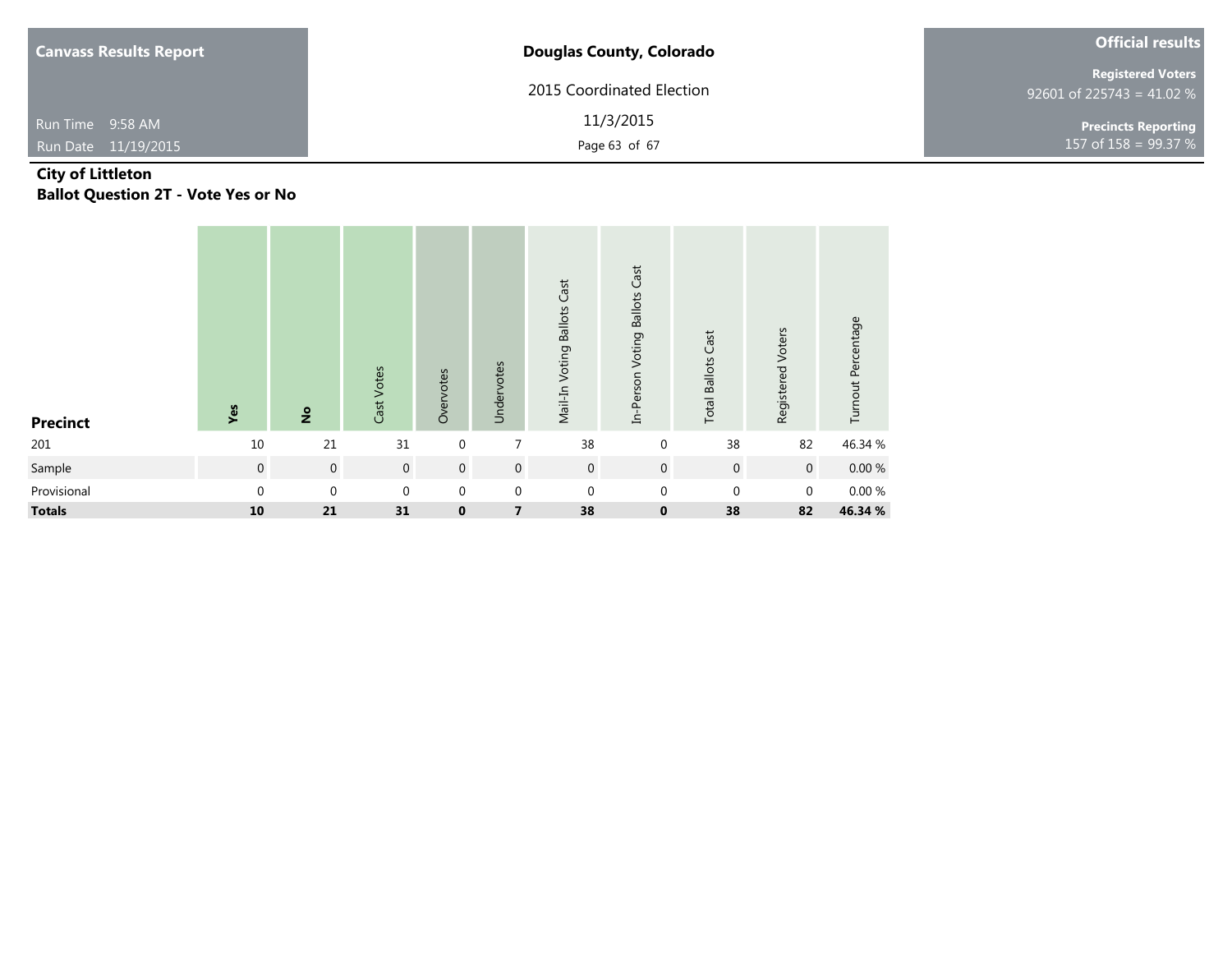## City of Littleton

## Ballot Question 2T - Vote Yes or No

| Precinct | Yes | No | Cast Votes | Overvotes | Undervotes | Mail-In Voting Ballots Cast | In-Person Voting Ballots Cast | Total Ballots Cast | Registered Voters | Turnout Percentage |
|---|---|---|---|---|---|---|---|---|---|---|
| 201 | 10 | 21 | 31 | 0 | 7 | 38 | 0 | 38 | 82 | 46.34 % |
| Sample | 0 | 0 | 0 | 0 | 0 | 0 | 0 | 0 | 0 | 0.00 % |
| Provisional | 0 | 0 | 0 | 0 | 0 | 0 | 0 | 0 | 0 | 0.00 % |
| **Totals** | **10** | **21** | **31** | **0** | **7** | **38** | **0** | **38** | **82** | **46.34 %** |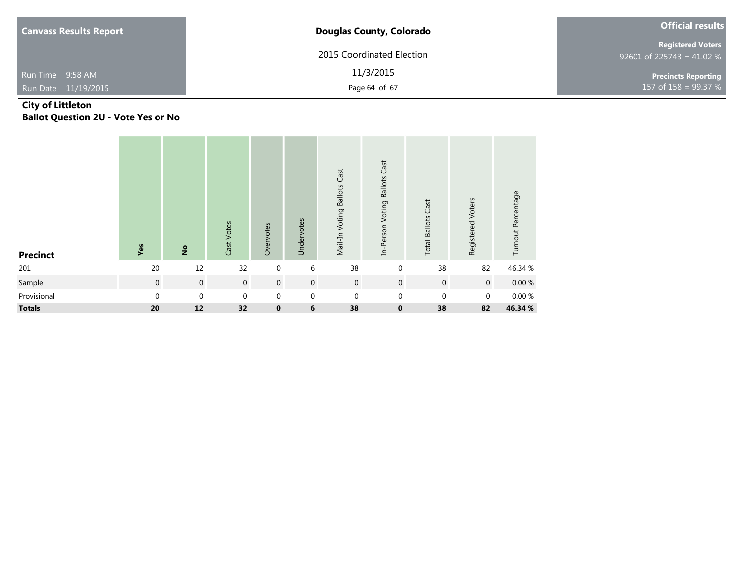## City of Littleton

## Ballot Question 2U - Vote Yes or No

| Precinct | Yes | No | Cast Votes | Overvotes | Undervotes | Mail-In Voting Ballots Cast | In-Person Voting Ballots Cast | Total Ballots Cast | Registered Voters | Turnout Percentage |
|---|---|---|---|---|---|---|---|---|---|---|
| 201 | 20 | 12 | 32 | 0 | 6 | 38 | 0 | 38 | 82 | 46.34 % |
| Sample | 0 | 0 | 0 | 0 | 0 | 0 | 0 | 0 | 0 | 0.00 % |
| Provisional | 0 | 0 | 0 | 0 | 0 | 0 | 0 | 0 | 0 | 0.00 % |
| **Totals** | **20** | **12** | **32** | **0** | **6** | **38** | **0** | **38** | **82** | **46.34 %** |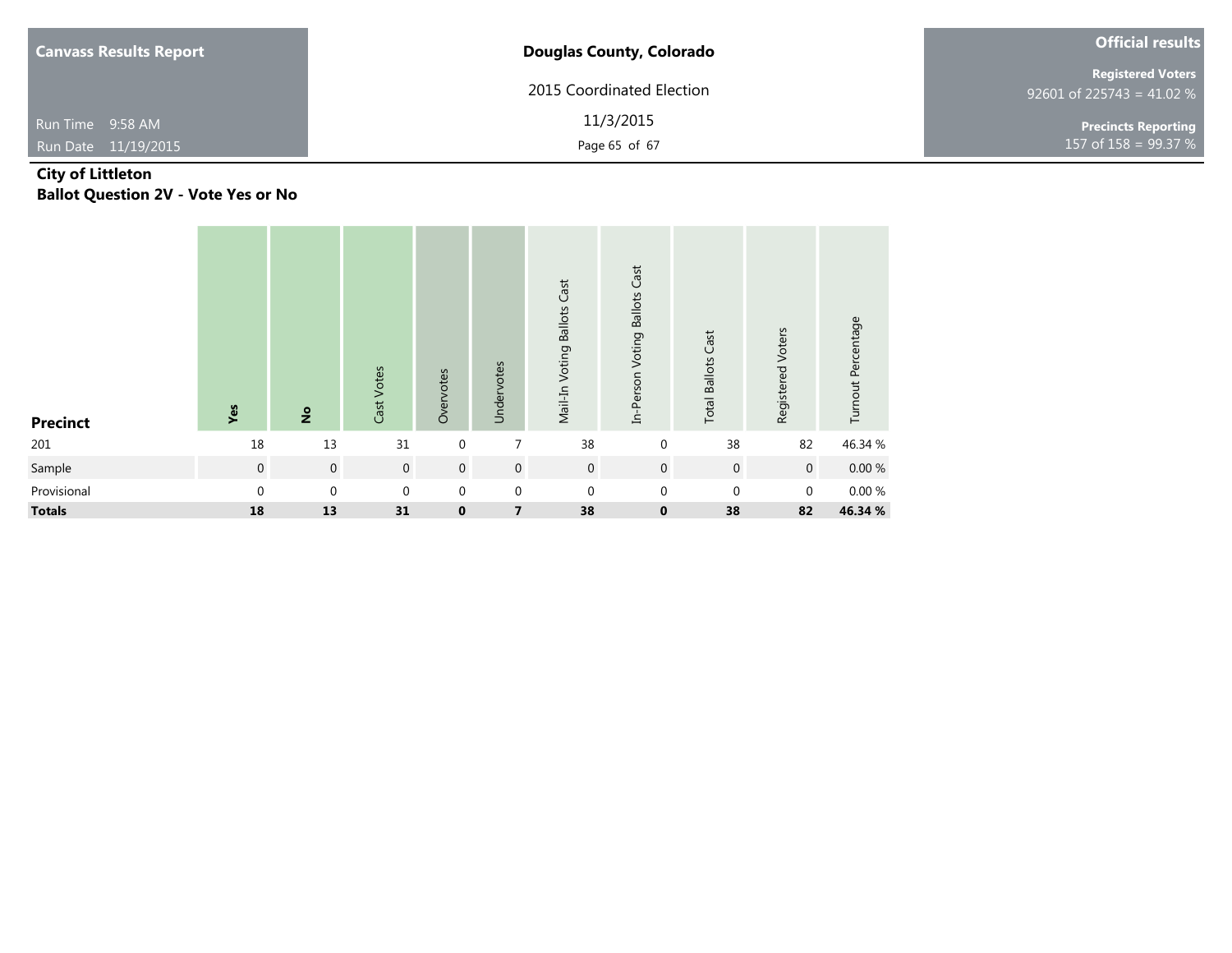**Canvass Results Report**

**Douglas County, Colorado**

2015 Coordinated Election

11/3/2015

**Official results**

**Registered Voters**
92601 of 225743 = 41.02 %

**Precincts Reporting**
157 of 158 = 99.37 %

Run Time 9:58 AM
Run Date 11/19/2015

## City of Littleton
## Ballot Question 2V - Vote Yes or No

| Precinct | Yes | No | Cast Votes | Overvotes | Undervotes | Mail-In Voting Ballots Cast | In-Person Voting Ballots Cast | Total Ballots Cast | Registered Voters | Turnout Percentage |
|---|---|---|---|---|---|---|---|---|---|---|
| 201 | 18 | 13 | 31 | 0 | 7 | 38 | 0 | 38 | 82 | 46.34 % |
| Sample | 0 | 0 | 0 | 0 | 0 | 0 | 0 | 0 | 0 | 0.00 % |
| Provisional | 0 | 0 | 0 | 0 | 0 | 0 | 0 | 0 | 0 | 0.00 % |
| **Totals** | **18** | **13** | **31** | **0** | **7** | **38** | **0** | **38** | **82** | **46.34 %** |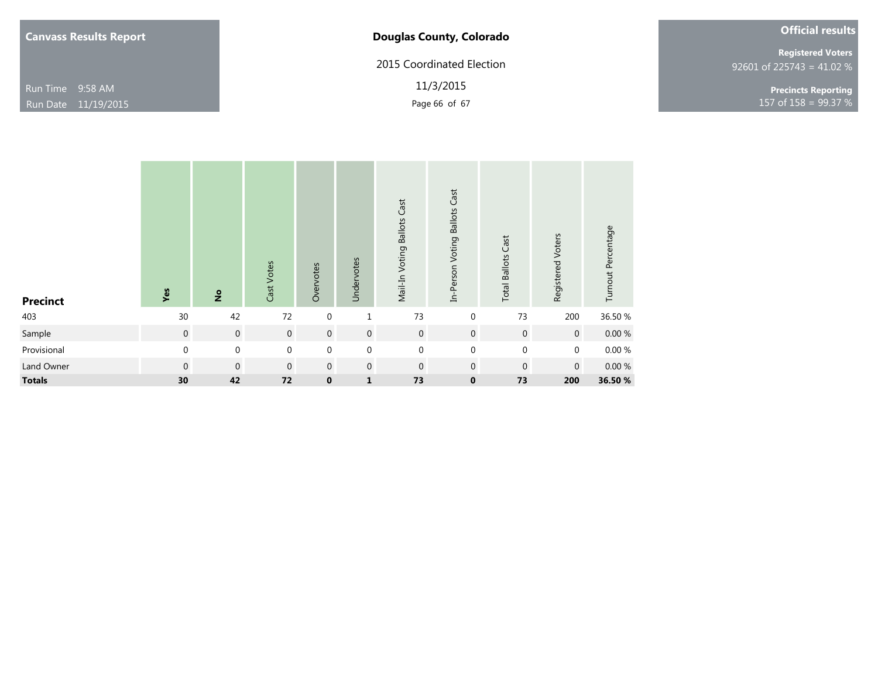Canvass Results Report

Run Time 9:58 AM
Run Date 11/19/2015

**Douglas County, Colorado**

2015 Coordinated Election

11/3/2015

**Official results**

**Registered Voters**
92601 of 225743 = 41.02 %

**Precincts Reporting**
157 of 158 = 99.37 %

| Precinct | Yes | No | Cast Votes | Overvotes | Undervotes | Mail-In Voting Ballots Cast | In-Person Voting Ballots Cast | Total Ballots Cast | Registered Voters | Turnout Percentage |
|---|---|---|---|---|---|---|---|---|---|---|
| 403 | 30 | 42 | 72 | 0 | 1 | 73 | 0 | 73 | 200 | 36.50 % |
| Sample | 0 | 0 | 0 | 0 | 0 | 0 | 0 | 0 | 0 | 0.00 % |
| Provisional | 0 | 0 | 0 | 0 | 0 | 0 | 0 | 0 | 0 | 0.00 % |
| Land Owner | 0 | 0 | 0 | 0 | 0 | 0 | 0 | 0 | 0 | 0.00 % |
| **Totals** | **30** | **42** | **72** | **0** | **1** | **73** | **0** | **73** | **200** | **36.50 %** |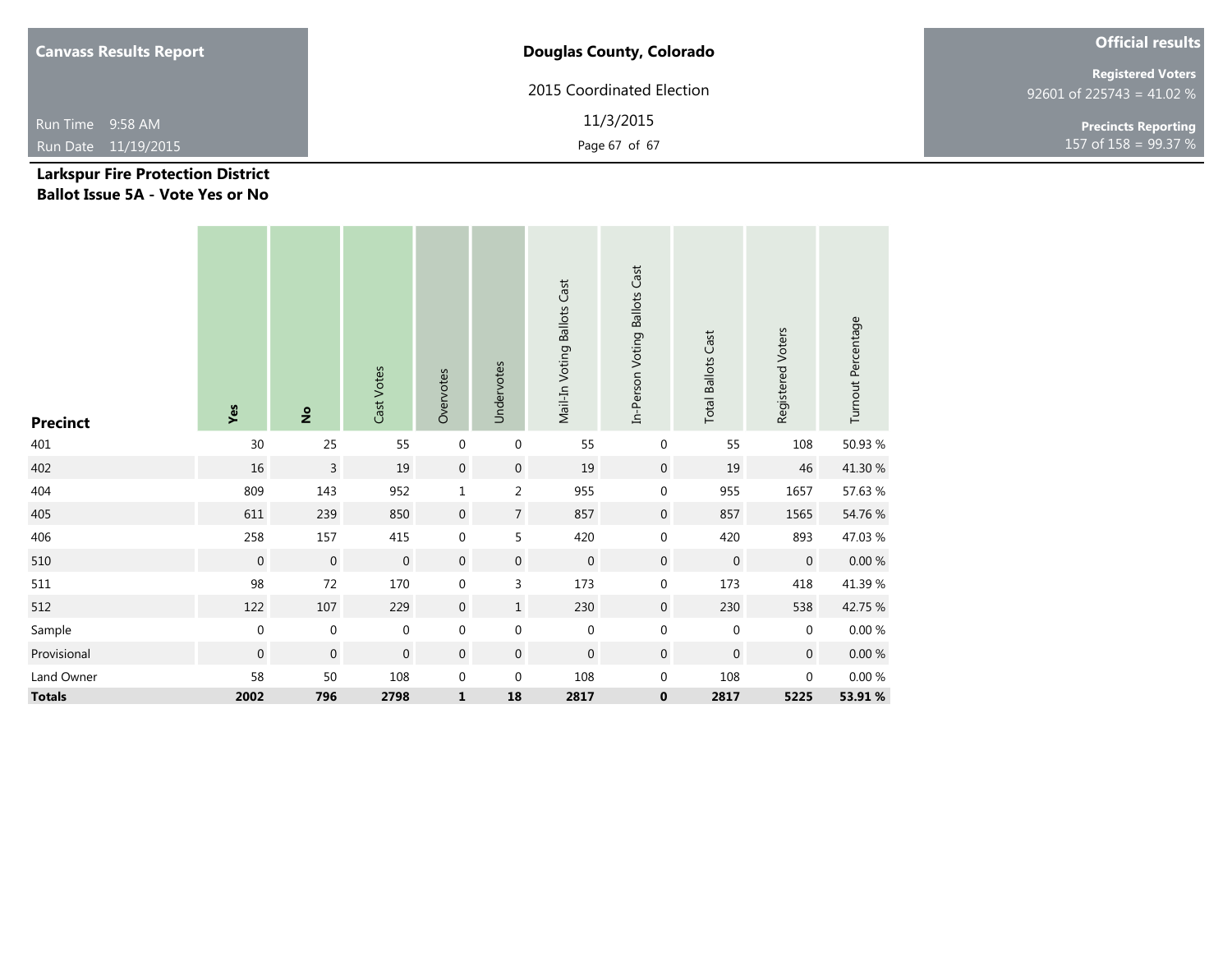**Canvass Results Report**

Run Time 9:58 AM
Run Date 11/19/2015

**Douglas County, Colorado**

2015 Coordinated Election

11/3/2015

**Official results**

**Registered Voters**
92601 of 225743 = 41.02 %

**Precincts Reporting**
157 of 158 = 99.37 %

## Larkspur Fire Protection District
## Ballot Issue 5A - Vote Yes or No

| Precinct | Yes | No | Cast Votes | Overvotes | Undervotes | Mail-In Voting Ballots Cast | In-Person Voting Ballots Cast | Total Ballots Cast | Registered Voters | Turnout Percentage |
|---|---|---|---|---|---|---|---|---|---|---|
| 401 | 30 | 25 | 55 | 0 | 0 | 55 | 0 | 55 | 108 | 50.93 % |
| 402 | 16 | 3 | 19 | 0 | 0 | 19 | 0 | 19 | 46 | 41.30 % |
| 404 | 809 | 143 | 952 | 1 | 2 | 955 | 0 | 955 | 1657 | 57.63 % |
| 405 | 611 | 239 | 850 | 0 | 7 | 857 | 0 | 857 | 1565 | 54.76 % |
| 406 | 258 | 157 | 415 | 0 | 5 | 420 | 0 | 420 | 893 | 47.03 % |
| 510 | 0 | 0 | 0 | 0 | 0 | 0 | 0 | 0 | 0 | 0.00 % |
| 511 | 98 | 72 | 170 | 0 | 3 | 173 | 0 | 173 | 418 | 41.39 % |
| 512 | 122 | 107 | 229 | 0 | 1 | 230 | 0 | 230 | 538 | 42.75 % |
| Sample | 0 | 0 | 0 | 0 | 0 | 0 | 0 | 0 | 0 | 0.00 % |
| Provisional | 0 | 0 | 0 | 0 | 0 | 0 | 0 | 0 | 0 | 0.00 % |
| Land Owner | 58 | 50 | 108 | 0 | 0 | 108 | 0 | 108 | 0 | 0.00 % |
| **Totals** | **2002** | **796** | **2798** | **1** | **18** | **2817** | **0** | **2817** | **5225** | **53.91 %** |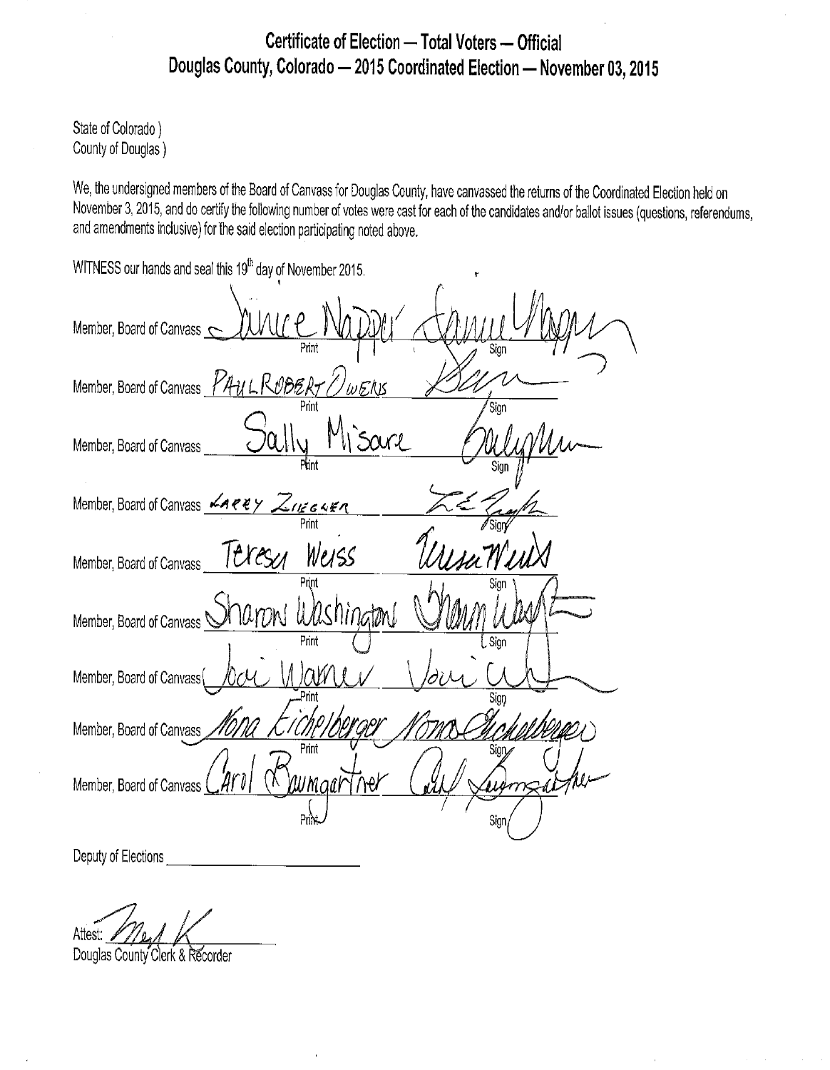# Certificate of Election — Total Voters — Official
## Douglas County, Colorado — 2015 Coordinated Election — November 03, 2015

State of Colorado )
County of Douglas )

We, the undersigned members of the Board of Canvass for Douglas County, have canvassed the returns of the Coordinated Election held on November 3, 2015, and do certify the following number of votes were cast for each of the candidates and/or ballot issues (questions, referendums, and amendments inclusive) for the said election participating noted above.

WITNESS our hands and seal this 19th day of November 2015.

| | Print | Sign |
|---|---|---|
| Member, Board of Canvass | Janice Napper | *(signature)* |
| Member, Board of Canvass | PAUL ROBERT OWENS | *(signature)* |
| Member, Board of Canvass | Sally Misare | *(signature)* |
| Member, Board of Canvass | LARRY ZIEGLER | *(signature)* |
| Member, Board of Canvass | Teresa Weiss | *(signature)* |
| Member, Board of Canvass | Sharon Washington | *(signature)* |
| Member, Board of Canvass | Jodi Warner | *(signature)* |
| Member, Board of Canvass | Nona Eichelberger | *(signature)* |
| Member, Board of Canvass | Carol Baumgartner | *(signature)* |

Deputy of Elections \_\_\_\_\_\_\_\_\_\_\_\_\_\_\_\_\_\_\_\_

Attest: *(signature)*
Douglas County Clerk & Recorder